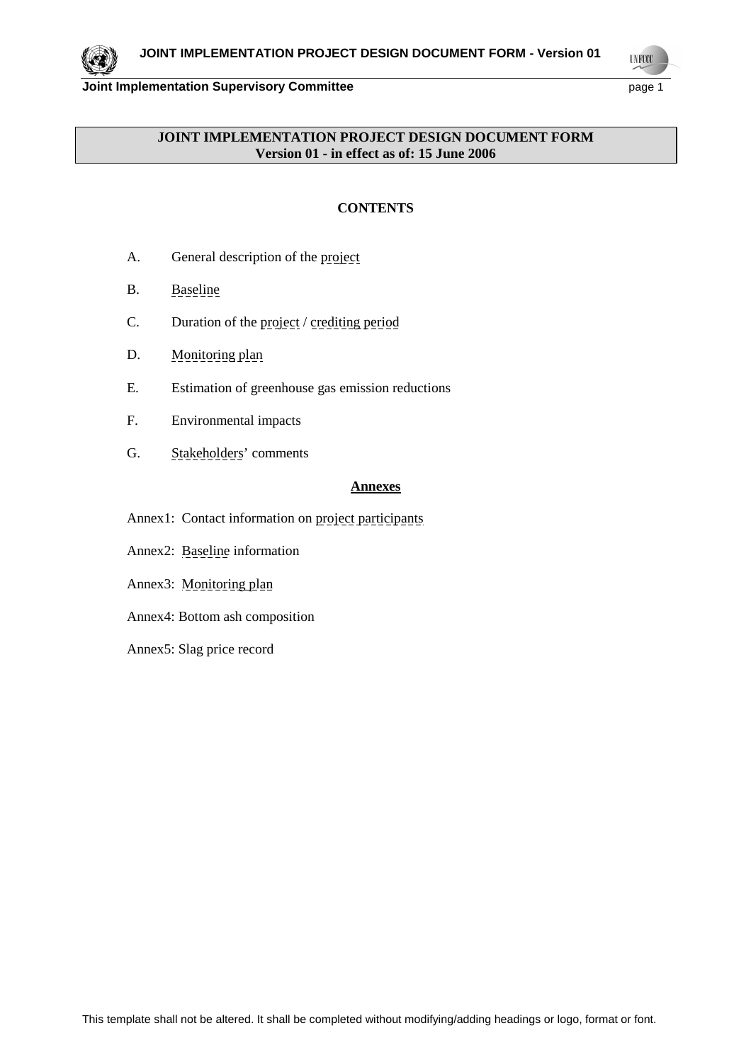# JOINT IMPLEMENTATION PROJECT DESIGN DOCUMENT FORM
**Version 01 - in effect as of: 15 June 2006**

## CONTENTS

A. General description of the project

B. Baseline

C. Duration of the project / crediting period

D. Monitoring plan

E. Estimation of greenhouse gas emission reductions

F. Environmental impacts

G. Stakeholders' comments

**Annexes**

Annex1: Contact information on project participants

Annex2: Baseline information

Annex3: Monitoring plan

Annex4: Bottom ash composition

Annex5: Slag price record

This template shall not be altered. It shall be completed without modifying/adding headings or logo, format or font.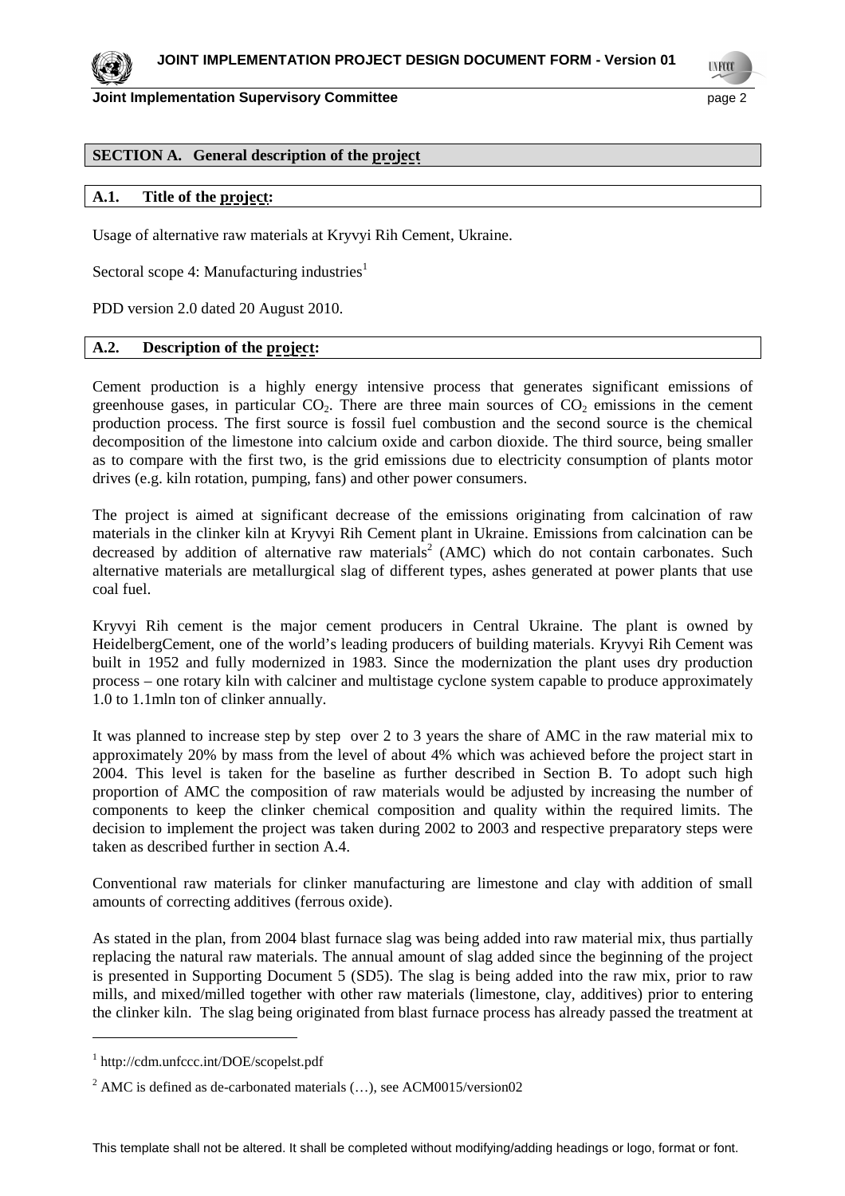## SECTION A. General description of the project

### A.1. Title of the project:

Usage of alternative raw materials at Kryvyi Rih Cement, Ukraine.

Sectoral scope 4: Manufacturing industries[1]

PDD version 2.0 dated 20 August 2010.

### A.2. Description of the project:

Cement production is a highly energy intensive process that generates significant emissions of greenhouse gases, in particular $CO_2$. There are three main sources of $CO_2$ emissions in the cement production process. The first source is fossil fuel combustion and the second source is the chemical decomposition of the limestone into calcium oxide and carbon dioxide. The third source, being smaller as to compare with the first two, is the grid emissions due to electricity consumption of plants motor drives (e.g. kiln rotation, pumping, fans) and other power consumers.

The project is aimed at significant decrease of the emissions originating from calcination of raw materials in the clinker kiln at Kryvyi Rih Cement plant in Ukraine. Emissions from calcination can be decreased by addition of alternative raw materials[2] (AMC) which do not contain carbonates. Such alternative materials are metallurgical slag of different types, ashes generated at power plants that use coal fuel.

Kryvyi Rih cement is the major cement producers in Central Ukraine. The plant is owned by HeidelbergCement, one of the world's leading producers of building materials. Kryvyi Rih Cement was built in 1952 and fully modernized in 1983. Since the modernization the plant uses dry production process – one rotary kiln with calciner and multistage cyclone system capable to produce approximately 1.0 to 1.1mln ton of clinker annually.

It was planned to increase step by step over 2 to 3 years the share of AMC in the raw material mix to approximately 20% by mass from the level of about 4% which was achieved before the project start in 2004. This level is taken for the baseline as further described in Section B. To adopt such high proportion of AMC the composition of raw materials would be adjusted by increasing the number of components to keep the clinker chemical composition and quality within the required limits. The decision to implement the project was taken during 2002 to 2003 and respective preparatory steps were taken as described further in section A.4.

Conventional raw materials for clinker manufacturing are limestone and clay with addition of small amounts of correcting additives (ferrous oxide).

As stated in the plan, from 2004 blast furnace slag was being added into raw material mix, thus partially replacing the natural raw materials. The annual amount of slag added since the beginning of the project is presented in Supporting Document 5 (SD5). The slag is being added into the raw mix, prior to raw mills, and mixed/milled together with other raw materials (limestone, clay, additives) prior to entering the clinker kiln. The slag being originated from blast furnace process has already passed the treatment at

---

[1] http://cdm.unfccc.int/DOE/scopelst.pdf

[2] AMC is defined as de-carbonated materials (…), see ACM0015/version02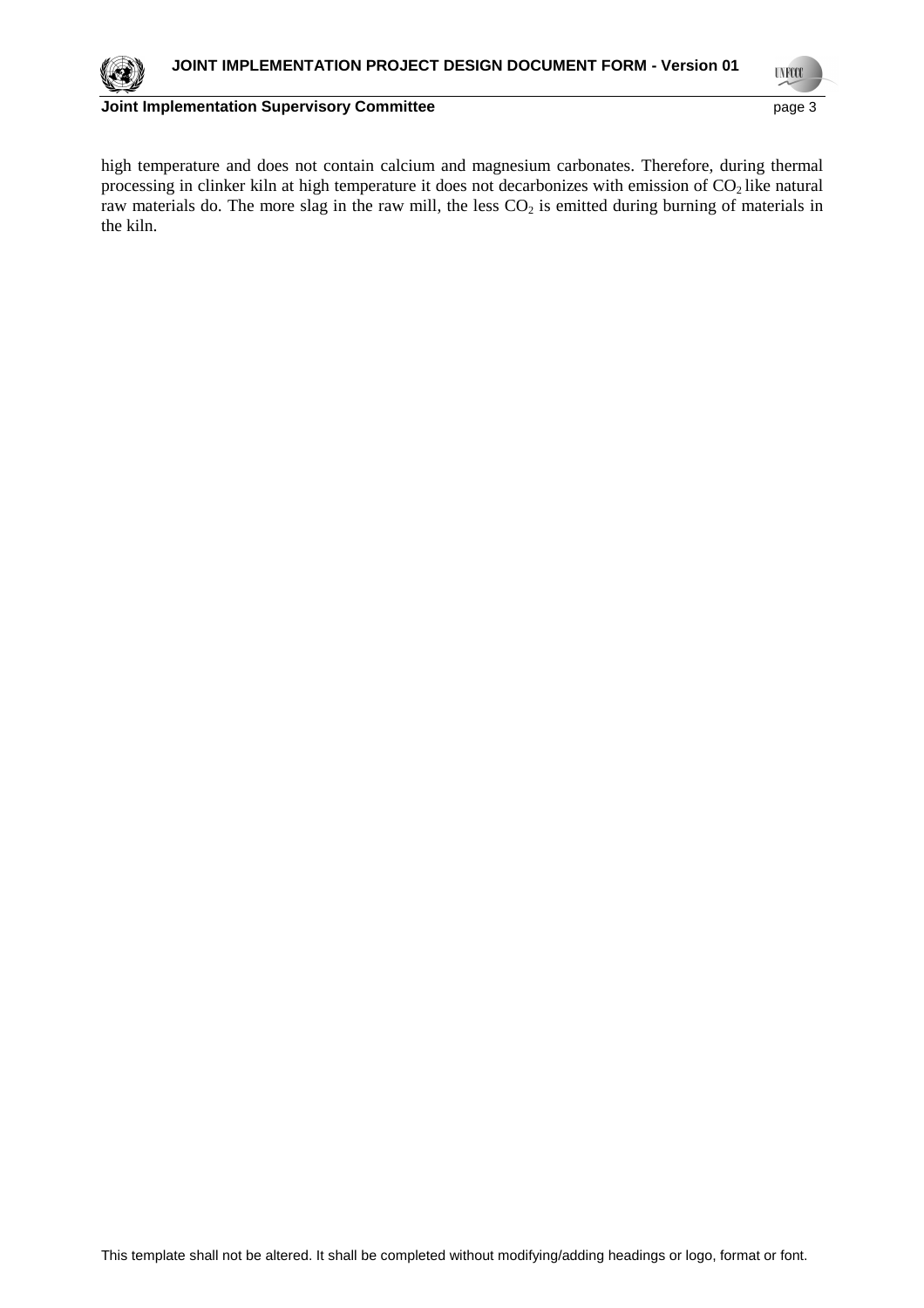high temperature and does not contain calcium and magnesium carbonates. Therefore, during thermal processing in clinker kiln at high temperature it does not decarbonizes with emission of $CO_2$ like natural raw materials do. The more slag in the raw mill, the less $CO_2$ is emitted during burning of materials in the kiln.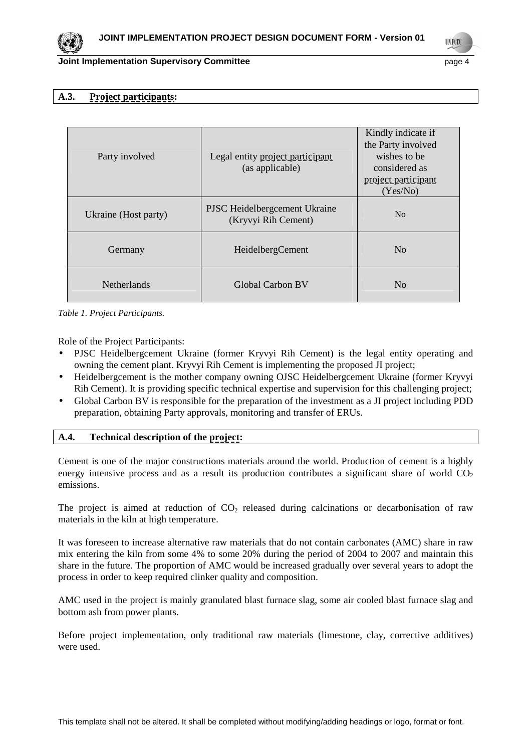## A.3. Project participants:

| Party involved | Legal entity project participant (as applicable) | Kindly indicate if the Party involved wishes to be considered as project participant (Yes/No) |
|---|---|---|
| Ukraine (Host party) | PJSC Heidelbergcement Ukraine (Kryvyi Rih Cement) | No |
| Germany | HeidelbergCement | No |
| Netherlands | Global Carbon BV | No |

*Table 1. Project Participants.*

Role of the Project Participants:

- PJSC Heidelbergcement Ukraine (former Kryvyi Rih Cement) is the legal entity operating and owning the cement plant. Kryvyi Rih Cement is implementing the proposed JI project;
- Heidelbergcement is the mother company owning OJSC Heidelbergcement Ukraine (former Kryvyi Rih Cement). It is providing specific technical expertise and supervision for this challenging project;
- Global Carbon BV is responsible for the preparation of the investment as a JI project including PDD preparation, obtaining Party approvals, monitoring and transfer of ERUs.

## A.4. Technical description of the project:

Cement is one of the major constructions materials around the world. Production of cement is a highly energy intensive process and as a result its production contributes a significant share of world $CO_2$ emissions.

The project is aimed at reduction of $CO_2$ released during calcinations or decarbonisation of raw materials in the kiln at high temperature.

It was foreseen to increase alternative raw materials that do not contain carbonates (AMC) share in raw mix entering the kiln from some 4% to some 20% during the period of 2004 to 2007 and maintain this share in the future. The proportion of AMC would be increased gradually over several years to adopt the process in order to keep required clinker quality and composition.

AMC used in the project is mainly granulated blast furnace slag, some air cooled blast furnace slag and bottom ash from power plants.

Before project implementation, only traditional raw materials (limestone, clay, corrective additives) were used.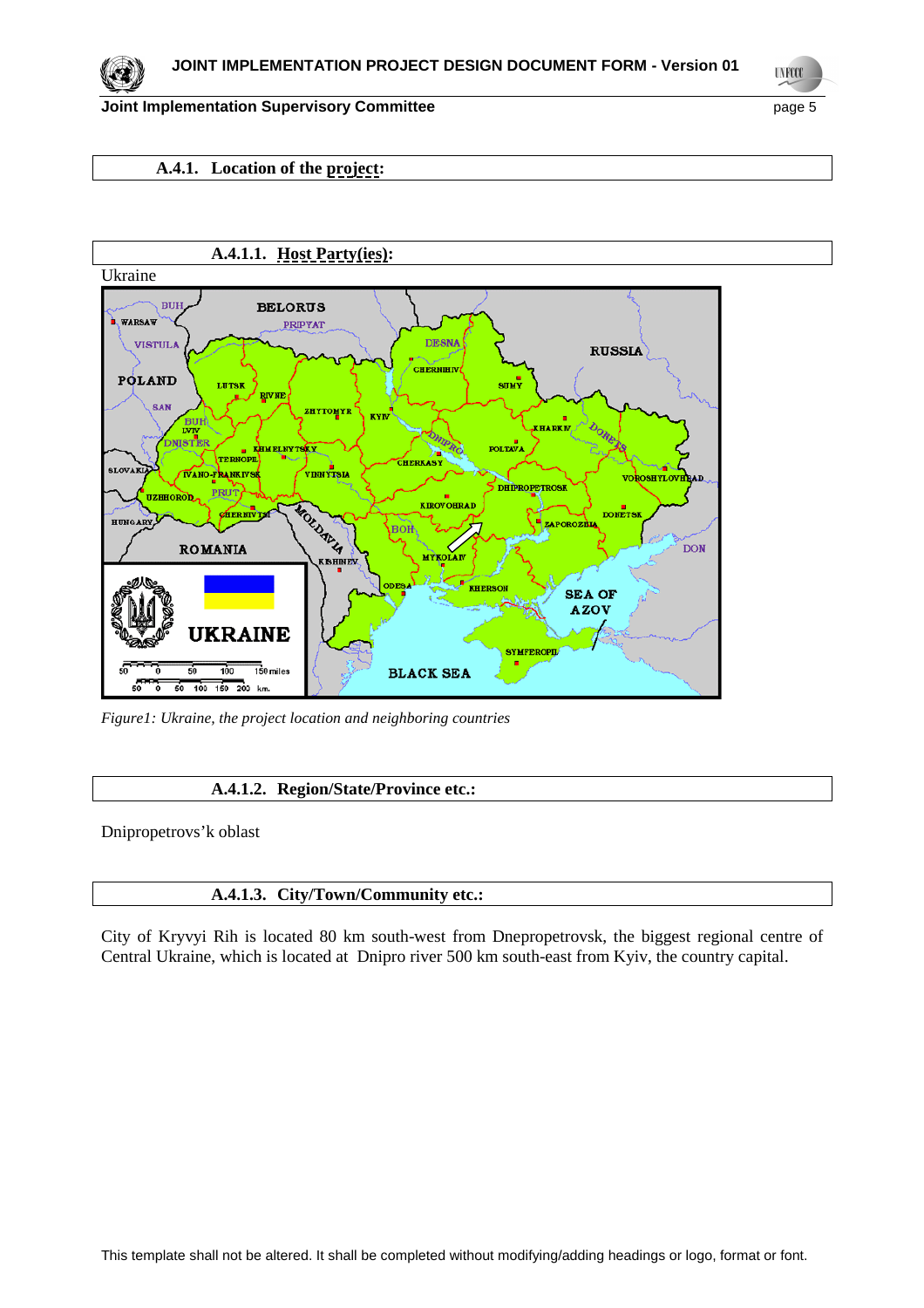### A.4.1. Location of the project:

#### A.4.1.1. Host Party(ies):

Ukraine

*Figure1: Ukraine, the project location and neighboring countries*

#### A.4.1.2. Region/State/Province etc.:

Dnipropetrovs'k oblast

#### A.4.1.3. City/Town/Community etc.:

City of Kryvyi Rih is located 80 km south-west from Dnepropetrovsk, the biggest regional centre of Central Ukraine, which is located at Dnipro river 500 km south-east from Kyiv, the country capital.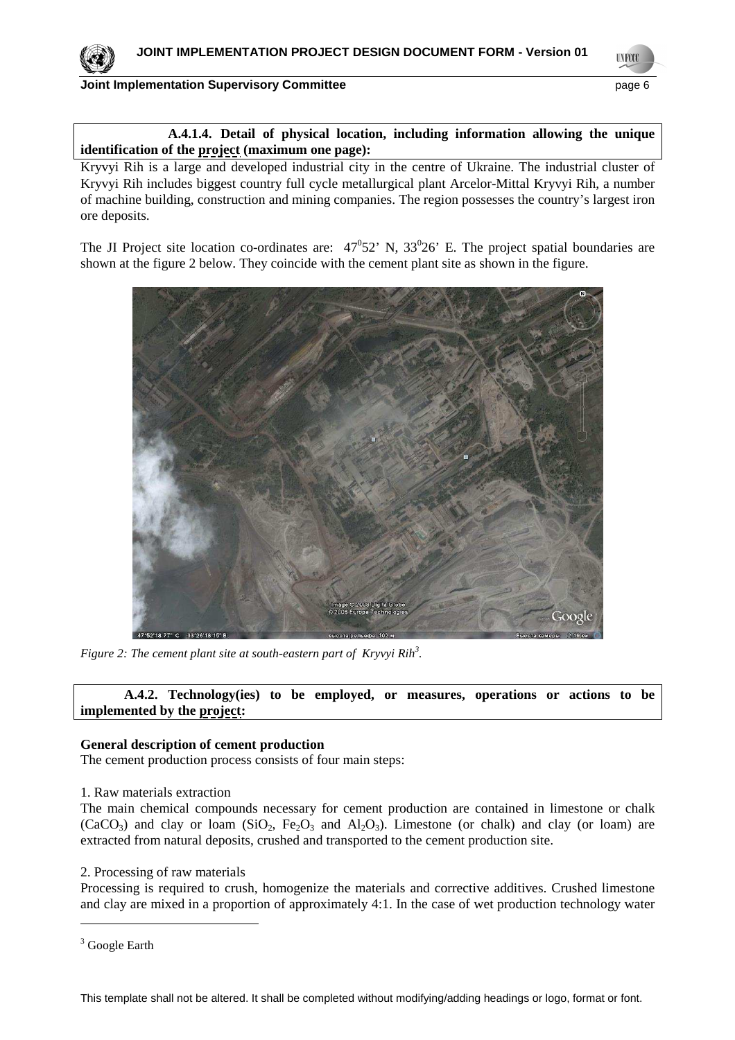**A.4.1.4. Detail of physical location, including information allowing the unique identification of the project (maximum one page):**

Kryvyi Rih is a large and developed industrial city in the centre of Ukraine. The industrial cluster of Kryvyi Rih includes biggest country full cycle metallurgical plant Arcelor-Mittal Kryvyi Rih, a number of machine building, construction and mining companies. The region possesses the country's largest iron ore deposits.

The JI Project site location co-ordinates are: $47^0$52' N, $33^0$26' E. The project spatial boundaries are shown at the figure 2 below. They coincide with the cement plant site as shown in the figure.

*Figure 2: The cement plant site at south-eastern part of Kryvyi Rih[3].*

**A.4.2. Technology(ies) to be employed, or measures, operations or actions to be implemented by the project:**

**General description of cement production**

The cement production process consists of four main steps:

1. Raw materials extraction

The main chemical compounds necessary for cement production are contained in limestone or chalk ($CaCO_3$) and clay or loam ($SiO_2$, $Fe_2O_3$ and $Al_2O_3$). Limestone (or chalk) and clay (or loam) are extracted from natural deposits, crushed and transported to the cement production site.

2. Processing of raw materials

Processing is required to crush, homogenize the materials and corrective additives. Crushed limestone and clay are mixed in a proportion of approximately 4:1. In the case of wet production technology water

---

[3] Google Earth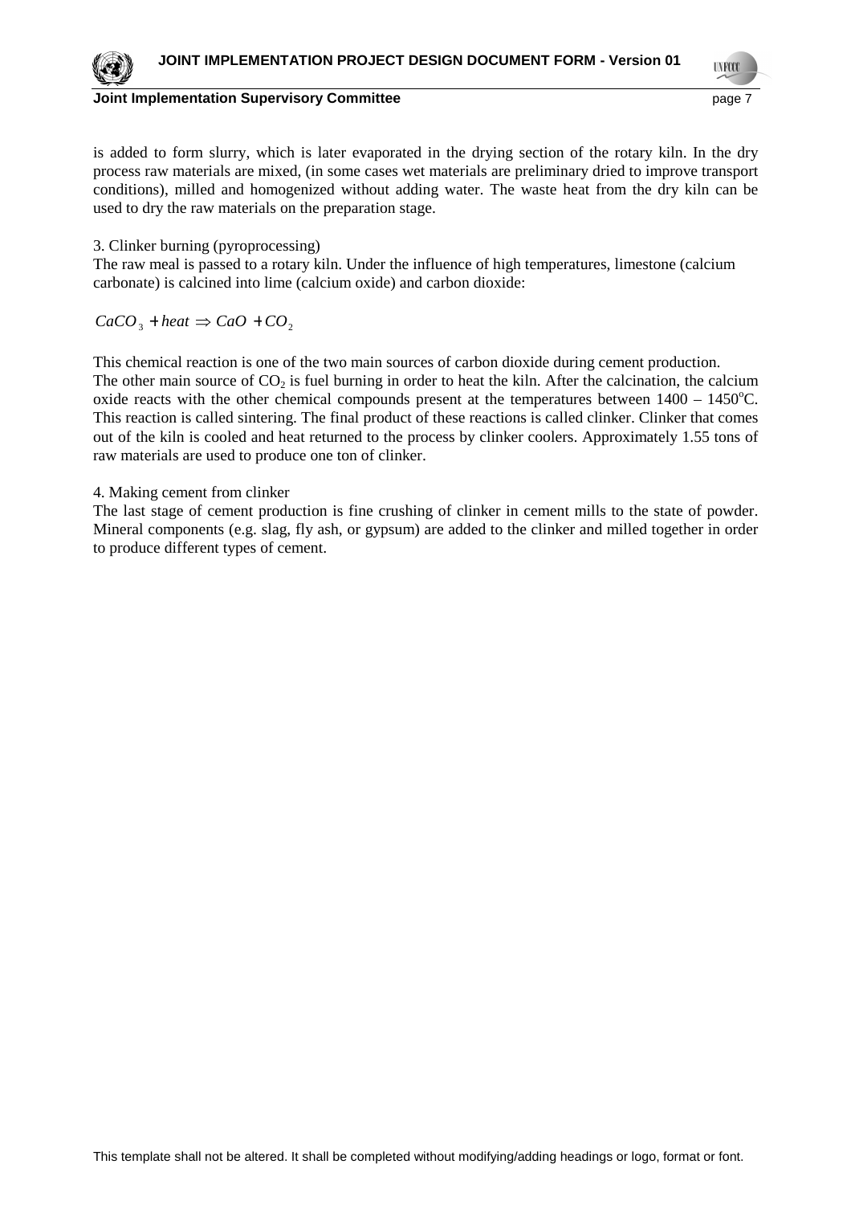is added to form slurry, which is later evaporated in the drying section of the rotary kiln. In the dry process raw materials are mixed, (in some cases wet materials are preliminary dried to improve transport conditions), milled and homogenized without adding water. The waste heat from the dry kiln can be used to dry the raw materials on the preparation stage.

3. Clinker burning (pyroprocessing)

The raw meal is passed to a rotary kiln. Under the influence of high temperatures, limestone (calcium carbonate) is calcined into lime (calcium oxide) and carbon dioxide:

$$CaCO_3 + heat \Rightarrow CaO + CO_2$$

This chemical reaction is one of the two main sources of carbon dioxide during cement production. The other main source of $CO_2$ is fuel burning in order to heat the kiln. After the calcination, the calcium oxide reacts with the other chemical compounds present at the temperatures between 1400 – 1450°C. This reaction is called sintering. The final product of these reactions is called clinker. Clinker that comes out of the kiln is cooled and heat returned to the process by clinker coolers. Approximately 1.55 tons of raw materials are used to produce one ton of clinker.

4. Making cement from clinker

The last stage of cement production is fine crushing of clinker in cement mills to the state of powder. Mineral components (e.g. slag, fly ash, or gypsum) are added to the clinker and milled together in order to produce different types of cement.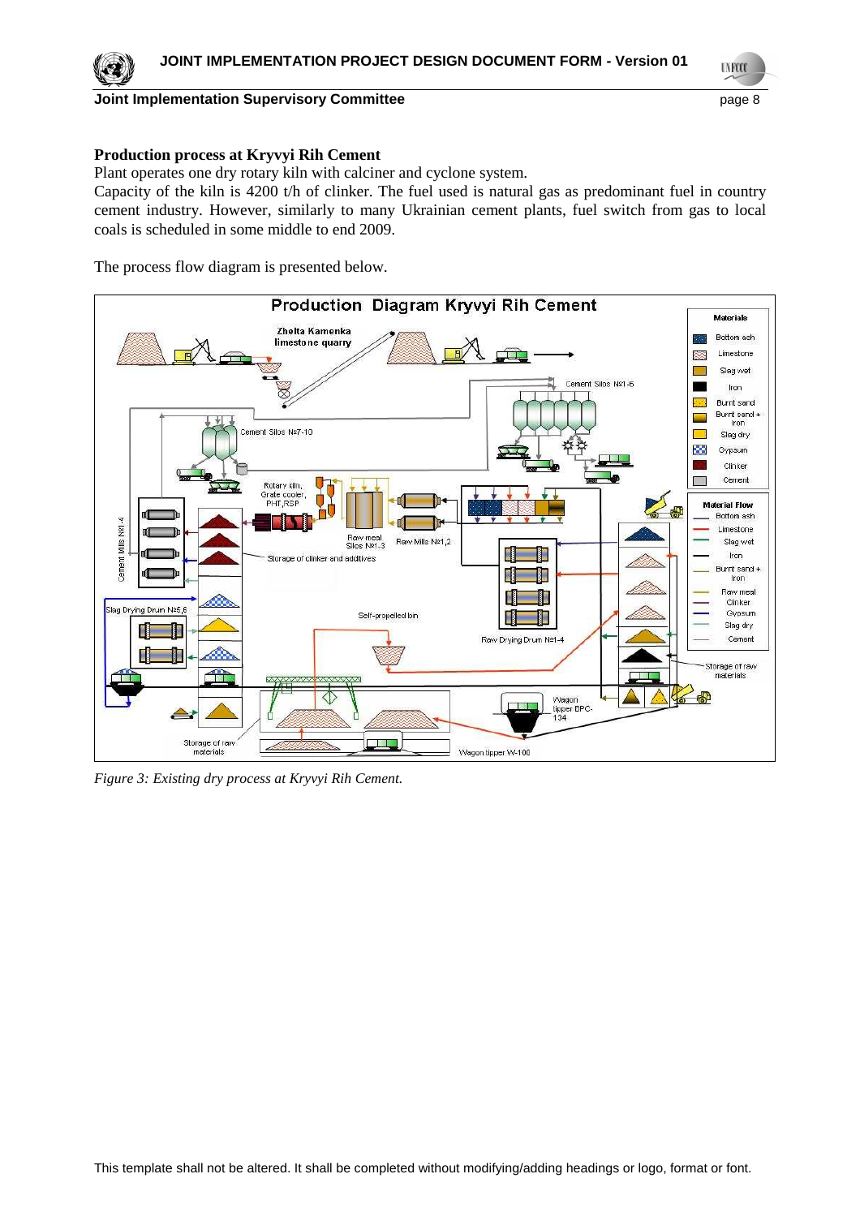**Production process at Kryvyi Rih Cement**

Plant operates one dry rotary kiln with calciner and cyclone system.

Capacity of the kiln is 4200 t/h of clinker. The fuel used is natural gas as predominant fuel in country cement industry. However, similarly to many Ukrainian cement plants, fuel switch from gas to local coals is scheduled in some middle to end 2009.

The process flow diagram is presented below.

*Figure 3: Existing dry process at Kryvyi Rih Cement.*

This template shall not be altered. It shall be completed without modifying/adding headings or logo, format or font.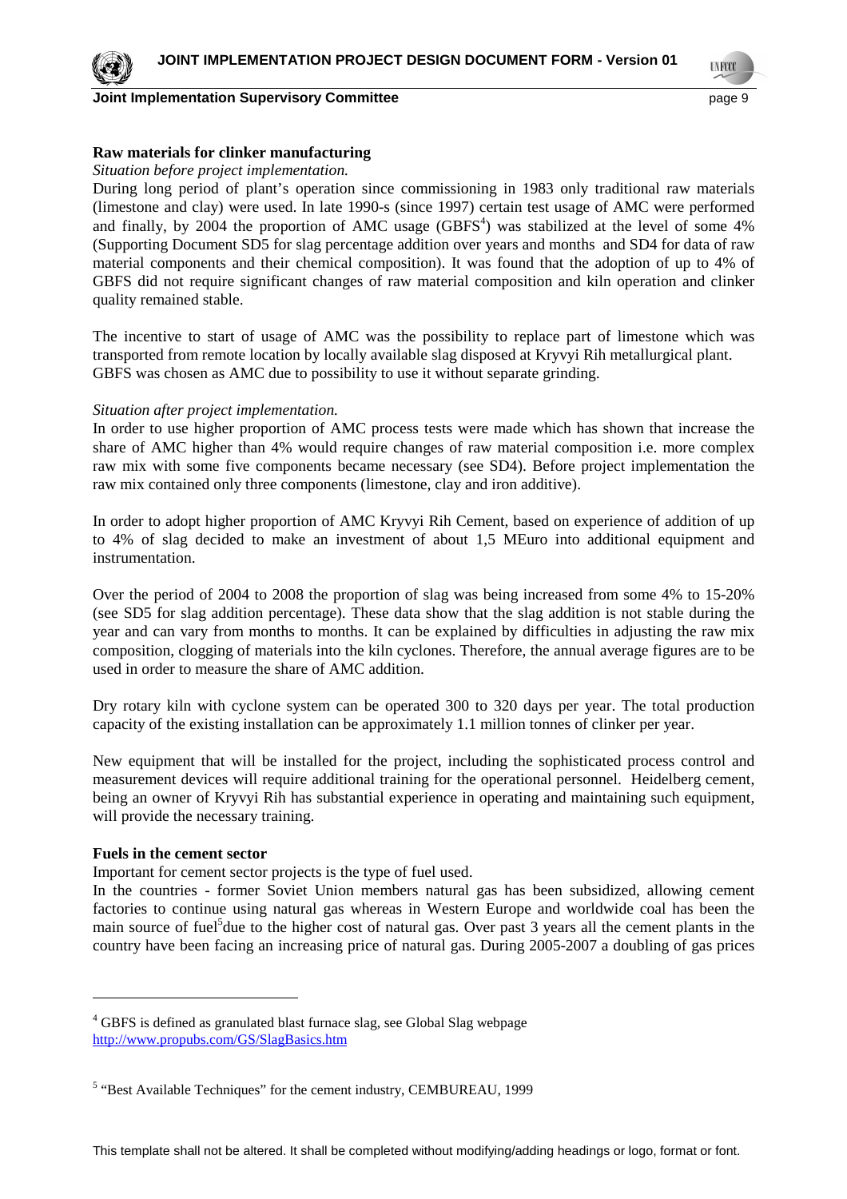**Raw materials for clinker manufacturing**

*Situation before project implementation.*

During long period of plant's operation since commissioning in 1983 only traditional raw materials (limestone and clay) were used. In late 1990-s (since 1997) certain test usage of AMC were performed and finally, by 2004 the proportion of AMC usage (GBFS[4]) was stabilized at the level of some 4% (Supporting Document SD5 for slag percentage addition over years and months and SD4 for data of raw material components and their chemical composition). It was found that the adoption of up to 4% of GBFS did not require significant changes of raw material composition and kiln operation and clinker quality remained stable.

The incentive to start of usage of AMC was the possibility to replace part of limestone which was transported from remote location by locally available slag disposed at Kryvyi Rih metallurgical plant. GBFS was chosen as AMC due to possibility to use it without separate grinding.

*Situation after project implementation.*

In order to use higher proportion of AMC process tests were made which has shown that increase the share of AMC higher than 4% would require changes of raw material composition i.e. more complex raw mix with some five components became necessary (see SD4). Before project implementation the raw mix contained only three components (limestone, clay and iron additive).

In order to adopt higher proportion of AMC Kryvyi Rih Cement, based on experience of addition of up to 4% of slag decided to make an investment of about 1,5 MEuro into additional equipment and instrumentation.

Over the period of 2004 to 2008 the proportion of slag was being increased from some 4% to 15-20% (see SD5 for slag addition percentage). These data show that the slag addition is not stable during the year and can vary from months to months. It can be explained by difficulties in adjusting the raw mix composition, clogging of materials into the kiln cyclones. Therefore, the annual average figures are to be used in order to measure the share of AMC addition.

Dry rotary kiln with cyclone system can be operated 300 to 320 days per year. The total production capacity of the existing installation can be approximately 1.1 million tonnes of clinker per year.

New equipment that will be installed for the project, including the sophisticated process control and measurement devices will require additional training for the operational personnel. Heidelberg cement, being an owner of Kryvyi Rih has substantial experience in operating and maintaining such equipment, will provide the necessary training.

**Fuels in the cement sector**

Important for cement sector projects is the type of fuel used.

In the countries - former Soviet Union members natural gas has been subsidized, allowing cement factories to continue using natural gas whereas in Western Europe and worldwide coal has been the main source of fuel[5]due to the higher cost of natural gas. Over past 3 years all the cement plants in the country have been facing an increasing price of natural gas. During 2005-2007 a doubling of gas prices

---

[4] GBFS is defined as granulated blast furnace slag, see Global Slag webpage http://www.propubs.com/GS/SlagBasics.htm

[5] "Best Available Techniques" for the cement industry, CEMBUREAU, 1999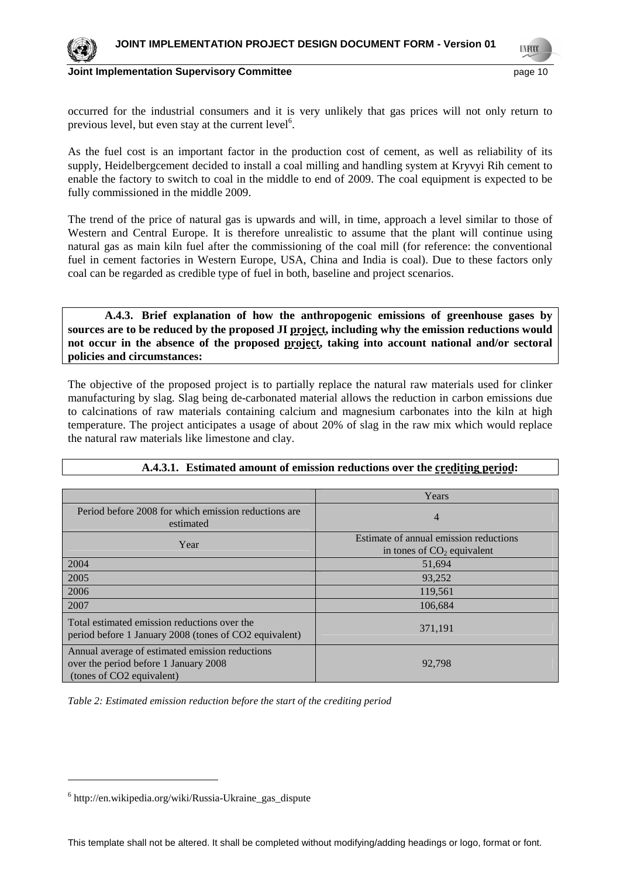occurred for the industrial consumers and it is very unlikely that gas prices will not only return to previous level, but even stay at the current level[6].

As the fuel cost is an important factor in the production cost of cement, as well as reliability of its supply, Heidelbergcement decided to install a coal milling and handling system at Kryvyi Rih cement to enable the factory to switch to coal in the middle to end of 2009. The coal equipment is expected to be fully commissioned in the middle 2009.

The trend of the price of natural gas is upwards and will, in time, approach a level similar to those of Western and Central Europe. It is therefore unrealistic to assume that the plant will continue using natural gas as main kiln fuel after the commissioning of the coal mill (for reference: the conventional fuel in cement factories in Western Europe, USA, China and India is coal). Due to these factors only coal can be regarded as credible type of fuel in both, baseline and project scenarios.

**A.4.3. Brief explanation of how the anthropogenic emissions of greenhouse gases by sources are to be reduced by the proposed JI project, including why the emission reductions would not occur in the absence of the proposed project, taking into account national and/or sectoral policies and circumstances:**

The objective of the proposed project is to partially replace the natural raw materials used for clinker manufacturing by slag. Slag being de-carbonated material allows the reduction in carbon emissions due to calcinations of raw materials containing calcium and magnesium carbonates into the kiln at high temperature. The project anticipates a usage of about 20% of slag in the raw mix which would replace the natural raw materials like limestone and clay.

**A.4.3.1. Estimated amount of emission reductions over the crediting period:**

| | Years |
|---|---|
| Period before 2008 for which emission reductions are estimated | 4 |
| Year | Estimate of annual emission reductions in tones of $CO_2$ equivalent |
| 2004 | 51,694 |
| 2005 | 93,252 |
| 2006 | 119,561 |
| 2007 | 106,684 |
| Total estimated emission reductions over the period before 1 January 2008 (tones of CO2 equivalent) | 371,191 |
| Annual average of estimated emission reductions over the period before 1 January 2008 (tones of CO2 equivalent) | 92,798 |

*Table 2: Estimated emission reduction before the start of the crediting period*

[6] http://en.wikipedia.org/wiki/Russia-Ukraine_gas_dispute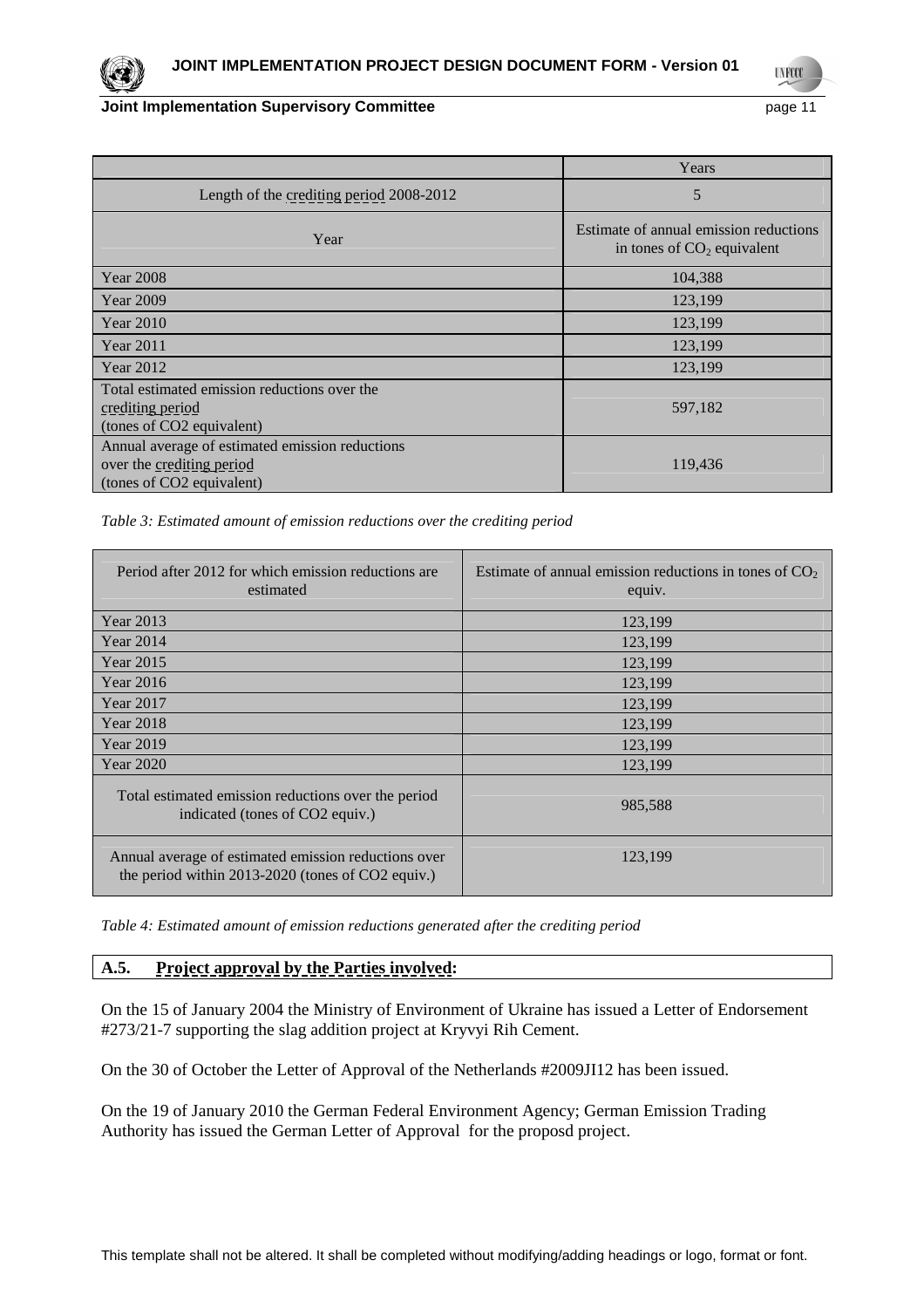| | Years |
|---|---|
| Length of the crediting period 2008-2012 | 5 |
| Year | Estimate of annual emission reductions in tones of $CO_2$ equivalent |
| Year 2008 | 104,388 |
| Year 2009 | 123,199 |
| Year 2010 | 123,199 |
| Year 2011 | 123,199 |
| Year 2012 | 123,199 |
| Total estimated emission reductions over the crediting period (tones of CO2 equivalent) | 597,182 |
| Annual average of estimated emission reductions over the crediting period (tones of CO2 equivalent) | 119,436 |

*Table 3: Estimated amount of emission reductions over the crediting period*

| Period after 2012 for which emission reductions are estimated | Estimate of annual emission reductions in tones of $CO_2$ equiv. |
|---|---|
| Year 2013 | 123,199 |
| Year 2014 | 123,199 |
| Year 2015 | 123,199 |
| Year 2016 | 123,199 |
| Year 2017 | 123,199 |
| Year 2018 | 123,199 |
| Year 2019 | 123,199 |
| Year 2020 | 123,199 |
| Total estimated emission reductions over the period indicated (tones of CO2 equiv.) | 985,588 |
| Annual average of estimated emission reductions over the period within 2013-2020 (tones of CO2 equiv.) | 123,199 |

*Table 4: Estimated amount of emission reductions generated after the crediting period*

## A.5. Project approval by the Parties involved:

On the 15 of January 2004 the Ministry of Environment of Ukraine has issued a Letter of Endorsement #273/21-7 supporting the slag addition project at Kryvyi Rih Cement.

On the 30 of October the Letter of Approval of the Netherlands #2009JI12 has been issued.

On the 19 of January 2010 the German Federal Environment Agency; German Emission Trading Authority has issued the German Letter of Approval for the proposd project.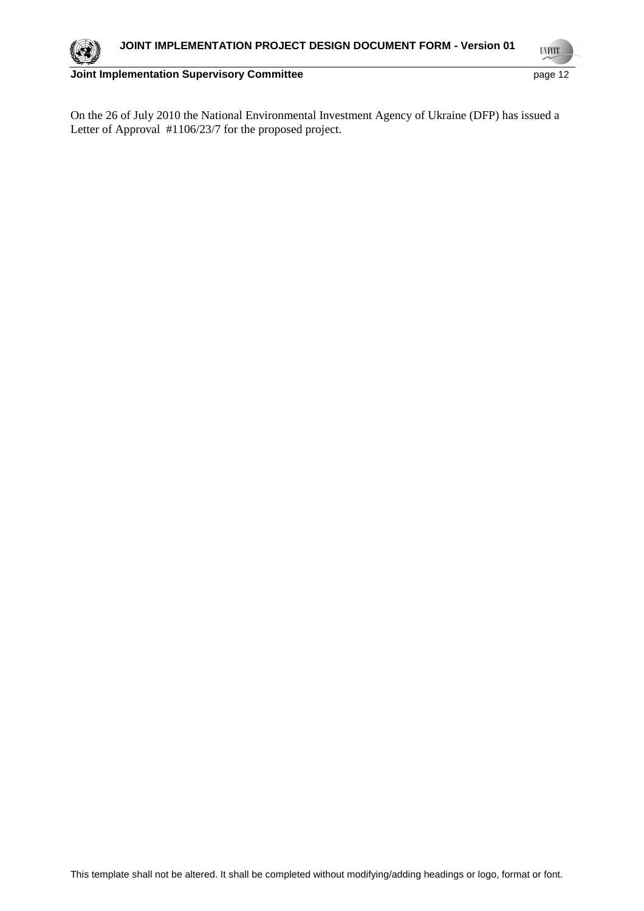On the 26 of July 2010 the National Environmental Investment Agency of Ukraine (DFP) has issued a Letter of Approval #1106/23/7 for the proposed project.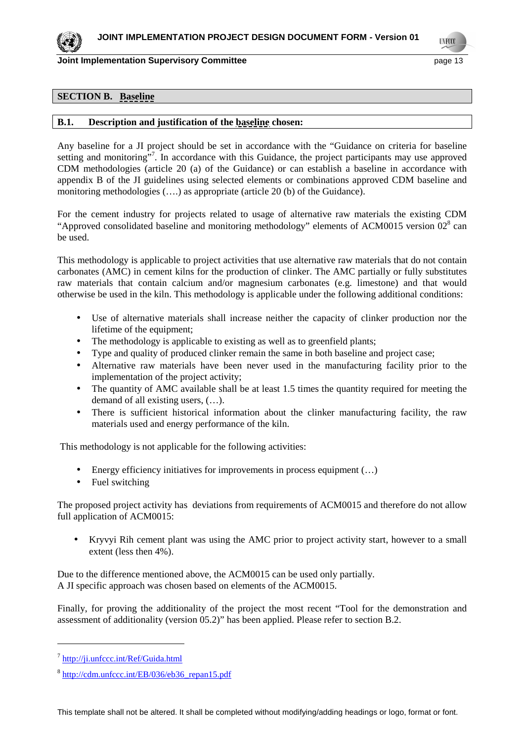## SECTION B. Baseline

### B.1. Description and justification of the baseline chosen:

Any baseline for a JI project should be set in accordance with the "Guidance on criteria for baseline setting and monitoring"[7]. In accordance with this Guidance, the project participants may use approved CDM methodologies (article 20 (a) of the Guidance) or can establish a baseline in accordance with appendix B of the JI guidelines using selected elements or combinations approved CDM baseline and monitoring methodologies (….) as appropriate (article 20 (b) of the Guidance).

For the cement industry for projects related to usage of alternative raw materials the existing CDM "Approved consolidated baseline and monitoring methodology" elements of ACM0015 version 02[8] can be used.

This methodology is applicable to project activities that use alternative raw materials that do not contain carbonates (AMC) in cement kilns for the production of clinker. The AMC partially or fully substitutes raw materials that contain calcium and/or magnesium carbonates (e.g. limestone) and that would otherwise be used in the kiln. This methodology is applicable under the following additional conditions:

- Use of alternative materials shall increase neither the capacity of clinker production nor the lifetime of the equipment;
- The methodology is applicable to existing as well as to greenfield plants;
- Type and quality of produced clinker remain the same in both baseline and project case;
- Alternative raw materials have been never used in the manufacturing facility prior to the implementation of the project activity;
- The quantity of AMC available shall be at least 1.5 times the quantity required for meeting the demand of all existing users, (…).
- There is sufficient historical information about the clinker manufacturing facility, the raw materials used and energy performance of the kiln.

This methodology is not applicable for the following activities:

- Energy efficiency initiatives for improvements in process equipment (…)
- Fuel switching

The proposed project activity has deviations from requirements of ACM0015 and therefore do not allow full application of ACM0015:

- Kryvyi Rih cement plant was using the AMC prior to project activity start, however to a small extent (less then 4%).

Due to the difference mentioned above, the ACM0015 can be used only partially.
A JI specific approach was chosen based on elements of the ACM0015.

Finally, for proving the additionality of the project the most recent "Tool for the demonstration and assessment of additionality (version 05.2)" has been applied. Please refer to section B.2.

---

[7] http://ji.unfccc.int/Ref/Guida.html

[8] http://cdm.unfccc.int/EB/036/eb36_repan15.pdf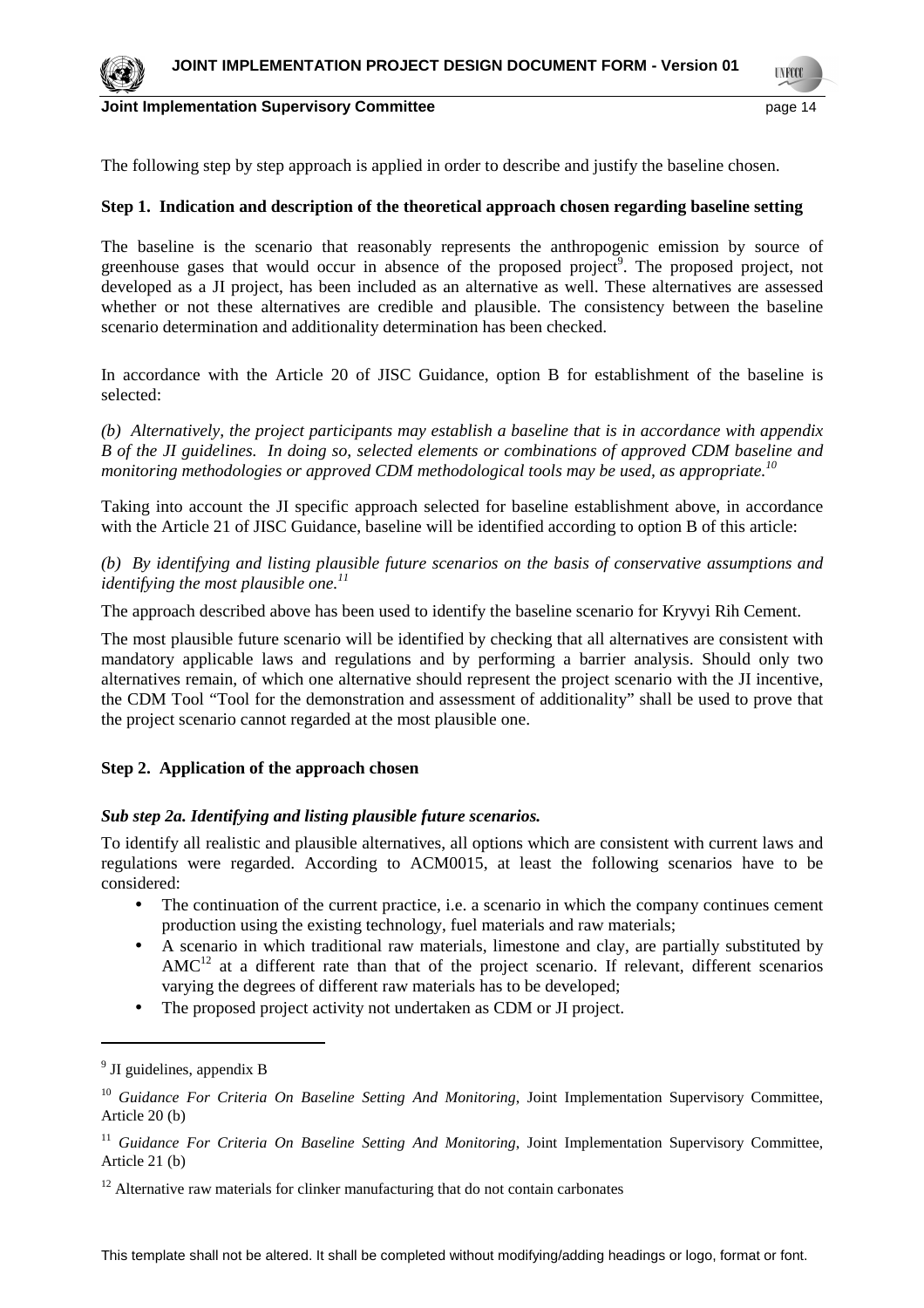The following step by step approach is applied in order to describe and justify the baseline chosen.

**Step 1. Indication and description of the theoretical approach chosen regarding baseline setting**

The baseline is the scenario that reasonably represents the anthropogenic emission by source of greenhouse gases that would occur in absence of the proposed project[9]. The proposed project, not developed as a JI project, has been included as an alternative as well. These alternatives are assessed whether or not these alternatives are credible and plausible. The consistency between the baseline scenario determination and additionality determination has been checked.

In accordance with the Article 20 of JISC Guidance, option B for establishment of the baseline is selected:

*(b) Alternatively, the project participants may establish a baseline that is in accordance with appendix B of the JI guidelines. In doing so, selected elements or combinations of approved CDM baseline and monitoring methodologies or approved CDM methodological tools may be used, as appropriate.[10]*

Taking into account the JI specific approach selected for baseline establishment above, in accordance with the Article 21 of JISC Guidance, baseline will be identified according to option B of this article:

*(b) By identifying and listing plausible future scenarios on the basis of conservative assumptions and identifying the most plausible one.[11]*

The approach described above has been used to identify the baseline scenario for Kryvyi Rih Cement.

The most plausible future scenario will be identified by checking that all alternatives are consistent with mandatory applicable laws and regulations and by performing a barrier analysis. Should only two alternatives remain, of which one alternative should represent the project scenario with the JI incentive, the CDM Tool "Tool for the demonstration and assessment of additionality" shall be used to prove that the project scenario cannot regarded at the most plausible one.

**Step 2. Application of the approach chosen**

***Sub step 2a. Identifying and listing plausible future scenarios.***

To identify all realistic and plausible alternatives, all options which are consistent with current laws and regulations were regarded. According to ACM0015, at least the following scenarios have to be considered:

- The continuation of the current practice, i.e. a scenario in which the company continues cement production using the existing technology, fuel materials and raw materials;
- A scenario in which traditional raw materials, limestone and clay, are partially substituted by AMC[12] at a different rate than that of the project scenario. If relevant, different scenarios varying the degrees of different raw materials has to be developed;
- The proposed project activity not undertaken as CDM or JI project.

---

[9] JI guidelines, appendix B

[10] *Guidance For Criteria On Baseline Setting And Monitoring*, Joint Implementation Supervisory Committee, Article 20 (b)

[11] *Guidance For Criteria On Baseline Setting And Monitoring*, Joint Implementation Supervisory Committee, Article 21 (b)

[12] Alternative raw materials for clinker manufacturing that do not contain carbonates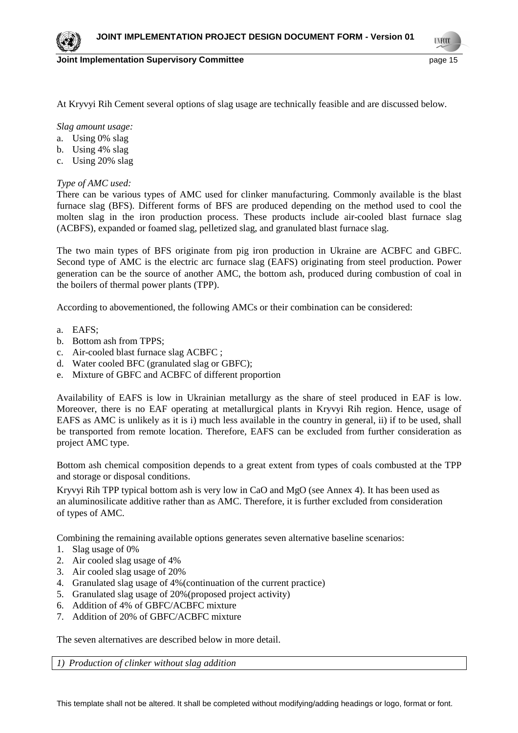At Kryvyi Rih Cement several options of slag usage are technically feasible and are discussed below.

*Slag amount usage:*

a. Using 0% slag
b. Using 4% slag
c. Using 20% slag

*Type of AMC used:*

There can be various types of AMC used for clinker manufacturing. Commonly available is the blast furnace slag (BFS). Different forms of BFS are produced depending on the method used to cool the molten slag in the iron production process. These products include air-cooled blast furnace slag (ACBFS), expanded or foamed slag, pelletized slag, and granulated blast furnace slag.

The two main types of BFS originate from pig iron production in Ukraine are ACBFC and GBFC. Second type of AMC is the electric arc furnace slag (EAFS) originating from steel production. Power generation can be the source of another AMC, the bottom ash, produced during combustion of coal in the boilers of thermal power plants (TPP).

According to abovementioned, the following AMCs or their combination can be considered:

a. EAFS;
b. Bottom ash from TPPS;
c. Air-cooled blast furnace slag ACBFC ;
d. Water cooled BFC (granulated slag or GBFC);
e. Mixture of GBFC and ACBFC of different proportion

Availability of EAFS is low in Ukrainian metallurgy as the share of steel produced in EAF is low. Moreover, there is no EAF operating at metallurgical plants in Kryvyi Rih region. Hence, usage of EAFS as AMC is unlikely as it is i) much less available in the country in general, ii) if to be used, shall be transported from remote location. Therefore, EAFS can be excluded from further consideration as project AMC type.

Bottom ash chemical composition depends to a great extent from types of coals combusted at the TPP and storage or disposal conditions.

Kryvyi Rih TPP typical bottom ash is very low in CaO and MgO (see Annex 4). It has been used as an aluminosilicate additive rather than as AMC. Therefore, it is further excluded from consideration of types of AMC.

Combining the remaining available options generates seven alternative baseline scenarios:

1. Slag usage of 0%
2. Air cooled slag usage of 4%
3. Air cooled slag usage of 20%
4. Granulated slag usage of 4%(continuation of the current practice)
5. Granulated slag usage of 20%(proposed project activity)
6. Addition of 4% of GBFC/ACBFC mixture
7. Addition of 20% of GBFC/ACBFC mixture

The seven alternatives are described below in more detail.

| *1) Production of clinker without slag addition* |
|---|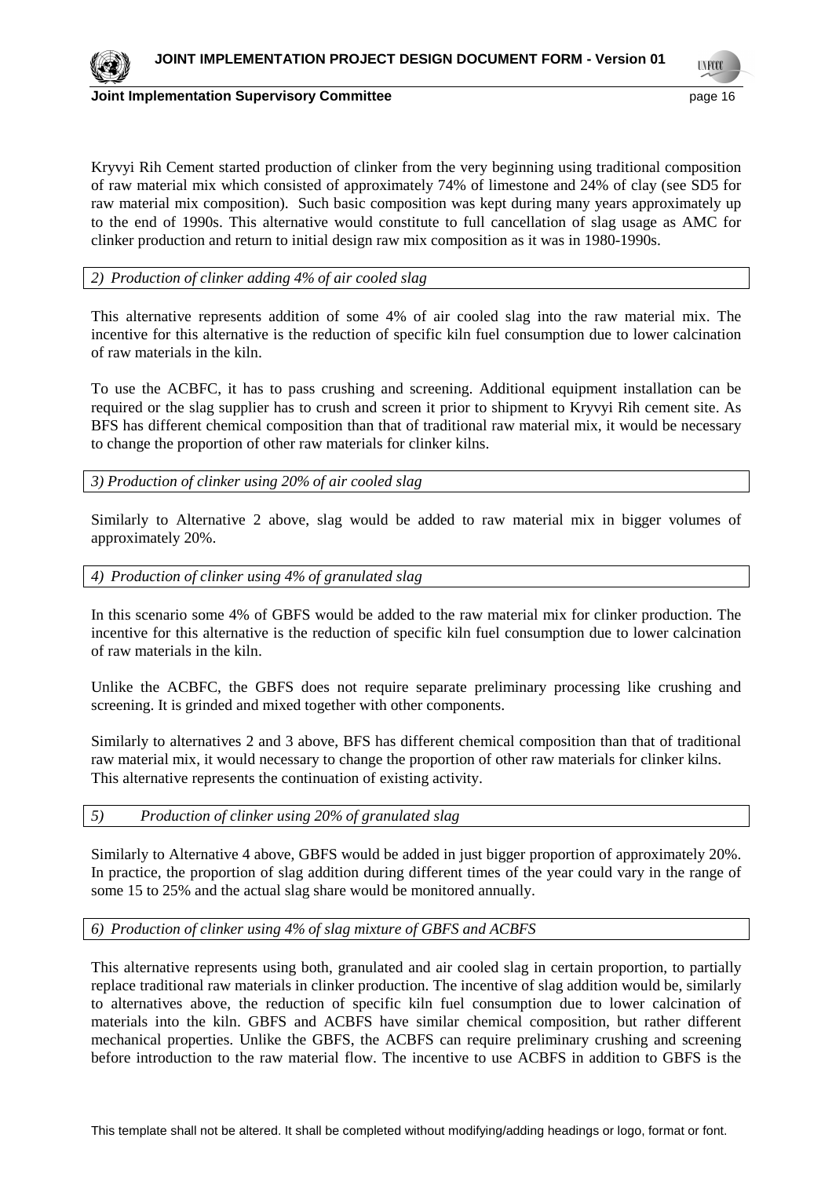Kryvyi Rih Cement started production of clinker from the very beginning using traditional composition of raw material mix which consisted of approximately 74% of limestone and 24% of clay (see SD5 for raw material mix composition). Such basic composition was kept during many years approximately up to the end of 1990s. This alternative would constitute to full cancellation of slag usage as AMC for clinker production and return to initial design raw mix composition as it was in 1980-1990s.

*2) Production of clinker adding 4% of air cooled slag*

This alternative represents addition of some 4% of air cooled slag into the raw material mix. The incentive for this alternative is the reduction of specific kiln fuel consumption due to lower calcination of raw materials in the kiln.

To use the ACBFC, it has to pass crushing and screening. Additional equipment installation can be required or the slag supplier has to crush and screen it prior to shipment to Kryvyi Rih cement site. As BFS has different chemical composition than that of traditional raw material mix, it would be necessary to change the proportion of other raw materials for clinker kilns.

*3) Production of clinker using 20% of air cooled slag*

Similarly to Alternative 2 above, slag would be added to raw material mix in bigger volumes of approximately 20%.

*4) Production of clinker using 4% of granulated slag*

In this scenario some 4% of GBFS would be added to the raw material mix for clinker production. The incentive for this alternative is the reduction of specific kiln fuel consumption due to lower calcination of raw materials in the kiln.

Unlike the ACBFC, the GBFS does not require separate preliminary processing like crushing and screening. It is grinded and mixed together with other components.

Similarly to alternatives 2 and 3 above, BFS has different chemical composition than that of traditional raw material mix, it would necessary to change the proportion of other raw materials for clinker kilns. This alternative represents the continuation of existing activity.

*5) Production of clinker using 20% of granulated slag*

Similarly to Alternative 4 above, GBFS would be added in just bigger proportion of approximately 20%. In practice, the proportion of slag addition during different times of the year could vary in the range of some 15 to 25% and the actual slag share would be monitored annually.

*6) Production of clinker using 4% of slag mixture of GBFS and ACBFS*

This alternative represents using both, granulated and air cooled slag in certain proportion, to partially replace traditional raw materials in clinker production. The incentive of slag addition would be, similarly to alternatives above, the reduction of specific kiln fuel consumption due to lower calcination of materials into the kiln. GBFS and ACBFS have similar chemical composition, but rather different mechanical properties. Unlike the GBFS, the ACBFS can require preliminary crushing and screening before introduction to the raw material flow. The incentive to use ACBFS in addition to GBFS is the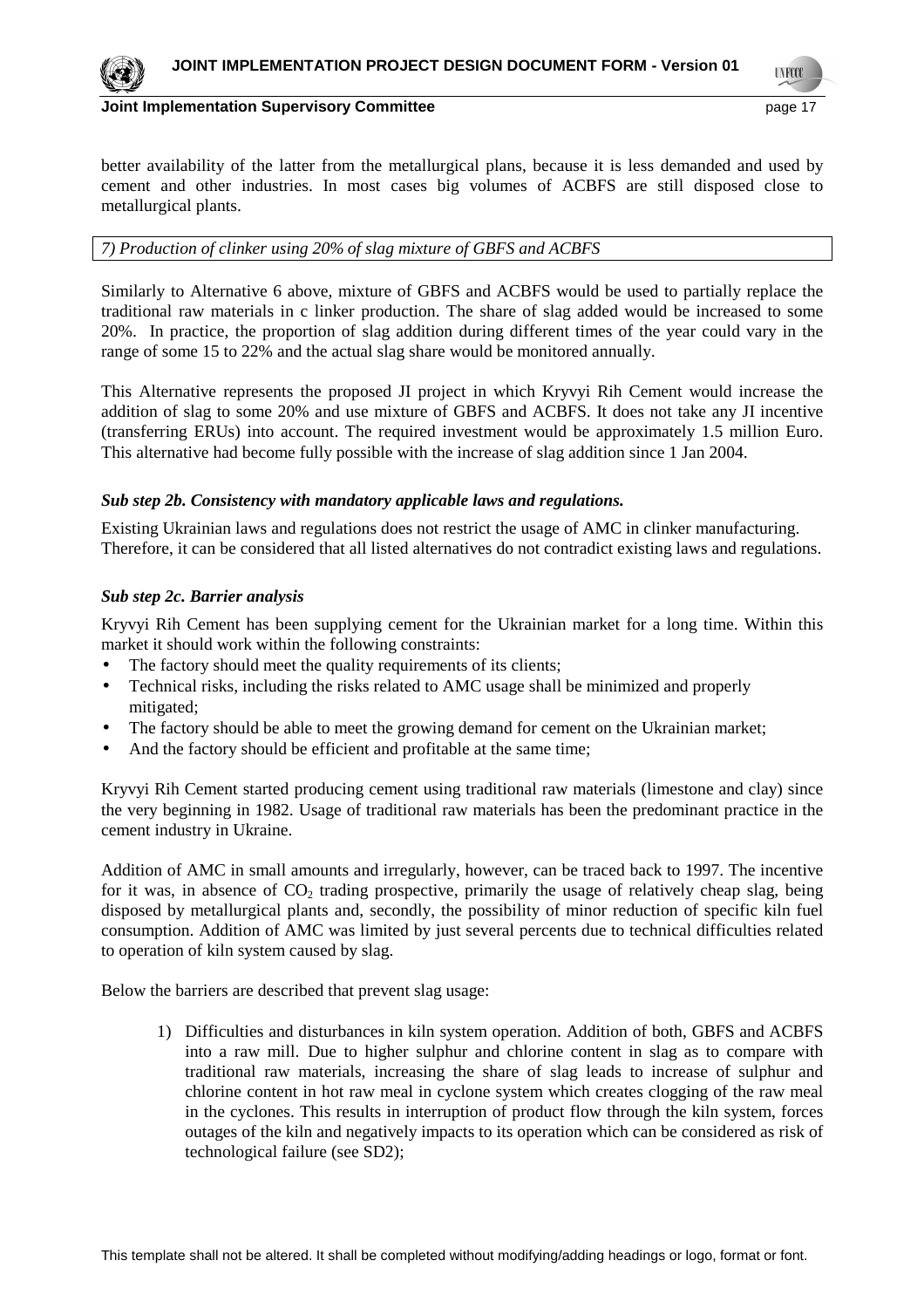better availability of the latter from the metallurgical plans, because it is less demanded and used by cement and other industries. In most cases big volumes of ACBFS are still disposed close to metallurgical plants.

*7) Production of clinker using 20% of slag mixture of GBFS and ACBFS*

Similarly to Alternative 6 above, mixture of GBFS and ACBFS would be used to partially replace the traditional raw materials in c linker production. The share of slag added would be increased to some 20%. In practice, the proportion of slag addition during different times of the year could vary in the range of some 15 to 22% and the actual slag share would be monitored annually.

This Alternative represents the proposed JI project in which Kryvyi Rih Cement would increase the addition of slag to some 20% and use mixture of GBFS and ACBFS. It does not take any JI incentive (transferring ERUs) into account. The required investment would be approximately 1.5 million Euro. This alternative had become fully possible with the increase of slag addition since 1 Jan 2004.

***Sub step 2b. Consistency with mandatory applicable laws and regulations.***

Existing Ukrainian laws and regulations does not restrict the usage of AMC in clinker manufacturing. Therefore, it can be considered that all listed alternatives do not contradict existing laws and regulations.

***Sub step 2c. Barrier analysis***

Kryvyi Rih Cement has been supplying cement for the Ukrainian market for a long time. Within this market it should work within the following constraints:

- The factory should meet the quality requirements of its clients;
- Technical risks, including the risks related to AMC usage shall be minimized and properly mitigated;
- The factory should be able to meet the growing demand for cement on the Ukrainian market;
- And the factory should be efficient and profitable at the same time;

Kryvyi Rih Cement started producing cement using traditional raw materials (limestone and clay) since the very beginning in 1982. Usage of traditional raw materials has been the predominant practice in the cement industry in Ukraine.

Addition of AMC in small amounts and irregularly, however, can be traced back to 1997. The incentive for it was, in absence of $CO_2$ trading prospective, primarily the usage of relatively cheap slag, being disposed by metallurgical plants and, secondly, the possibility of minor reduction of specific kiln fuel consumption. Addition of AMC was limited by just several percents due to technical difficulties related to operation of kiln system caused by slag.

Below the barriers are described that prevent slag usage:

1) Difficulties and disturbances in kiln system operation. Addition of both, GBFS and ACBFS into a raw mill. Due to higher sulphur and chlorine content in slag as to compare with traditional raw materials, increasing the share of slag leads to increase of sulphur and chlorine content in hot raw meal in cyclone system which creates clogging of the raw meal in the cyclones. This results in interruption of product flow through the kiln system, forces outages of the kiln and negatively impacts to its operation which can be considered as risk of technological failure (see SD2);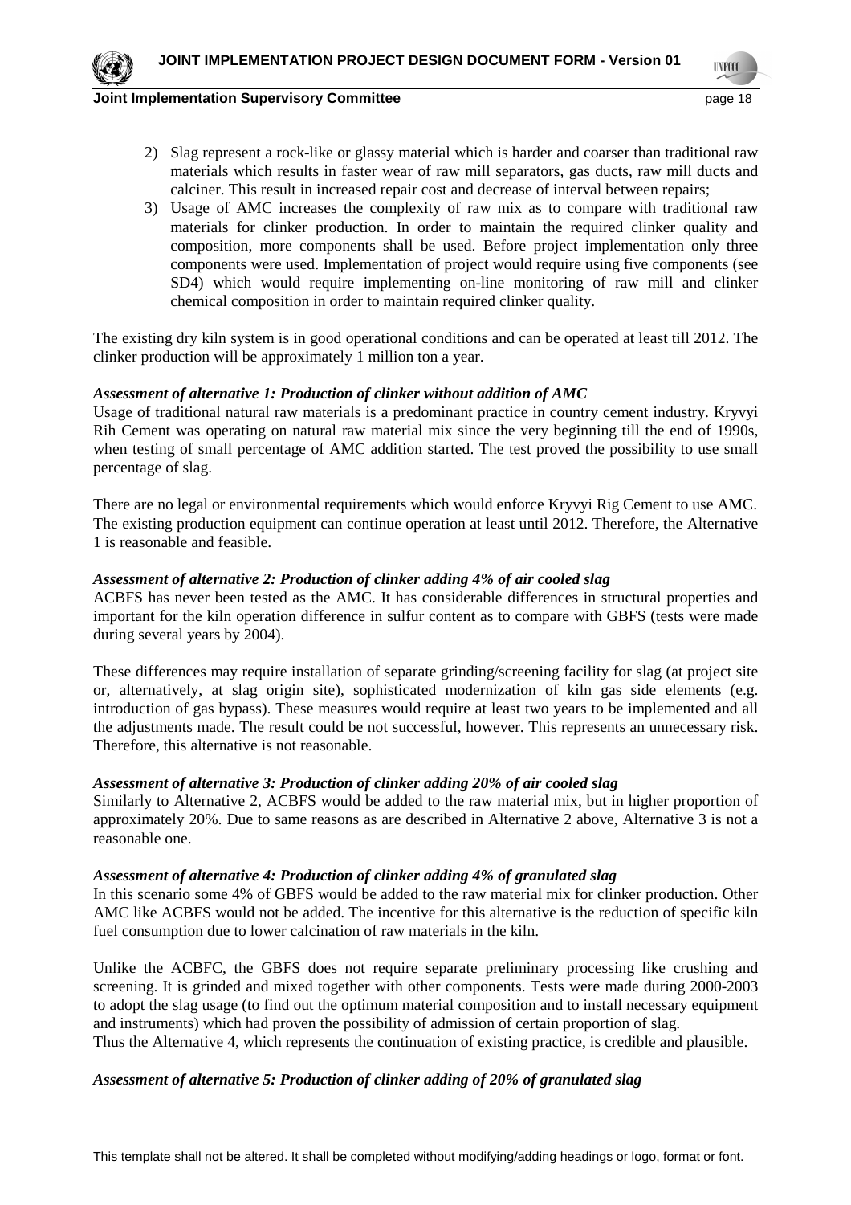2) Slag represent a rock-like or glassy material which is harder and coarser than traditional raw materials which results in faster wear of raw mill separators, gas ducts, raw mill ducts and calciner. This result in increased repair cost and decrease of interval between repairs;
3) Usage of AMC increases the complexity of raw mix as to compare with traditional raw materials for clinker production. In order to maintain the required clinker quality and composition, more components shall be used. Before project implementation only three components were used. Implementation of project would require using five components (see SD4) which would require implementing on-line monitoring of raw mill and clinker chemical composition in order to maintain required clinker quality.

The existing dry kiln system is in good operational conditions and can be operated at least till 2012. The clinker production will be approximately 1 million ton a year.

***Assessment of alternative 1: Production of clinker without addition of AMC***

Usage of traditional natural raw materials is a predominant practice in country cement industry. Kryvyi Rih Cement was operating on natural raw material mix since the very beginning till the end of 1990s, when testing of small percentage of AMC addition started. The test proved the possibility to use small percentage of slag.

There are no legal or environmental requirements which would enforce Kryvyi Rig Cement to use AMC. The existing production equipment can continue operation at least until 2012. Therefore, the Alternative 1 is reasonable and feasible.

***Assessment of alternative 2: Production of clinker adding 4% of air cooled slag***

ACBFS has never been tested as the AMC. It has considerable differences in structural properties and important for the kiln operation difference in sulfur content as to compare with GBFS (tests were made during several years by 2004).

These differences may require installation of separate grinding/screening facility for slag (at project site or, alternatively, at slag origin site), sophisticated modernization of kiln gas side elements (e.g. introduction of gas bypass). These measures would require at least two years to be implemented and all the adjustments made. The result could be not successful, however. This represents an unnecessary risk. Therefore, this alternative is not reasonable.

***Assessment of alternative 3: Production of clinker adding 20% of air cooled slag***

Similarly to Alternative 2, ACBFS would be added to the raw material mix, but in higher proportion of approximately 20%. Due to same reasons as are described in Alternative 2 above, Alternative 3 is not a reasonable one.

***Assessment of alternative 4: Production of clinker adding 4% of granulated slag***

In this scenario some 4% of GBFS would be added to the raw material mix for clinker production. Other AMC like ACBFS would not be added. The incentive for this alternative is the reduction of specific kiln fuel consumption due to lower calcination of raw materials in the kiln.

Unlike the ACBFC, the GBFS does not require separate preliminary processing like crushing and screening. It is grinded and mixed together with other components. Tests were made during 2000-2003 to adopt the slag usage (to find out the optimum material composition and to install necessary equipment and instruments) which had proven the possibility of admission of certain proportion of slag.
Thus the Alternative 4, which represents the continuation of existing practice, is credible and plausible.

***Assessment of alternative 5: Production of clinker adding of 20% of granulated slag***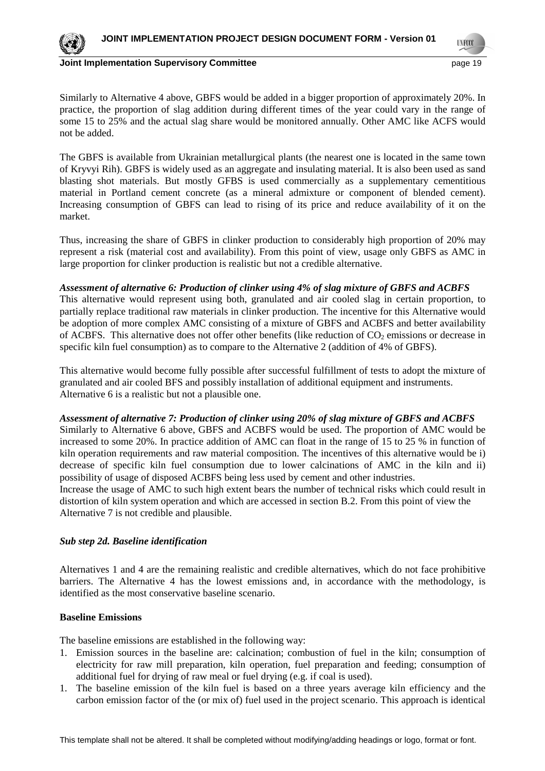Similarly to Alternative 4 above, GBFS would be added in a bigger proportion of approximately 20%. In practice, the proportion of slag addition during different times of the year could vary in the range of some 15 to 25% and the actual slag share would be monitored annually. Other AMC like ACFS would not be added.

The GBFS is available from Ukrainian metallurgical plants (the nearest one is located in the same town of Kryvyi Rih). GBFS is widely used as an aggregate and insulating material. It is also been used as sand blasting shot materials. But mostly GFBS is used commercially as a supplementary cementitious material in Portland cement concrete (as a mineral admixture or component of blended cement). Increasing consumption of GBFS can lead to rising of its price and reduce availability of it on the market.

Thus, increasing the share of GBFS in clinker production to considerably high proportion of 20% may represent a risk (material cost and availability). From this point of view, usage only GBFS as AMC in large proportion for clinker production is realistic but not a credible alternative.

***Assessment of alternative 6: Production of clinker using 4% of slag mixture of GBFS and ACBFS***

This alternative would represent using both, granulated and air cooled slag in certain proportion, to partially replace traditional raw materials in clinker production. The incentive for this Alternative would be adoption of more complex AMC consisting of a mixture of GBFS and ACBFS and better availability of ACBFS. This alternative does not offer other benefits (like reduction of $CO_2$ emissions or decrease in specific kiln fuel consumption) as to compare to the Alternative 2 (addition of 4% of GBFS).

This alternative would become fully possible after successful fulfillment of tests to adopt the mixture of granulated and air cooled BFS and possibly installation of additional equipment and instruments. Alternative 6 is a realistic but not a plausible one.

***Assessment of alternative 7: Production of clinker using 20% of slag mixture of GBFS and ACBFS***

Similarly to Alternative 6 above, GBFS and ACBFS would be used. The proportion of AMC would be increased to some 20%. In practice addition of AMC can float in the range of 15 to 25 % in function of kiln operation requirements and raw material composition. The incentives of this alternative would be i) decrease of specific kiln fuel consumption due to lower calcinations of AMC in the kiln and ii) possibility of usage of disposed ACBFS being less used by cement and other industries.
Increase the usage of AMC to such high extent bears the number of technical risks which could result in distortion of kiln system operation and which are accessed in section B.2. From this point of view the Alternative 7 is not credible and plausible.

***Sub step 2d. Baseline identification***

Alternatives 1 and 4 are the remaining realistic and credible alternatives, which do not face prohibitive barriers. The Alternative 4 has the lowest emissions and, in accordance with the methodology, is identified as the most conservative baseline scenario.

**Baseline Emissions**

The baseline emissions are established in the following way:

1. Emission sources in the baseline are: calcination; combustion of fuel in the kiln; consumption of electricity for raw mill preparation, kiln operation, fuel preparation and feeding; consumption of additional fuel for drying of raw meal or fuel drying (e.g. if coal is used).
1. The baseline emission of the kiln fuel is based on a three years average kiln efficiency and the carbon emission factor of the (or mix of) fuel used in the project scenario. This approach is identical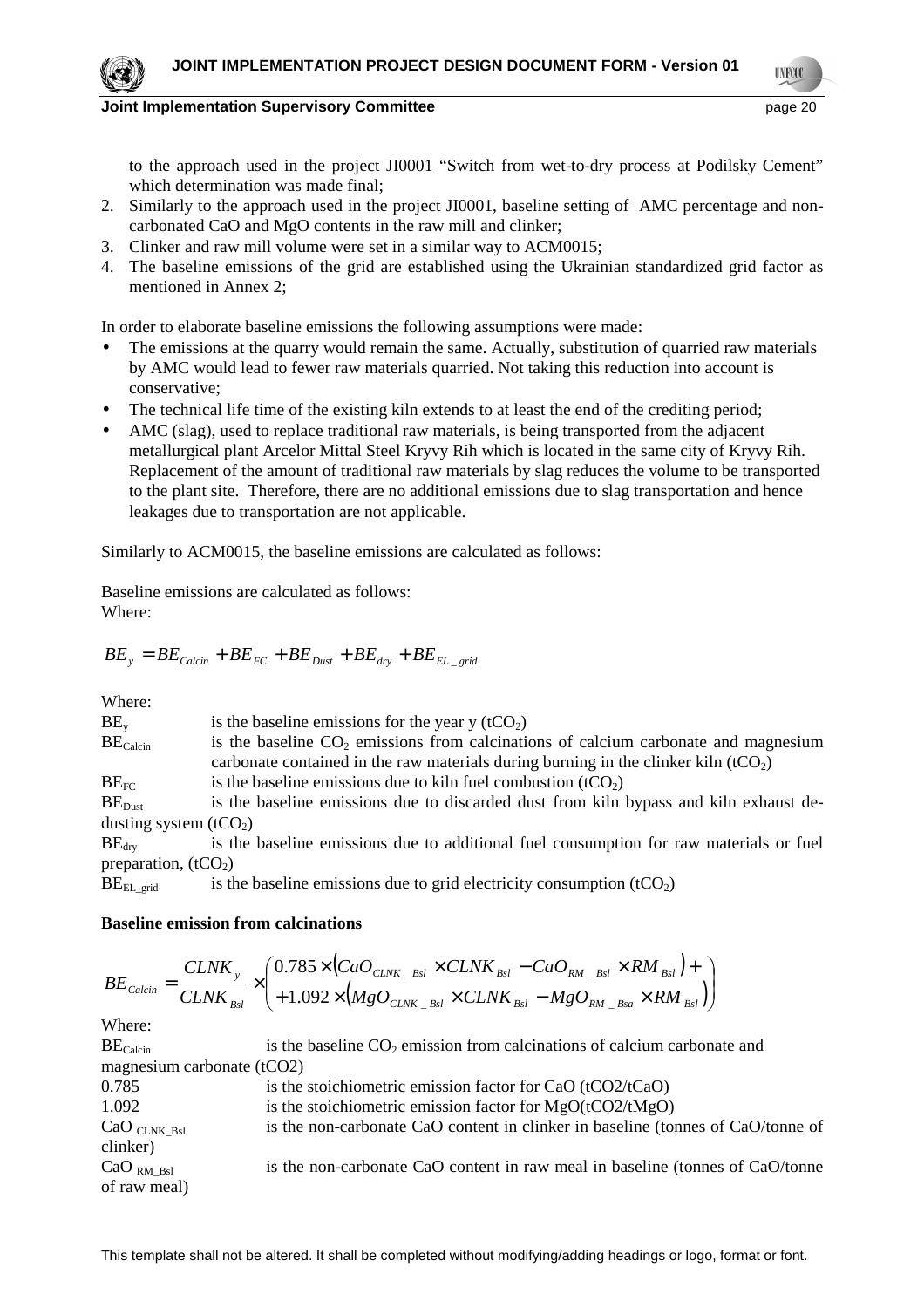to the approach used in the project JI0001 "Switch from wet-to-dry process at Podilsky Cement" which determination was made final;

2. Similarly to the approach used in the project JI0001, baseline setting of AMC percentage and non-carbonated CaO and MgO contents in the raw mill and clinker;
3. Clinker and raw mill volume were set in a similar way to ACM0015;
4. The baseline emissions of the grid are established using the Ukrainian standardized grid factor as mentioned in Annex 2;

In order to elaborate baseline emissions the following assumptions were made:

- The emissions at the quarry would remain the same. Actually, substitution of quarried raw materials by AMC would lead to fewer raw materials quarried. Not taking this reduction into account is conservative;
- The technical life time of the existing kiln extends to at least the end of the crediting period;
- AMC (slag), used to replace traditional raw materials, is being transported from the adjacent metallurgical plant Arcelor Mittal Steel Kryvy Rih which is located in the same city of Kryvy Rih. Replacement of the amount of traditional raw materials by slag reduces the volume to be transported to the plant site. Therefore, there are no additional emissions due to slag transportation and hence leakages due to transportation are not applicable.

Similarly to ACM0015, the baseline emissions are calculated as follows:

Baseline emissions are calculated as follows:
Where:

$$BE_y = BE_{Calcin} + BE_{FC} + BE_{Dust} + BE_{dry} + BE_{EL\_grid}$$

Where:

$BE_y$ is the baseline emissions for the year y ($tCO_2$)

$BE_{Calcin}$ is the baseline $CO_2$ emissions from calcinations of calcium carbonate and magnesium carbonate contained in the raw materials during burning in the clinker kiln ($tCO_2$)

$BE_{FC}$ is the baseline emissions due to kiln fuel combustion ($tCO_2$)

$BE_{Dust}$ is the baseline emissions due to discarded dust from kiln bypass and kiln exhaust de-dusting system ($tCO_2$)

$BE_{dry}$ is the baseline emissions due to additional fuel consumption for raw materials or fuel preparation, ($tCO_2$)

$BE_{EL\_grid}$ is the baseline emissions due to grid electricity consumption ($tCO_2$)

**Baseline emission from calcinations**

$$BE_{Calcin} = \frac{CLNK_y}{CLNK_{Bsl}} \times \begin{pmatrix} 0.785 \times \left(CaO_{CLNK\_Bsl} \times CLNK_{Bsl} - CaO_{RM\_Bsl} \times RM_{Bsl}\right) + \\ +1.092 \times \left(MgO_{CLNK\_Bsl} \times CLNK_{Bsl} - MgO_{RM\_Bsa} \times RM_{Bsl}\right) \end{pmatrix}$$

Where:

$BE_{Calcin}$ is the baseline $CO_2$ emission from calcinations of calcium carbonate and magnesium carbonate (tCO2)

0.785 is the stoichiometric emission factor for CaO (tCO2/tCaO)

1.092 is the stoichiometric emission factor for MgO(tCO2/tMgO)

$CaO_{CLNK\_Bsl}$ is the non-carbonate CaO content in clinker in baseline (tonnes of CaO/tonne of clinker)

$CaO_{RM\_Bsl}$ is the non-carbonate CaO content in raw meal in baseline (tonnes of CaO/tonne of raw meal)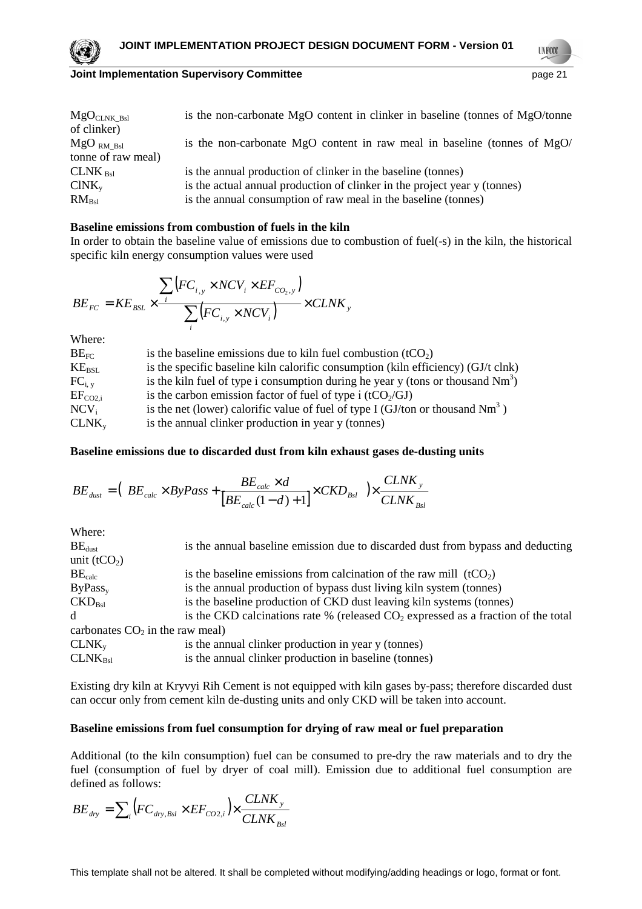| | |
|---|---|
| $MgO_{CLNK\_Bsl}$ | is the non-carbonate MgO content in clinker in baseline (tonnes of MgO/tonne of clinker) |
| $MgO_{RM\_Bsl}$ | is the non-carbonate MgO content in raw meal in baseline (tonnes of MgO/ tonne of raw meal) |
| $CLNK_{Bsl}$ | is the annual production of clinker in the baseline (tonnes) |
| $ClNK_y$ | is the actual annual production of clinker in the project year y (tonnes) |
| $RM_{Bsl}$ | is the annual consumption of raw meal in the baseline (tonnes) |

**Baseline emissions from combustion of fuels in the kiln**

In order to obtain the baseline value of emissions due to combustion of fuel(-s) in the kiln, the historical specific kiln energy consumption values were used

$$BE_{FC} = KE_{BSL} \times \frac{\sum_i \left(FC_{i,y} \times NCV_i \times EF_{CO_2,y}\right)}{\sum_i \left(FC_{i,y} \times NCV_i\right)} \times CLNK_y$$

Where:

| | |
|---|---|
| $BE_{FC}$ | is the baseline emissions due to kiln fuel combustion ($tCO_2$) |
| $KE_{BSL}$ | is the specific baseline kiln calorific consumption (kiln efficiency) (GJ/t clnk) |
| $FC_{i,y}$ | is the kiln fuel of type i consumption during he year y (tons or thousand $Nm^3$) |
| $EF_{CO2,i}$ | is the carbon emission factor of fuel of type i ($tCO_2$/GJ) |
| $NCV_i$ | is the net (lower) calorific value of fuel of type I (GJ/ton or thousand $Nm^3$ ) |
| $CLNK_y$ | is the annual clinker production in year y (tonnes) |

**Baseline emissions due to discarded dust from kiln exhaust gases de-dusting units**

$$BE_{dust} = \left( BE_{calc} \times ByPass + \frac{BE_{calc} \times d}{\left[BE_{calc}(1-d)+1\right]} \times CKD_{Bsl} \right) \times \frac{CLNK_y}{CLNK_{Bsl}}$$

Where:

| | |
|---|---|
| $BE_{dust}$ | is the annual baseline emission due to discarded dust from bypass and deducting unit ($tCO_2$) |
| $BE_{calc}$ | is the baseline emissions from calcination of the raw mill ($tCO_2$) |
| $ByPass_y$ | is the annual production of bypass dust living kiln system (tonnes) |
| $CKD_{Bsl}$ | is the baseline production of CKD dust leaving kiln systems (tonnes) |
| d | is the CKD calcinations rate % (released $CO_2$ expressed as a fraction of the total carbonates $CO_2$ in the raw meal) |
| $CLNK_y$ | is the annual clinker production in year y (tonnes) |
| $CLNK_{Bsl}$ | is the annual clinker production in baseline (tonnes) |

Existing dry kiln at Kryvyi Rih Cement is not equipped with kiln gases by-pass; therefore discarded dust can occur only from cement kiln de-dusting units and only CKD will be taken into account.

**Baseline emissions from fuel consumption for drying of raw meal or fuel preparation**

Additional (to the kiln consumption) fuel can be consumed to pre-dry the raw materials and to dry the fuel (consumption of fuel by dryer of coal mill). Emission due to additional fuel consumption are defined as follows:

$$BE_{dry} = \sum_i \left(FC_{dry,Bsl} \times EF_{CO2,i}\right) \times \frac{CLNK_y}{CLNK_{Bsl}}$$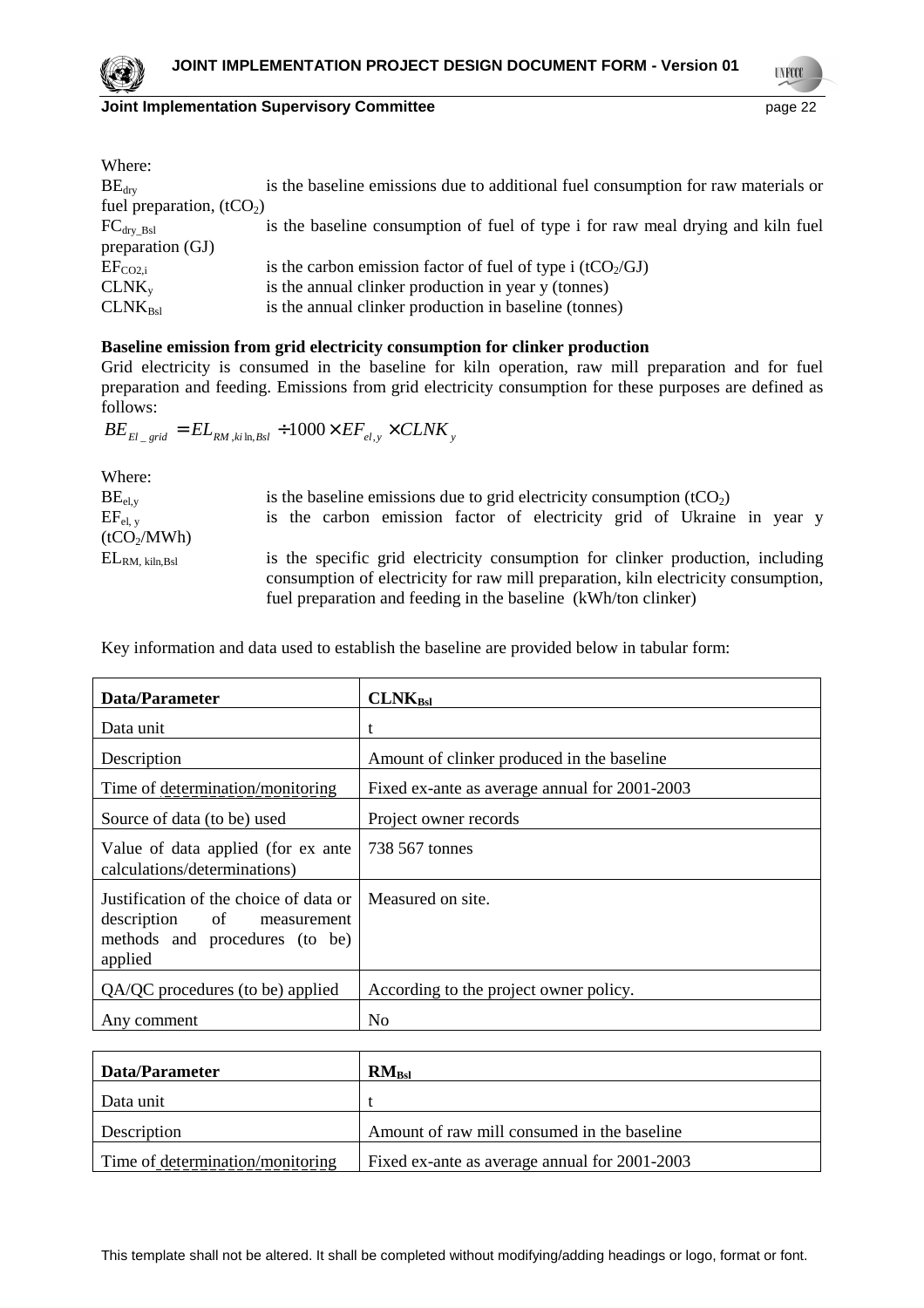Where:

$BE_{dry}$ is the baseline emissions due to additional fuel consumption for raw materials or fuel preparation, ($tCO_2$)

$FC_{dry\_Bsl}$ is the baseline consumption of fuel of type i for raw meal drying and kiln fuel preparation (GJ)

$EF_{CO2,i}$ is the carbon emission factor of fuel of type i ($tCO_2$/GJ)

$CLNK_y$ is the annual clinker production in year y (tonnes)

$CLNK_{Bsl}$ is the annual clinker production in baseline (tonnes)

**Baseline emission from grid electricity consumption for clinker production**

Grid electricity is consumed in the baseline for kiln operation, raw mill preparation and for fuel preparation and feeding. Emissions from grid electricity consumption for these purposes are defined as follows:

$$BE_{El\_grid} = EL_{RM,kiln,Bsl} \div 1000 \times EF_{el,y} \times CLNK_y$$

Where:

$BE_{el,y}$ is the baseline emissions due to grid electricity consumption ($tCO_2$)

$EF_{el,y}$ is the carbon emission factor of electricity grid of Ukraine in year y ($tCO_2$/MWh)

$EL_{RM,\ kiln,Bsl}$ is the specific grid electricity consumption for clinker production, including consumption of electricity for raw mill preparation, kiln electricity consumption, fuel preparation and feeding in the baseline (kWh/ton clinker)

Key information and data used to establish the baseline are provided below in tabular form:

| **Data/Parameter** | **$CLNK_{Bsl}$** |
|---|---|
| Data unit | t |
| Description | Amount of clinker produced in the baseline |
| Time of determination/monitoring | Fixed ex-ante as average annual for 2001-2003 |
| Source of data (to be) used | Project owner records |
| Value of data applied (for ex ante calculations/determinations) | 738 567 tonnes |
| Justification of the choice of data or description of measurement methods and procedures (to be) applied | Measured on site. |
| QA/QC procedures (to be) applied | According to the project owner policy. |
| Any comment | No |

| **Data/Parameter** | **$RM_{Bsl}$** |
|---|---|
| Data unit | t |
| Description | Amount of raw mill consumed in the baseline |
| Time of determination/monitoring | Fixed ex-ante as average annual for 2001-2003 |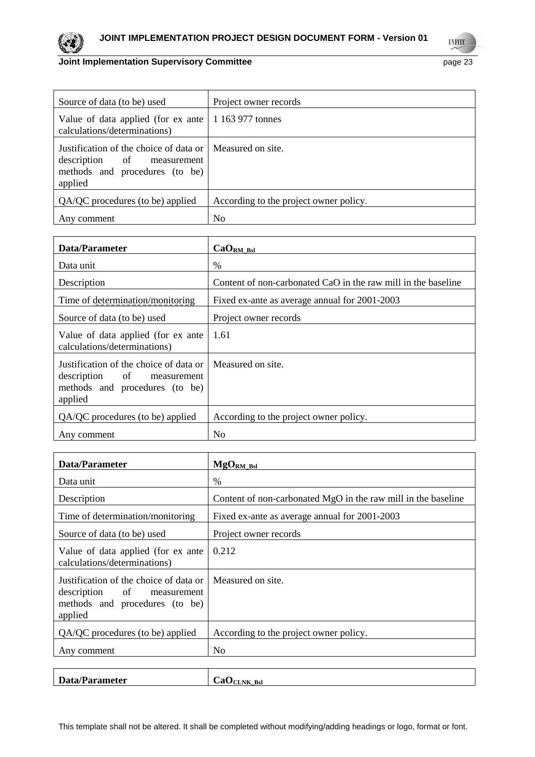| | |
|---|---|
| Source of data (to be) used | Project owner records |
| Value of data applied (for ex ante calculations/determinations) | 1 163 977 tonnes |
| Justification of the choice of data or description of measurement methods and procedures (to be) applied | Measured on site. |
| QA/QC procedures (to be) applied | According to the project owner policy. |
| Any comment | No |

| **Data/Parameter** | **$CaO_{RM\_Bsl}$** |
|---|---|
| Data unit | % |
| Description | Content of non-carbonated CaO in the raw mill in the baseline |
| Time of determination/monitoring | Fixed ex-ante as average annual for 2001-2003 |
| Source of data (to be) used | Project owner records |
| Value of data applied (for ex ante calculations/determinations) | 1.61 |
| Justification of the choice of data or description of measurement methods and procedures (to be) applied | Measured on site. |
| QA/QC procedures (to be) applied | According to the project owner policy. |
| Any comment | No |

| **Data/Parameter** | **$MgO_{RM\_Bsl}$** |
|---|---|
| Data unit | % |
| Description | Content of non-carbonated MgO in the raw mill in the baseline |
| Time of determination/monitoring | Fixed ex-ante as average annual for 2001-2003 |
| Source of data (to be) used | Project owner records |
| Value of data applied (for ex ante calculations/determinations) | 0.212 |
| Justification of the choice of data or description of measurement methods and procedures (to be) applied | Measured on site. |
| QA/QC procedures (to be) applied | According to the project owner policy. |
| Any comment | No |

| **Data/Parameter** | **$CaO_{CLNK\_Bsl}$** |
|---|---|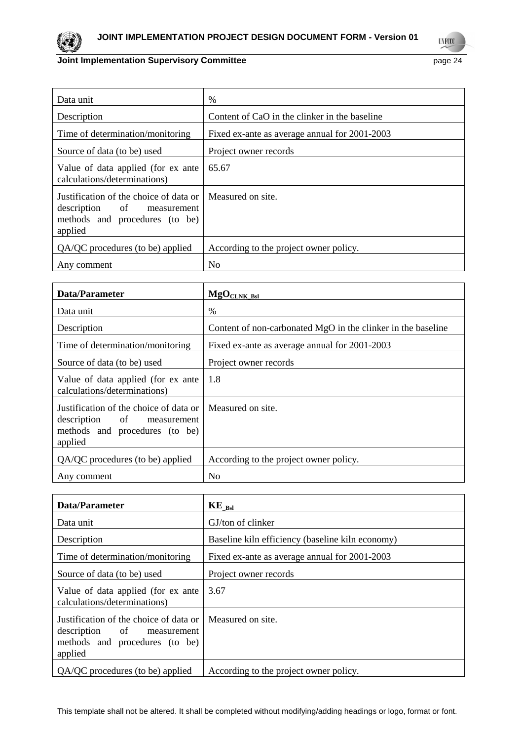| Data unit | % |
| --- | --- |
| Description | Content of CaO in the clinker in the baseline |
| Time of determination/monitoring | Fixed ex-ante as average annual for 2001-2003 |
| Source of data (to be) used | Project owner records |
| Value of data applied (for ex ante calculations/determinations) | 65.67 |
| Justification of the choice of data or description of measurement methods and procedures (to be) applied | Measured on site. |
| QA/QC procedures (to be) applied | According to the project owner policy. |
| Any comment | No |

| **Data/Parameter** | $\mathbf{MgO_{CLNK\_Bsl}}$ |
| --- | --- |
| Data unit | % |
| Description | Content of non-carbonated MgO in the clinker in the baseline |
| Time of determination/monitoring | Fixed ex-ante as average annual for 2001-2003 |
| Source of data (to be) used | Project owner records |
| Value of data applied (for ex ante calculations/determinations) | 1.8 |
| Justification of the choice of data or description of measurement methods and procedures (to be) applied | Measured on site. |
| QA/QC procedures (to be) applied | According to the project owner policy. |
| Any comment | No |

| **Data/Parameter** | $\mathbf{KE_{\_Bsl}}$ |
| --- | --- |
| Data unit | GJ/ton of clinker |
| Description | Baseline kiln efficiency (baseline kiln economy) |
| Time of determination/monitoring | Fixed ex-ante as average annual for 2001-2003 |
| Source of data (to be) used | Project owner records |
| Value of data applied (for ex ante calculations/determinations) | 3.67 |
| Justification of the choice of data or description of measurement methods and procedures (to be) applied | Measured on site. |
| QA/QC procedures (to be) applied | According to the project owner policy. |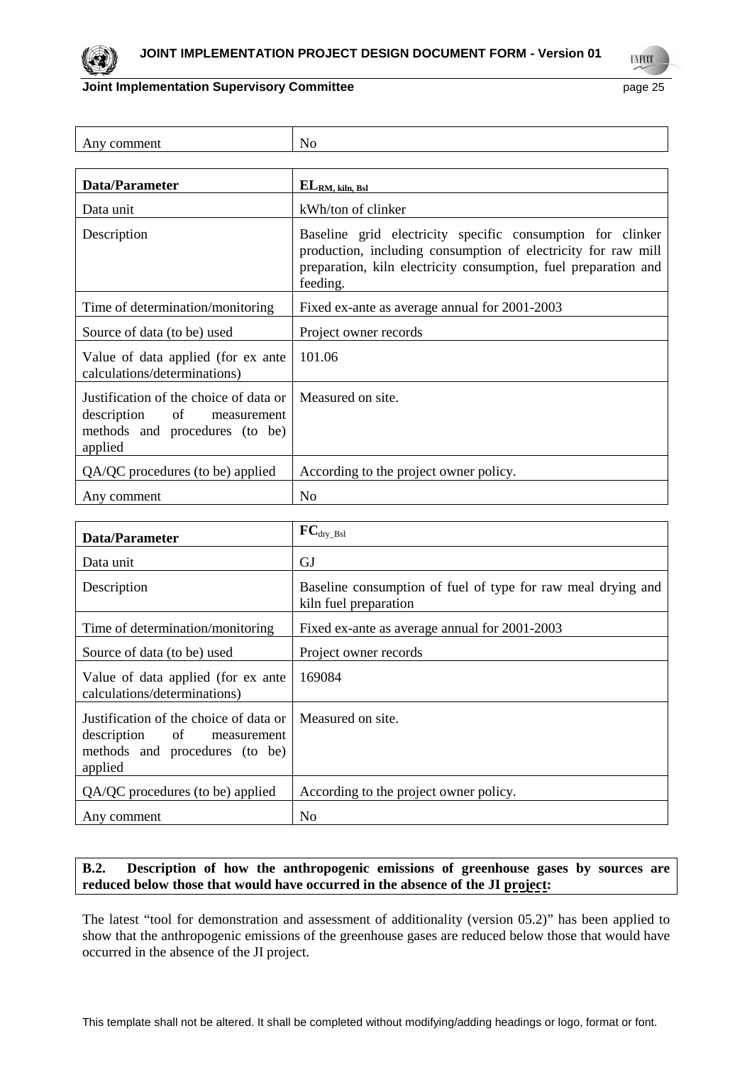| Any comment | No |
|---|---|

| Data/Parameter | $EL_{RM, kiln, Bsl}$ |
|---|---|
| Data unit | kWh/ton of clinker |
| Description | Baseline grid electricity specific consumption for clinker production, including consumption of electricity for raw mill preparation, kiln electricity consumption, fuel preparation and feeding. |
| Time of determination/monitoring | Fixed ex-ante as average annual for 2001-2003 |
| Source of data (to be) used | Project owner records |
| Value of data applied (for ex ante calculations/determinations) | 101.06 |
| Justification of the choice of data or description of measurement methods and procedures (to be) applied | Measured on site. |
| QA/QC procedures (to be) applied | According to the project owner policy. |
| Any comment | No |

| Data/Parameter | $FC_{dry\_Bsl}$ |
|---|---|
| Data unit | GJ |
| Description | Baseline consumption of fuel of type for raw meal drying and kiln fuel preparation |
| Time of determination/monitoring | Fixed ex-ante as average annual for 2001-2003 |
| Source of data (to be) used | Project owner records |
| Value of data applied (for ex ante calculations/determinations) | 169084 |
| Justification of the choice of data or description of measurement methods and procedures (to be) applied | Measured on site. |
| QA/QC procedures (to be) applied | According to the project owner policy. |
| Any comment | No |

**B.2. Description of how the anthropogenic emissions of greenhouse gases by sources are reduced below those that would have occurred in the absence of the JI project:**

The latest "tool for demonstration and assessment of additionality (version 05.2)" has been applied to show that the anthropogenic emissions of the greenhouse gases are reduced below those that would have occurred in the absence of the JI project.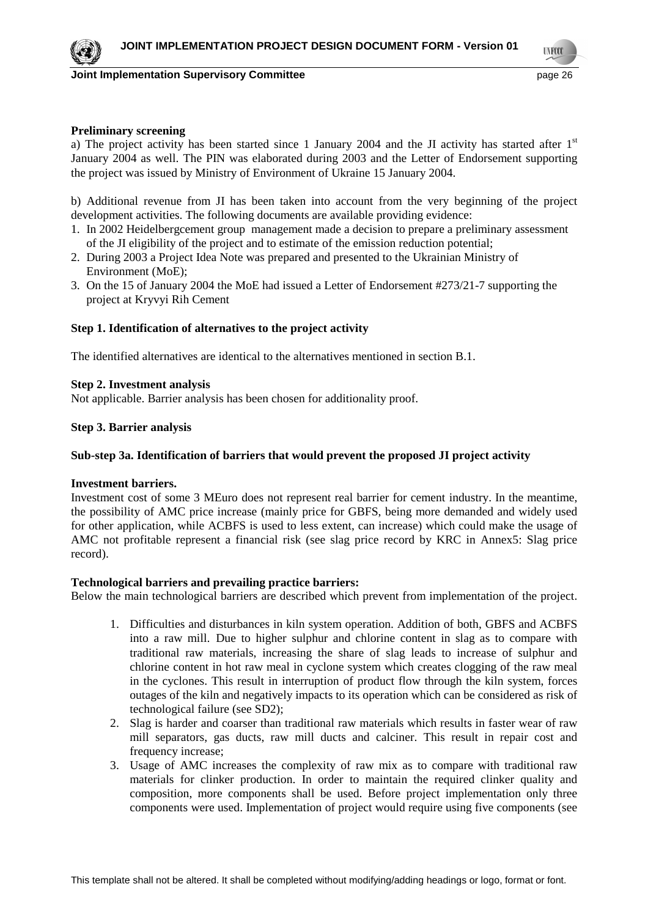**Preliminary screening**

a) The project activity has been started since 1 January 2004 and the JI activity has started after 1st January 2004 as well. The PIN was elaborated during 2003 and the Letter of Endorsement supporting the project was issued by Ministry of Environment of Ukraine 15 January 2004.

b) Additional revenue from JI has been taken into account from the very beginning of the project development activities. The following documents are available providing evidence:

1. In 2002 Heidelbergcement group management made a decision to prepare a preliminary assessment of the JI eligibility of the project and to estimate of the emission reduction potential;
2. During 2003 a Project Idea Note was prepared and presented to the Ukrainian Ministry of Environment (MoE);
3. On the 15 of January 2004 the MoE had issued a Letter of Endorsement #273/21-7 supporting the project at Kryvyi Rih Cement

**Step 1. Identification of alternatives to the project activity**

The identified alternatives are identical to the alternatives mentioned in section B.1.

**Step 2. Investment analysis**

Not applicable. Barrier analysis has been chosen for additionality proof.

**Step 3. Barrier analysis**

**Sub-step 3a. Identification of barriers that would prevent the proposed JI project activity**

**Investment barriers.**

Investment cost of some 3 MEuro does not represent real barrier for cement industry. In the meantime, the possibility of AMC price increase (mainly price for GBFS, being more demanded and widely used for other application, while ACBFS is used to less extent, can increase) which could make the usage of AMC not profitable represent a financial risk (see slag price record by KRC in Annex5: Slag price record).

**Technological barriers and prevailing practice barriers:**

Below the main technological barriers are described which prevent from implementation of the project.

1. Difficulties and disturbances in kiln system operation. Addition of both, GBFS and ACBFS into a raw mill. Due to higher sulphur and chlorine content in slag as to compare with traditional raw materials, increasing the share of slag leads to increase of sulphur and chlorine content in hot raw meal in cyclone system which creates clogging of the raw meal in the cyclones. This result in interruption of product flow through the kiln system, forces outages of the kiln and negatively impacts to its operation which can be considered as risk of technological failure (see SD2);
2. Slag is harder and coarser than traditional raw materials which results in faster wear of raw mill separators, gas ducts, raw mill ducts and calciner. This result in repair cost and frequency increase;
3. Usage of AMC increases the complexity of raw mix as to compare with traditional raw materials for clinker production. In order to maintain the required clinker quality and composition, more components shall be used. Before project implementation only three components were used. Implementation of project would require using five components (see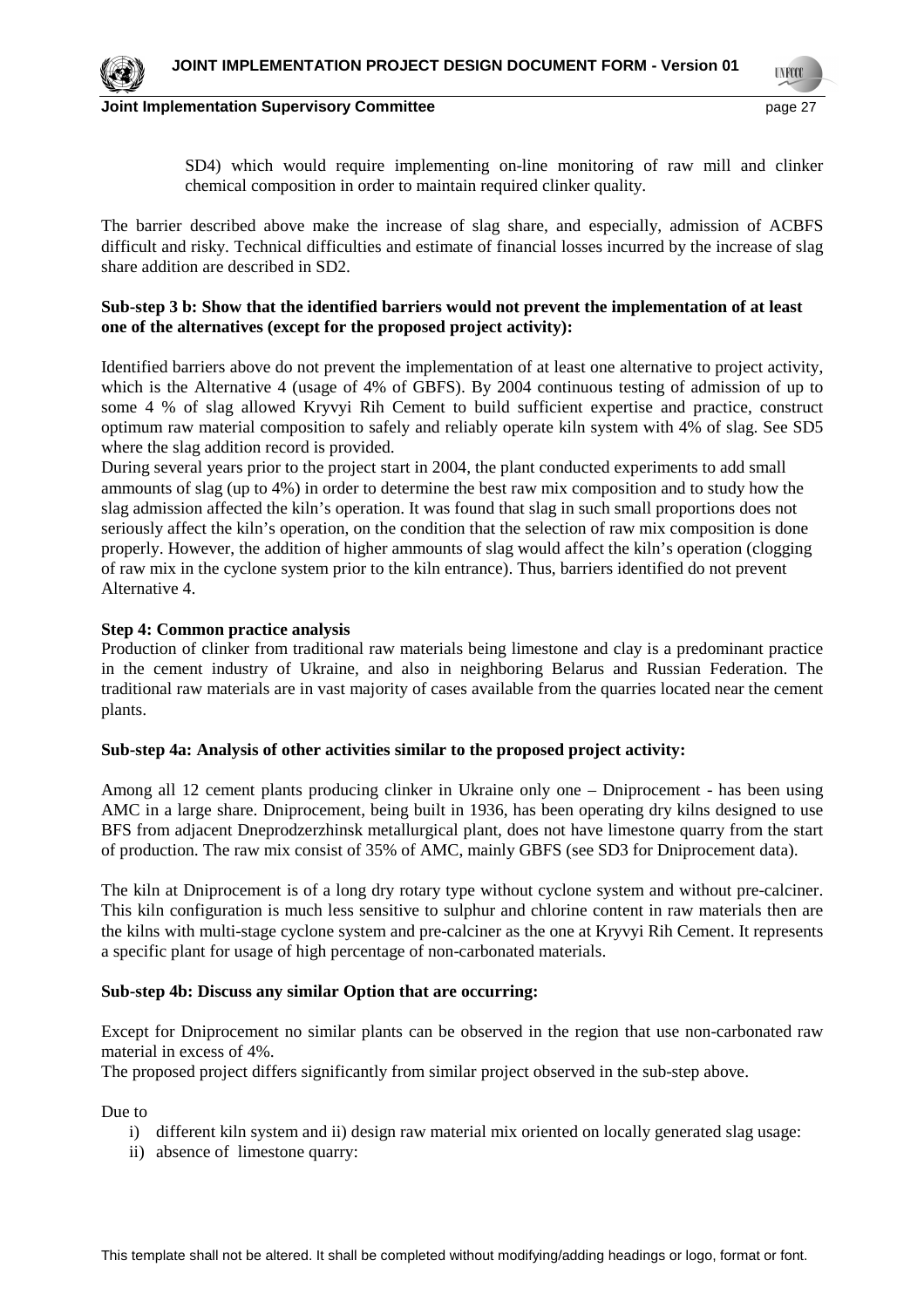SD4) which would require implementing on-line monitoring of raw mill and clinker chemical composition in order to maintain required clinker quality.

The barrier described above make the increase of slag share, and especially, admission of ACBFS difficult and risky. Technical difficulties and estimate of financial losses incurred by the increase of slag share addition are described in SD2.

**Sub-step 3 b: Show that the identified barriers would not prevent the implementation of at least one of the alternatives (except for the proposed project activity):**

Identified barriers above do not prevent the implementation of at least one alternative to project activity, which is the Alternative 4 (usage of 4% of GBFS). By 2004 continuous testing of admission of up to some 4 % of slag allowed Kryvyi Rih Cement to build sufficient expertise and practice, construct optimum raw material composition to safely and reliably operate kiln system with 4% of slag. See SD5 where the slag addition record is provided.

During several years prior to the project start in 2004, the plant conducted experiments to add small ammounts of slag (up to 4%) in order to determine the best raw mix composition and to study how the slag admission affected the kiln's operation. It was found that slag in such small proportions does not seriously affect the kiln's operation, on the condition that the selection of raw mix composition is done properly. However, the addition of higher ammounts of slag would affect the kiln's operation (clogging of raw mix in the cyclone system prior to the kiln entrance). Thus, barriers identified do not prevent Alternative 4.

**Step 4: Common practice analysis**

Production of clinker from traditional raw materials being limestone and clay is a predominant practice in the cement industry of Ukraine, and also in neighboring Belarus and Russian Federation. The traditional raw materials are in vast majority of cases available from the quarries located near the cement plants.

**Sub-step 4a: Analysis of other activities similar to the proposed project activity:**

Among all 12 cement plants producing clinker in Ukraine only one – Dniprocement - has been using AMC in a large share. Dniprocement, being built in 1936, has been operating dry kilns designed to use BFS from adjacent Dneprodzerzhinsk metallurgical plant, does not have limestone quarry from the start of production. The raw mix consist of 35% of AMC, mainly GBFS (see SD3 for Dniprocement data).

The kiln at Dniprocement is of a long dry rotary type without cyclone system and without pre-calciner. This kiln configuration is much less sensitive to sulphur and chlorine content in raw materials then are the kilns with multi-stage cyclone system and pre-calciner as the one at Kryvyi Rih Cement. It represents a specific plant for usage of high percentage of non-carbonated materials.

**Sub-step 4b: Discuss any similar Option that are occurring:**

Except for Dniprocement no similar plants can be observed in the region that use non-carbonated raw material in excess of 4%.

The proposed project differs significantly from similar project observed in the sub-step above.

Due to

i) different kiln system and ii) design raw material mix oriented on locally generated slag usage:
ii) absence of limestone quarry: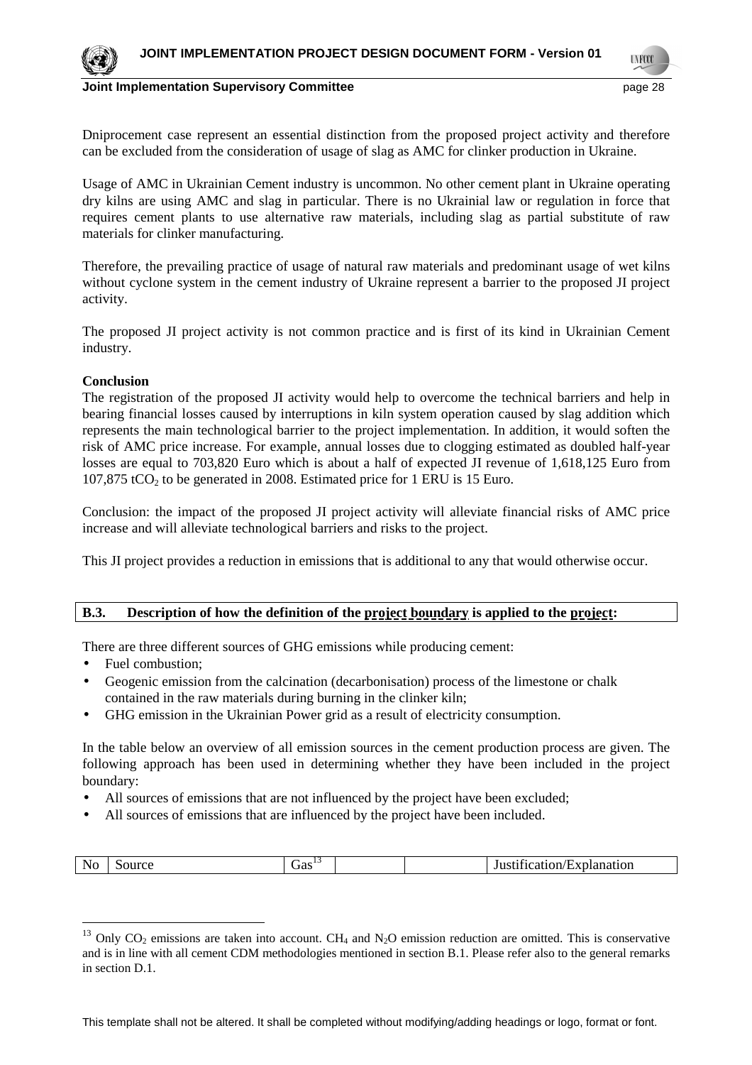Dniprocement case represent an essential distinction from the proposed project activity and therefore can be excluded from the consideration of usage of slag as AMC for clinker production in Ukraine.

Usage of AMC in Ukrainian Cement industry is uncommon. No other cement plant in Ukraine operating dry kilns are using AMC and slag in particular. There is no Ukrainial law or regulation in force that requires cement plants to use alternative raw materials, including slag as partial substitute of raw materials for clinker manufacturing.

Therefore, the prevailing practice of usage of natural raw materials and predominant usage of wet kilns without cyclone system in the cement industry of Ukraine represent a barrier to the proposed JI project activity.

The proposed JI project activity is not common practice and is first of its kind in Ukrainian Cement industry.

**Conclusion**

The registration of the proposed JI activity would help to overcome the technical barriers and help in bearing financial losses caused by interruptions in kiln system operation caused by slag addition which represents the main technological barrier to the project implementation. In addition, it would soften the risk of AMC price increase. For example, annual losses due to clogging estimated as doubled half-year losses are equal to 703,820 Euro which is about a half of expected JI revenue of 1,618,125 Euro from 107,875 $tCO_2$ to be generated in 2008. Estimated price for 1 ERU is 15 Euro.

Conclusion: the impact of the proposed JI project activity will alleviate financial risks of AMC price increase and will alleviate technological barriers and risks to the project.

This JI project provides a reduction in emissions that is additional to any that would otherwise occur.

## B.3. Description of how the definition of the project boundary is applied to the project:

There are three different sources of GHG emissions while producing cement:

- Fuel combustion;
- Geogenic emission from the calcination (decarbonisation) process of the limestone or chalk contained in the raw materials during burning in the clinker kiln;
- GHG emission in the Ukrainian Power grid as a result of electricity consumption.

In the table below an overview of all emission sources in the cement production process are given. The following approach has been used in determining whether they have been included in the project boundary:

- All sources of emissions that are not influenced by the project have been excluded;
- All sources of emissions that are influenced by the project have been included.

| No | Source | Gas[13] | | | Justification/Explanation |
|---|---|---|---|---|---|

[13] Only $CO_2$ emissions are taken into account. $CH_4$ and $N_2O$ emission reduction are omitted. This is conservative and is in line with all cement CDM methodologies mentioned in section B.1. Please refer also to the general remarks in section D.1.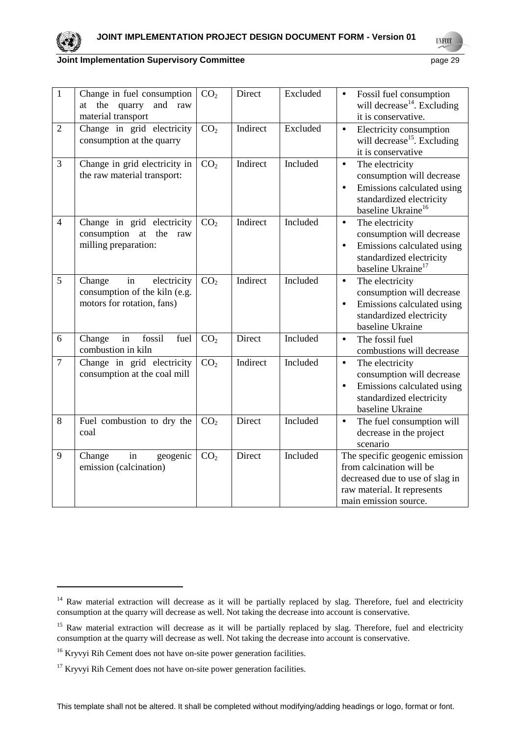| 1 | Change in fuel consumption at the quarry and raw material transport | $CO_2$ | Direct | Excluded | • Fossil fuel consumption will decrease[14]. Excluding it is conservative. |
|---|---|---|---|---|---|
| 2 | Change in grid electricity consumption at the quarry | $CO_2$ | Indirect | Excluded | • Electricity consumption will decrease[15]. Excluding it is conservative |
| 3 | Change in grid electricity in the raw material transport: | $CO_2$ | Indirect | Included | • The electricity consumption will decrease<br>• Emissions calculated using standardized electricity baseline Ukraine[16] |
| 4 | Change in grid electricity consumption at the raw milling preparation: | $CO_2$ | Indirect | Included | • The electricity consumption will decrease<br>• Emissions calculated using standardized electricity baseline Ukraine[17] |
| 5 | Change in electricity consumption of the kiln (e.g. motors for rotation, fans) | $CO_2$ | Indirect | Included | • The electricity consumption will decrease<br>• Emissions calculated using standardized electricity baseline Ukraine |
| 6 | Change in fossil fuel combustion in kiln | $CO_2$ | Direct | Included | • The fossil fuel combustions will decrease |
| 7 | Change in grid electricity consumption at the coal mill | $CO_2$ | Indirect | Included | • The electricity consumption will decrease<br>• Emissions calculated using standardized electricity baseline Ukraine |
| 8 | Fuel combustion to dry the coal | $CO_2$ | Direct | Included | • The fuel consumption will decrease in the project scenario |
| 9 | Change in geogenic emission (calcination) | $CO_2$ | Direct | Included | The specific geogenic emission from calcination will be decreased due to use of slag in raw material. It represents main emission source. |

[14] Raw material extraction will decrease as it will be partially replaced by slag. Therefore, fuel and electricity consumption at the quarry will decrease as well. Not taking the decrease into account is conservative.

[15] Raw material extraction will decrease as it will be partially replaced by slag. Therefore, fuel and electricity consumption at the quarry will decrease as well. Not taking the decrease into account is conservative.

[16] Kryvyi Rih Cement does not have on-site power generation facilities.

[17] Kryvyi Rih Cement does not have on-site power generation facilities.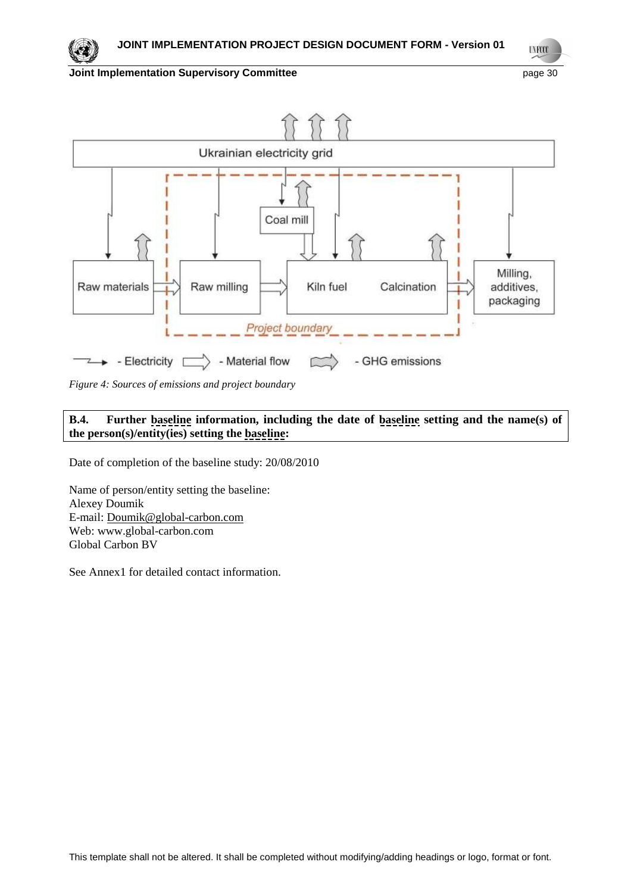*Figure 4: Sources of emissions and project boundary*

**B.4. Further baseline information, including the date of baseline setting and the name(s) of the person(s)/entity(ies) setting the baseline:**

Date of completion of the baseline study: 20/08/2010

Name of person/entity setting the baseline:
Alexey Doumik
E-mail: Doumik@global-carbon.com
Web: www.global-carbon.com
Global Carbon BV

See Annex1 for detailed contact information.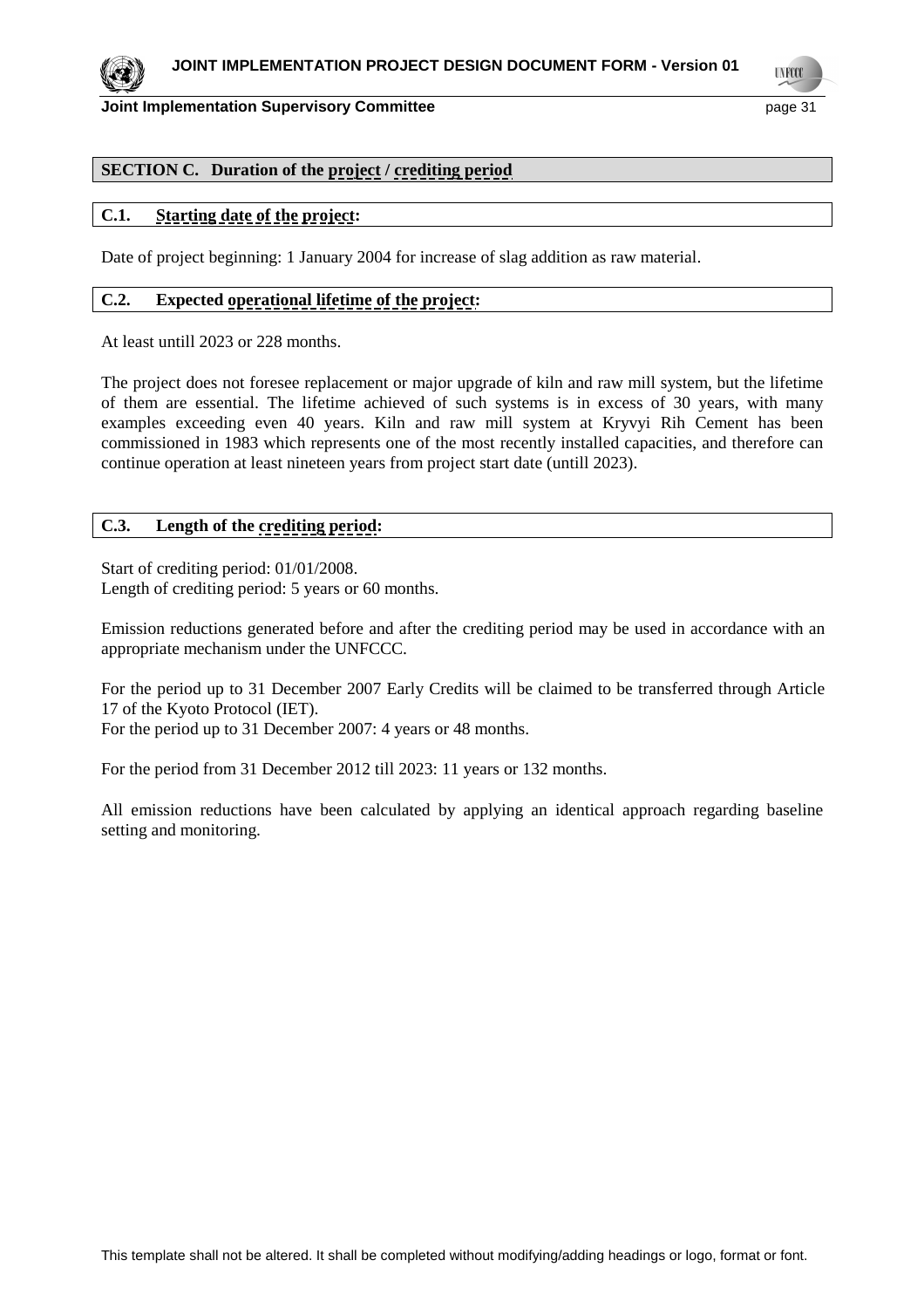## SECTION C. Duration of the project / crediting period

### C.1. Starting date of the project:

Date of project beginning: 1 January 2004 for increase of slag addition as raw material.

### C.2. Expected operational lifetime of the project:

At least untill 2023 or 228 months.

The project does not foresee replacement or major upgrade of kiln and raw mill system, but the lifetime of them are essential. The lifetime achieved of such systems is in excess of 30 years, with many examples exceeding even 40 years. Kiln and raw mill system at Kryvyi Rih Cement has been commissioned in 1983 which represents one of the most recently installed capacities, and therefore can continue operation at least nineteen years from project start date (untill 2023).

### C.3. Length of the crediting period:

Start of crediting period: 01/01/2008.
Length of crediting period: 5 years or 60 months.

Emission reductions generated before and after the crediting period may be used in accordance with an appropriate mechanism under the UNFCCC.

For the period up to 31 December 2007 Early Credits will be claimed to be transferred through Article 17 of the Kyoto Protocol (IET).
For the period up to 31 December 2007: 4 years or 48 months.

For the period from 31 December 2012 till 2023: 11 years or 132 months.

All emission reductions have been calculated by applying an identical approach regarding baseline setting and monitoring.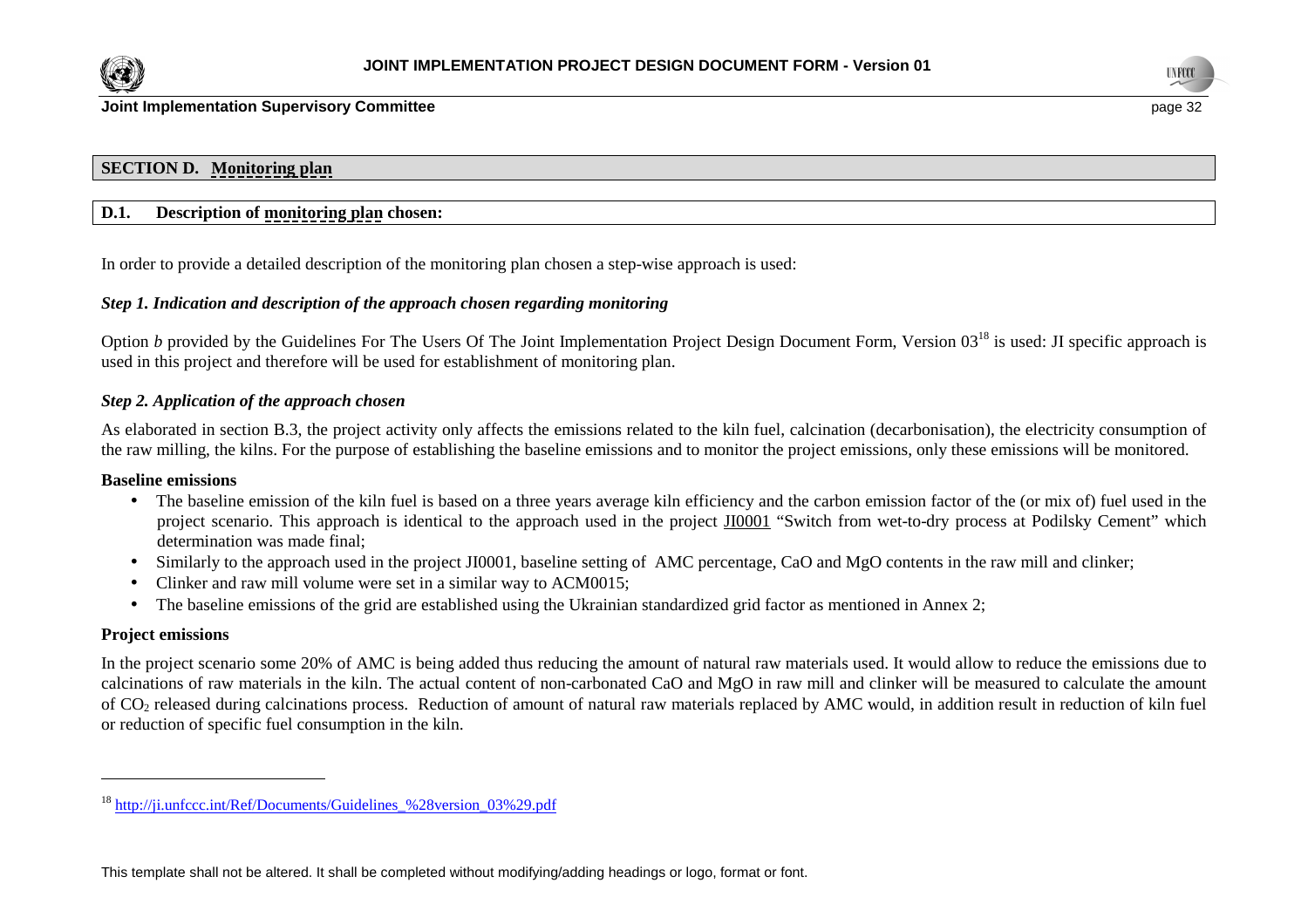## SECTION D. Monitoring plan

### D.1. Description of monitoring plan chosen:

In order to provide a detailed description of the monitoring plan chosen a step-wise approach is used:

***Step 1. Indication and description of the approach chosen regarding monitoring***

Option *b* provided by the Guidelines For The Users Of The Joint Implementation Project Design Document Form, Version 03[18] is used: JI specific approach is used in this project and therefore will be used for establishment of monitoring plan.

***Step 2. Application of the approach chosen***

As elaborated in section B.3, the project activity only affects the emissions related to the kiln fuel, calcination (decarbonisation), the electricity consumption of the raw milling, the kilns. For the purpose of establishing the baseline emissions and to monitor the project emissions, only these emissions will be monitored.

**Baseline emissions**

- The baseline emission of the kiln fuel is based on a three years average kiln efficiency and the carbon emission factor of the (or mix of) fuel used in the project scenario. This approach is identical to the approach used in the project JI0001 "Switch from wet-to-dry process at Podilsky Cement" which determination was made final;
- Similarly to the approach used in the project JI0001, baseline setting of AMC percentage, CaO and MgO contents in the raw mill and clinker;
- Clinker and raw mill volume were set in a similar way to ACM0015;
- The baseline emissions of the grid are established using the Ukrainian standardized grid factor as mentioned in Annex 2;

**Project emissions**

In the project scenario some 20% of AMC is being added thus reducing the amount of natural raw materials used. It would allow to reduce the emissions due to calcinations of raw materials in the kiln. The actual content of non-carbonated CaO and MgO in raw mill and clinker will be measured to calculate the amount of $CO_2$ released during calcinations process. Reduction of amount of natural raw materials replaced by AMC would, in addition result in reduction of kiln fuel or reduction of specific fuel consumption in the kiln.

---

[18] http://ji.unfccc.int/Ref/Documents/Guidelines_%28version_03%29.pdf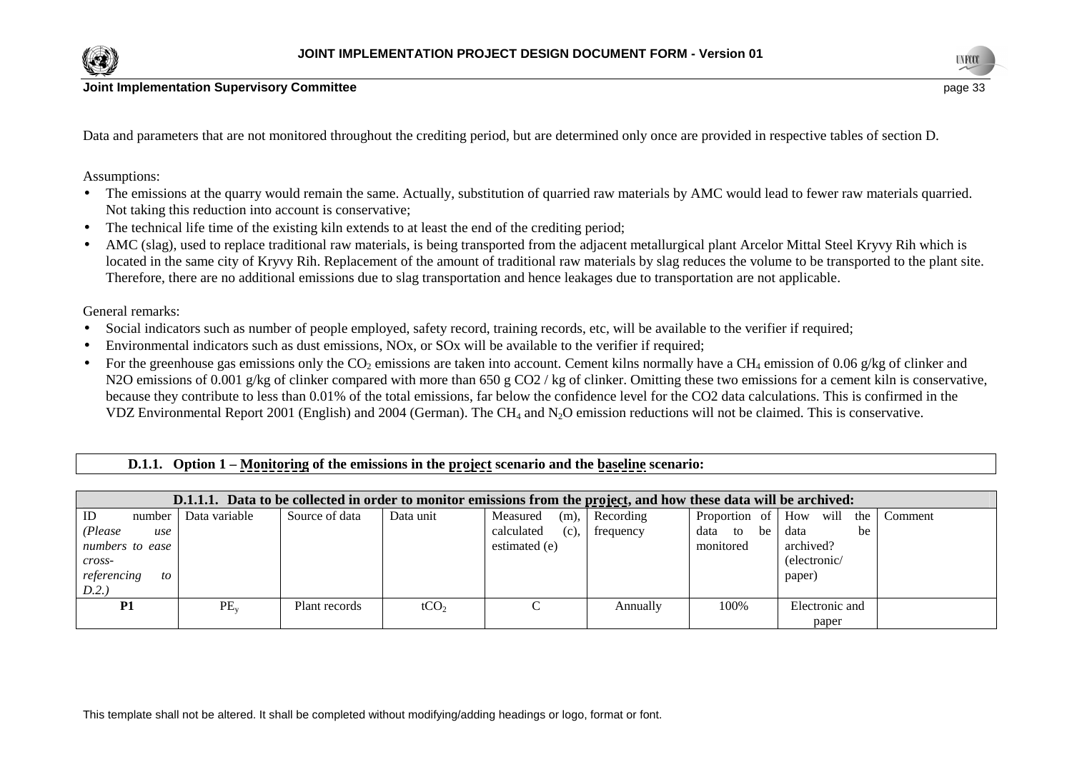Data and parameters that are not monitored throughout the crediting period, but are determined only once are provided in respective tables of section D.

Assumptions:

- The emissions at the quarry would remain the same. Actually, substitution of quarried raw materials by AMC would lead to fewer raw materials quarried. Not taking this reduction into account is conservative;
- The technical life time of the existing kiln extends to at least the end of the crediting period;
- AMC (slag), used to replace traditional raw materials, is being transported from the adjacent metallurgical plant Arcelor Mittal Steel Kryvy Rih which is located in the same city of Kryvy Rih. Replacement of the amount of traditional raw materials by slag reduces the volume to be transported to the plant site. Therefore, there are no additional emissions due to slag transportation and hence leakages due to transportation are not applicable.

General remarks:

- Social indicators such as number of people employed, safety record, training records, etc, will be available to the verifier if required;
- Environmental indicators such as dust emissions, NOx, or SOx will be available to the verifier if required;
- For the greenhouse gas emissions only the $CO_2$ emissions are taken into account. Cement kilns normally have a $CH_4$ emission of 0.06 g/kg of clinker and N2O emissions of 0.001 g/kg of clinker compared with more than 650 g CO2 / kg of clinker. Omitting these two emissions for a cement kiln is conservative, because they contribute to less than 0.01% of the total emissions, far below the confidence level for the CO2 data calculations. This is confirmed in the VDZ Environmental Report 2001 (English) and 2004 (German). The $CH_4$ and $N_2O$ emission reductions will not be claimed. This is conservative.

### D.1.1. Option 1 – Monitoring of the emissions in the project scenario and the baseline scenario:

#### D.1.1.1. Data to be collected in order to monitor emissions from the project, and how these data will be archived:

| ID number *(Please use numbers to ease cross-referencing to D.2.)* | Data variable | Source of data | Data unit | Measured (m), calculated (c), estimated (e) | Recording frequency | Proportion of data to be monitored | How will the data be archived? (electronic/ paper) | Comment |
|---|---|---|---|---|---|---|---|---|
| **P1** | $PE_y$ | Plant records | $tCO_2$ | C | Annually | 100% | Electronic and paper | |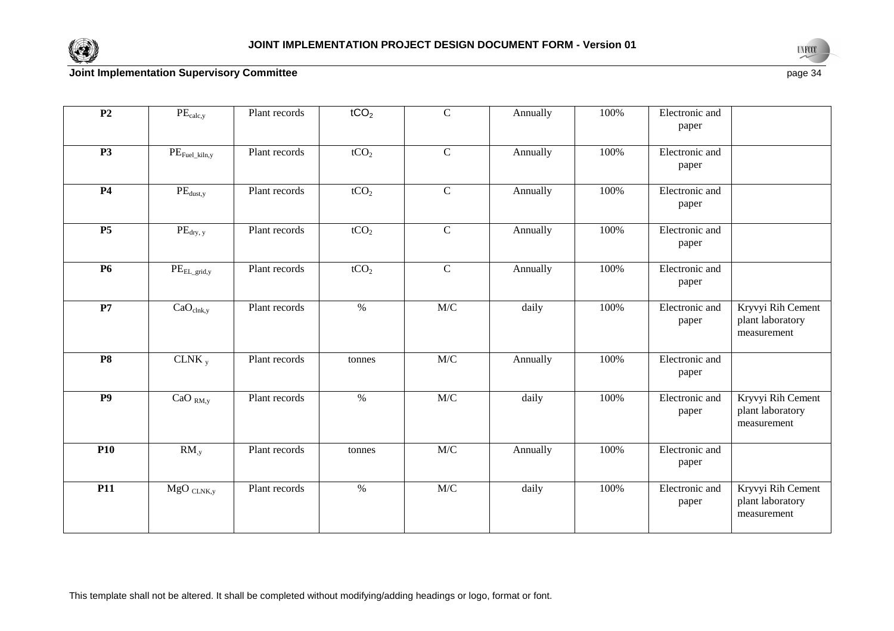| **P2** | $PE_{calc,y}$ | Plant records | $tCO_2$ | C | Annually | 100% | Electronic and paper | |
|---|---|---|---|---|---|---|---|---|
| **P3** | $PE_{Fuel\_kiln,y}$ | Plant records | $tCO_2$ | C | Annually | 100% | Electronic and paper | |
| **P4** | $PE_{dust,y}$ | Plant records | $tCO_2$ | C | Annually | 100% | Electronic and paper | |
| **P5** | $PE_{dry,\ y}$ | Plant records | $tCO_2$ | C | Annually | 100% | Electronic and paper | |
| **P6** | $PE_{EL\_grid,y}$ | Plant records | $tCO_2$ | C | Annually | 100% | Electronic and paper | |
| **P7** | $CaO_{clnk,y}$ | Plant records | % | M/C | daily | 100% | Electronic and paper | Kryvyi Rih Cement plant laboratory measurement |
| **P8** | $CLNK_{\ y}$ | Plant records | tonnes | M/C | Annually | 100% | Electronic and paper | |
| **P9** | $CaO_{\ RM,y}$ | Plant records | % | M/C | daily | 100% | Electronic and paper | Kryvyi Rih Cement plant laboratory measurement |
| **P10** | $RM_{,y}$ | Plant records | tonnes | M/C | Annually | 100% | Electronic and paper | |
| **P11** | $MgO_{\ CLNK,y}$ | Plant records | % | M/C | daily | 100% | Electronic and paper | Kryvyi Rih Cement plant laboratory measurement |

This template shall not be altered. It shall be completed without modifying/adding headings or logo, format or font.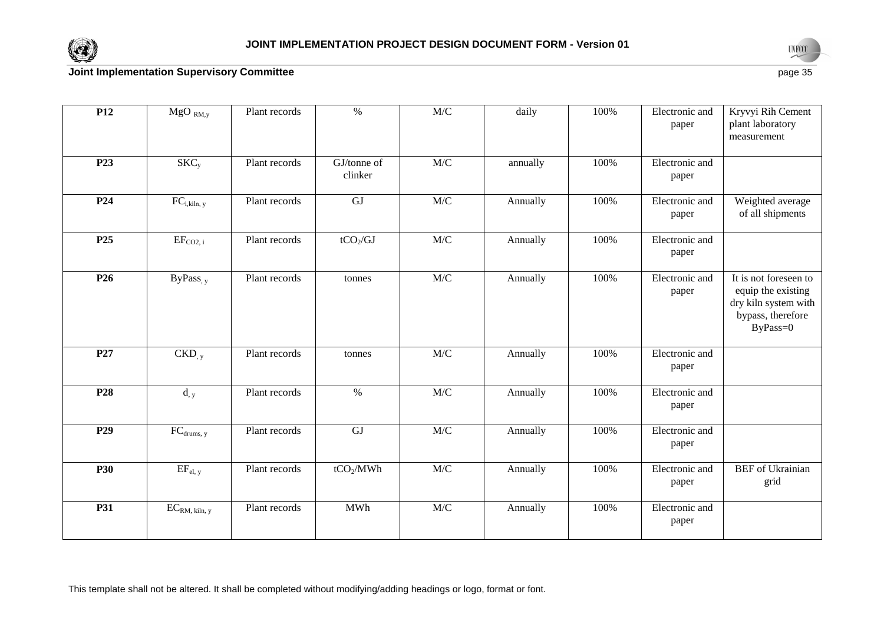| | | | | | | | | |
|---|---|---|---|---|---|---|---|---|
| **P12** | $MgO_{RM,y}$ | Plant records | % | M/C | daily | 100% | Electronic and paper | Kryvyi Rih Cement plant laboratory measurement |
| **P23** | $SKC_y$ | Plant records | GJ/tonne of clinker | M/C | annually | 100% | Electronic and paper | |
| **P24** | $FC_{i,kiln,\ y}$ | Plant records | GJ | M/C | Annually | 100% | Electronic and paper | Weighted average of all shipments |
| **P25** | $EF_{CO2,\ i}$ | Plant records | $tCO_2/GJ$ | M/C | Annually | 100% | Electronic and paper | |
| **P26** | $ByPass_{,\ y}$ | Plant records | tonnes | M/C | Annually | 100% | Electronic and paper | It is not foreseen to equip the existing dry kiln system with bypass, therefore ByPass=0 |
| **P27** | $CKD_{,\ y}$ | Plant records | tonnes | M/C | Annually | 100% | Electronic and paper | |
| **P28** | $d_{,\ y}$ | Plant records | % | M/C | Annually | 100% | Electronic and paper | |
| **P29** | $FC_{drums,\ y}$ | Plant records | GJ | M/C | Annually | 100% | Electronic and paper | |
| **P30** | $EF_{el,\ y}$ | Plant records | $tCO_2/MWh$ | M/C | Annually | 100% | Electronic and paper | BEF of Ukrainian grid |
| **P31** | $EC_{RM,\ kiln,\ y}$ | Plant records | MWh | M/C | Annually | 100% | Electronic and paper | |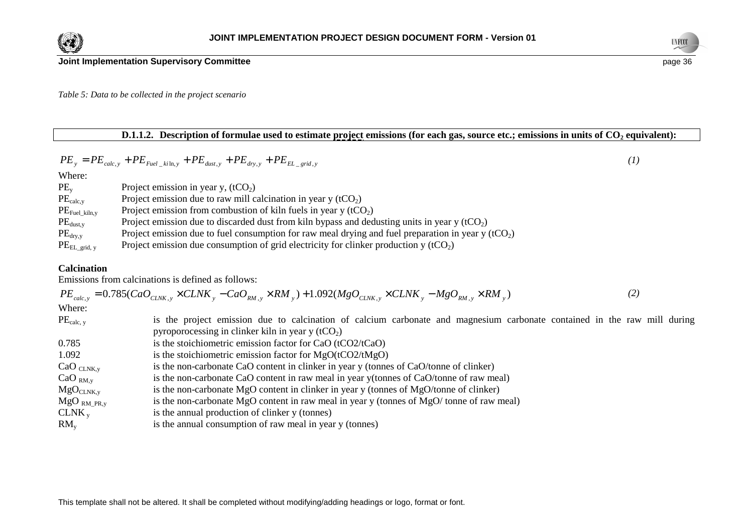*Table 5: Data to be collected in the project scenario*

**D.1.1.2. Description of formulae used to estimate project emissions (for each gas, source etc.; emissions in units of $CO_2$ equivalent):**

$$PE_y = PE_{calc,y} + PE_{Fuel\_kiln,y} + PE_{dust,y} + PE_{dry,y} + PE_{EL\_grid,y} \quad (1)$$

Where:

| | |
|---|---|
| $PE_y$ | Project emission in year y, ($tCO_2$) |
| $PE_{calc,y}$ | Project emission due to raw mill calcination in year y ($tCO_2$) |
| $PE_{Fuel\_kiln,y}$ | Project emission from combustion of kiln fuels in year y ($tCO_2$) |
| $PE_{dust,y}$ | Project emission due to discarded dust from kiln bypass and dedusting units in year y ($tCO_2$) |
| $PE_{dry,y}$ | Project emission due to fuel consumption for raw meal drying and fuel preparation in year y ($tCO_2$) |
| $PE_{EL\_grid,y}$ | Project emission due consumption of grid electricity for clinker production y ($tCO_2$) |

**Calcination**

Emissions from calcinations is defined as follows:

$$PE_{calc,y} = 0.785(CaO_{CLNK,y} \times CLNK_y - CaO_{RM,y} \times RM_y) + 1.092(MgO_{CLNK,y} \times CLNK_y - MgO_{RM,y} \times RM_y) \quad (2)$$

Where:

| | |
|---|---|
| $PE_{calc,y}$ | is the project emission due to calcination of calcium carbonate and magnesium carbonate contained in the raw mill during pyroporocessing in clinker kiln in year y ($tCO_2$) |
| 0.785 | is the stoichiometric emission factor for CaO (tCO2/tCaO) |
| 1.092 | is the stoichiometric emission factor for MgO(tCO2/tMgO) |
| $CaO_{CLNK,y}$ | is the non-carbonate CaO content in clinker in year y (tonnes of CaO/tonne of clinker) |
| $CaO_{RM,y}$ | is the non-carbonate CaO content in raw meal in year y(tonnes of CaO/tonne of raw meal) |
| $MgO_{CLNK,y}$ | is the non-carbonate MgO content in clinker in year y (tonnes of MgO/tonne of clinker) |
| $MgO_{RM\_PR,y}$ | is the non-carbonate MgO content in raw meal in year y (tonnes of MgO/ tonne of raw meal) |
| $CLNK_y$ | is the annual production of clinker y (tonnes) |
| $RM_y$ | is the annual consumption of raw meal in year y (tonnes) |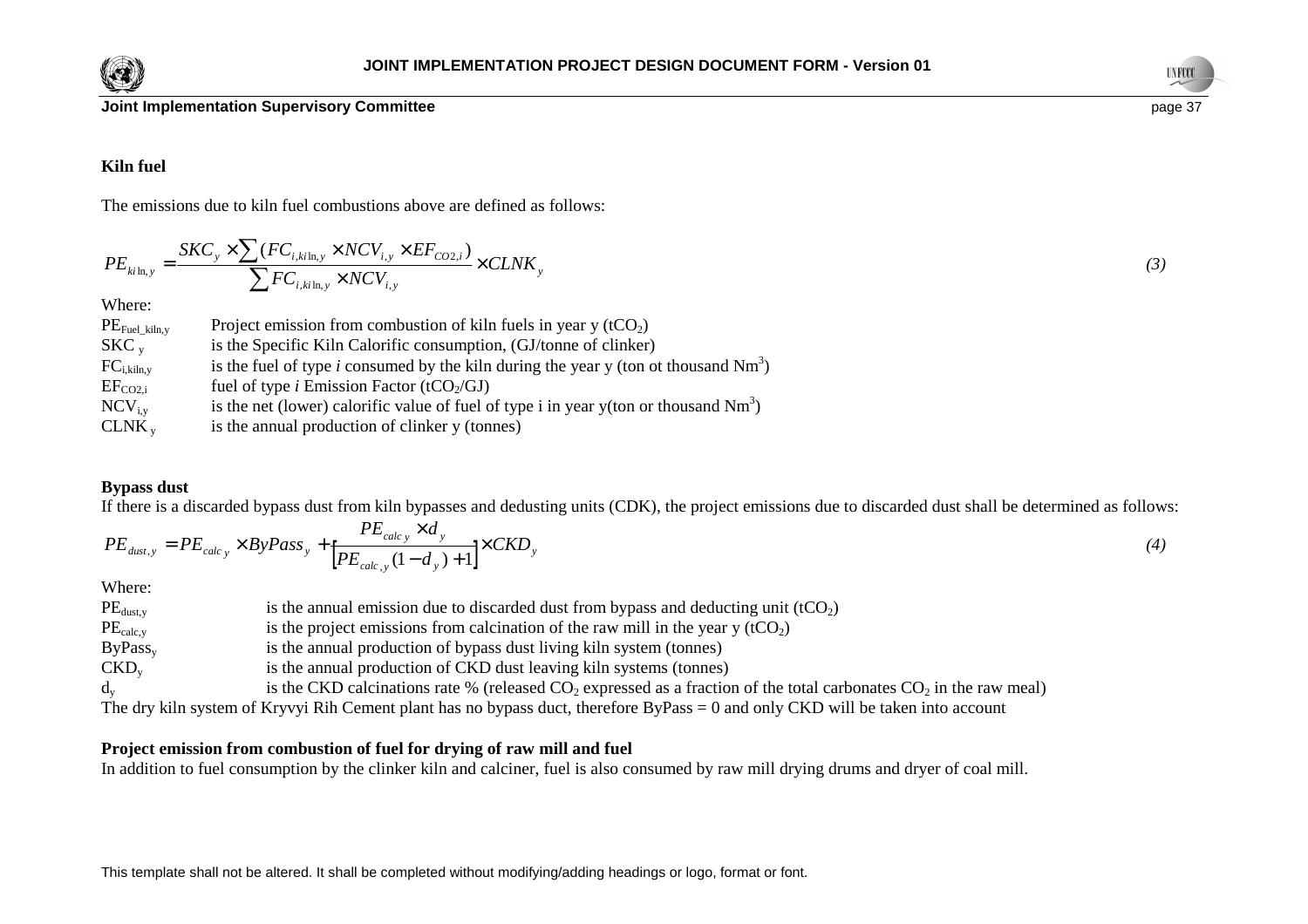**Kiln fuel**

The emissions due to kiln fuel combustions above are defined as follows:

$$PE_{kiln,y} = \frac{SKC_y \times \sum (FC_{i,kiln,y} \times NCV_{i,y} \times EF_{CO2,i})}{\sum FC_{i,kiln,y} \times NCV_{i,y}} \times CLNK_y \qquad (3)$$

Where:

| | |
|---|---|
| $PE_{Fuel\_kiln,y}$ | Project emission from combustion of kiln fuels in year y ($tCO_2$) |
| $SKC_y$ | is the Specific Kiln Calorific consumption, (GJ/tonne of clinker) |
| $FC_{i,kiln,y}$ | is the fuel of type *i* consumed by the kiln during the year y (ton ot thousand $Nm^3$) |
| $EF_{CO2,i}$ | fuel of type *i* Emission Factor ($tCO_2$/GJ) |
| $NCV_{i,y}$ | is the net (lower) calorific value of fuel of type i in year y(ton or thousand $Nm^3$) |
| $CLNK_y$ | is the annual production of clinker y (tonnes) |

**Bypass dust**

If there is a discarded bypass dust from kiln bypasses and dedusting units (CDK), the project emissions due to discarded dust shall be determined as follows:

$$PE_{dust,y} = PE_{calc\,y} \times ByPass_y + \left[\frac{PE_{calc\,y} \times d_y}{PE_{calc,y}(1-d_y)+1}\right] \times CKD_y \qquad (4)$$

Where:

| | |
|---|---|
| $PE_{dust,y}$ | is the annual emission due to discarded dust from bypass and deducting unit ($tCO_2$) |
| $PE_{calc,y}$ | is the project emissions from calcination of the raw mill in the year y ($tCO_2$) |
| $ByPass_y$ | is the annual production of bypass dust living kiln system (tonnes) |
| $CKD_y$ | is the annual production of CKD dust leaving kiln systems (tonnes) |
| $d_y$ | is the CKD calcinations rate % (released $CO_2$ expressed as a fraction of the total carbonates $CO_2$ in the raw meal) |

The dry kiln system of Kryvyi Rih Cement plant has no bypass duct, therefore ByPass = 0 and only CKD will be taken into account

**Project emission from combustion of fuel for drying of raw mill and fuel**

In addition to fuel consumption by the clinker kiln and calciner, fuel is also consumed by raw mill drying drums and dryer of coal mill.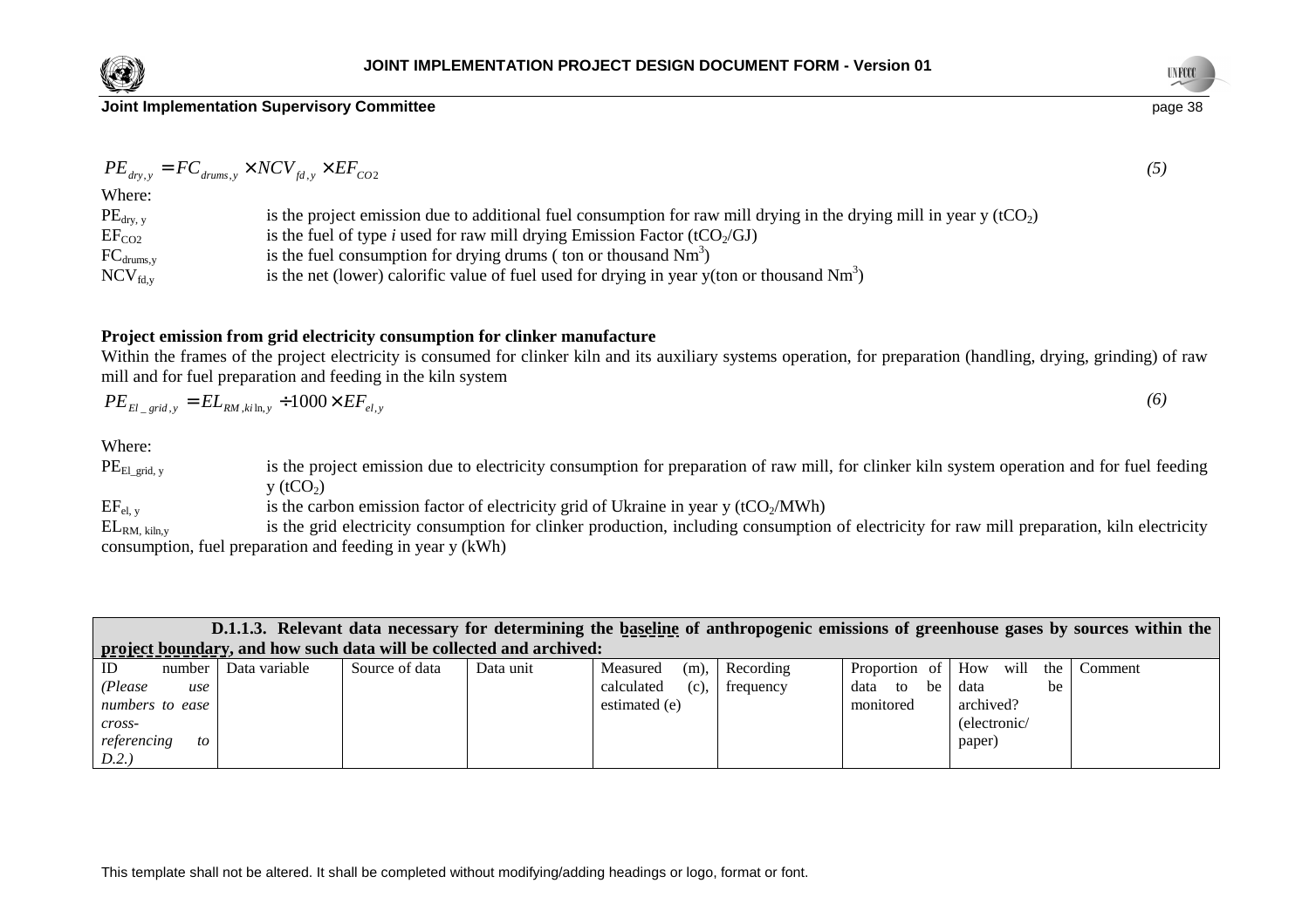$$PE_{dry,y} = FC_{drums,y} \times NCV_{fd,y} \times EF_{CO2} \qquad (5)$$

Where:

$PE_{dry,\,y}$ is the project emission due to additional fuel consumption for raw mill drying in the drying mill in year y ($tCO_2$)

$EF_{CO2}$ is the fuel of type *i* used for raw mill drying Emission Factor ($tCO_2$/GJ)

$FC_{drums,y}$ is the fuel consumption for drying drums ( ton or thousand $Nm^3$)

$NCV_{fd,y}$ is the net (lower) calorific value of fuel used for drying in year y(ton or thousand $Nm^3$)

**Project emission from grid electricity consumption for clinker manufacture**

Within the frames of the project electricity is consumed for clinker kiln and its auxiliary systems operation, for preparation (handling, drying, grinding) of raw mill and for fuel preparation and feeding in the kiln system

$$PE_{El\_grid,y} = EL_{RM,kiln,y} \div 1000 \times EF_{el,y} \qquad (6)$$

Where:

$PE_{El\_grid,\,y}$ is the project emission due to electricity consumption for preparation of raw mill, for clinker kiln system operation and for fuel feeding y ($tCO_2$)

$EF_{el,\,y}$ is the carbon emission factor of electricity grid of Ukraine in year y ($tCO_2$/MWh)

$EL_{RM,\,kiln,y}$ is the grid electricity consumption for clinker production, including consumption of electricity for raw mill preparation, kiln electricity consumption, fuel preparation and feeding in year y (kWh)

**D.1.1.3. Relevant data necessary for determining the baseline of anthropogenic emissions of greenhouse gases by sources within the project boundary, and how such data will be collected and archived:**

| ID number *(Please use numbers to ease cross-referencing to D.2.)* | Data variable | Source of data | Data unit | Measured (m), calculated (c), estimated (e) | Recording frequency | Proportion of data to be monitored | How will the data be archived? (electronic/ paper) | Comment |
|---|---|---|---|---|---|---|---|---|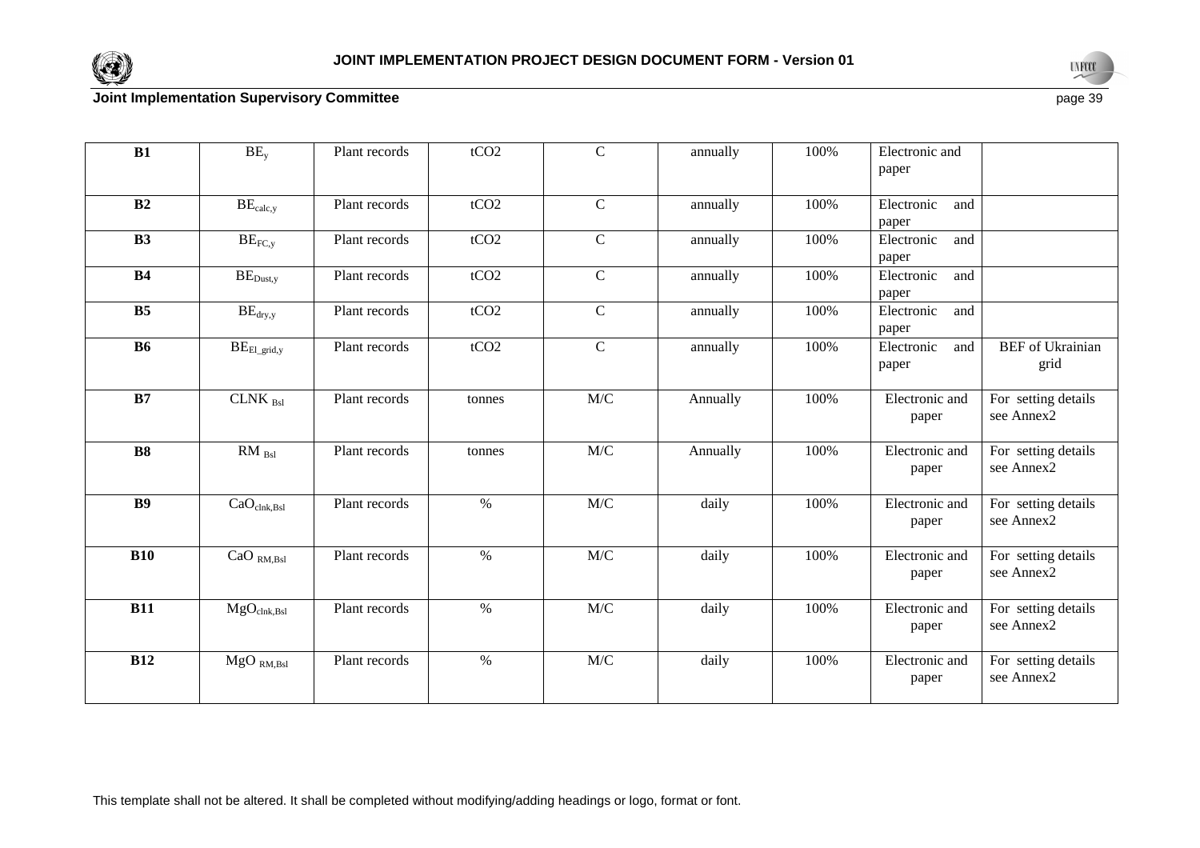| | | | | | | | | |
|---|---|---|---|---|---|---|---|---|
| **B1** | $BE_y$ | Plant records | tCO2 | C | annually | 100% | Electronic and paper | |
| **B2** | $BE_{calc,y}$ | Plant records | tCO2 | C | annually | 100% | Electronic and paper | |
| **B3** | $BE_{FC,y}$ | Plant records | tCO2 | C | annually | 100% | Electronic and paper | |
| **B4** | $BE_{Dust,y}$ | Plant records | tCO2 | C | annually | 100% | Electronic and paper | |
| **B5** | $BE_{dry,y}$ | Plant records | tCO2 | C | annually | 100% | Electronic and paper | |
| **B6** | $BE_{El\_grid,y}$ | Plant records | tCO2 | C | annually | 100% | Electronic and paper | BEF of Ukrainian grid |
| **B7** | $CLNK_{Bsl}$ | Plant records | tonnes | M/C | Annually | 100% | Electronic and paper | For setting details see Annex2 |
| **B8** | $RM_{Bsl}$ | Plant records | tonnes | M/C | Annually | 100% | Electronic and paper | For setting details see Annex2 |
| **B9** | $CaO_{clnk,Bsl}$ | Plant records | % | M/C | daily | 100% | Electronic and paper | For setting details see Annex2 |
| **B10** | $CaO_{RM,Bsl}$ | Plant records | % | M/C | daily | 100% | Electronic and paper | For setting details see Annex2 |
| **B11** | $MgO_{clnk,Bsl}$ | Plant records | % | M/C | daily | 100% | Electronic and paper | For setting details see Annex2 |
| **B12** | $MgO_{RM,Bsl}$ | Plant records | % | M/C | daily | 100% | Electronic and paper | For setting details see Annex2 |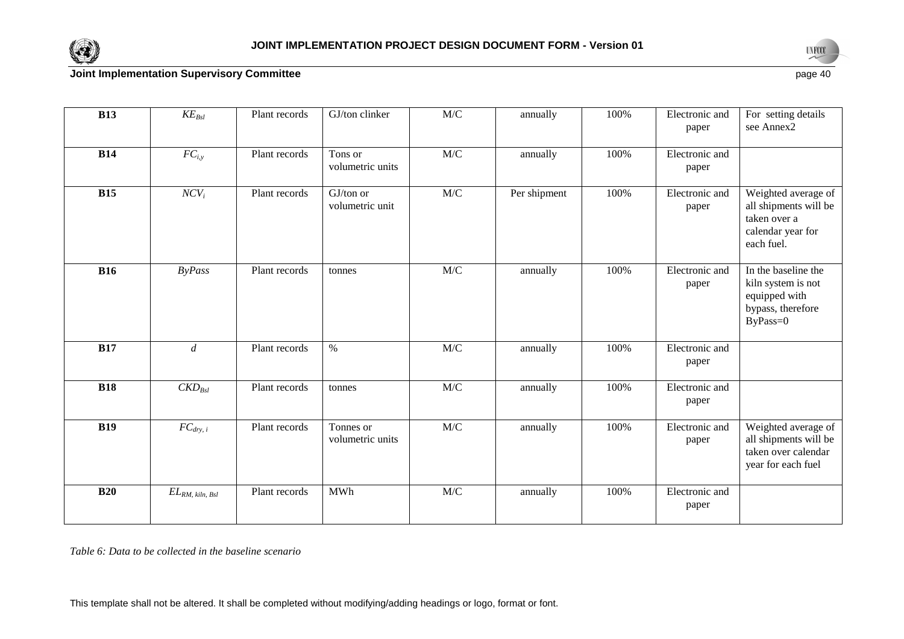| **B13** | $KE_{Bsl}$ | Plant records | GJ/ton clinker | M/C | annually | 100% | Electronic and paper | For setting details see Annex2 |
|---|---|---|---|---|---|---|---|---|
| **B14** | $FC_{i,y}$ | Plant records | Tons or volumetric units | M/C | annually | 100% | Electronic and paper | |
| **B15** | $NCV_i$ | Plant records | GJ/ton or volumetric unit | M/C | Per shipment | 100% | Electronic and paper | Weighted average of all shipments will be taken over a calendar year for each fuel. |
| **B16** | *ByPass* | Plant records | tonnes | M/C | annually | 100% | Electronic and paper | In the baseline the kiln system is not equipped with bypass, therefore ByPass=0 |
| **B17** | *d* | Plant records | % | M/C | annually | 100% | Electronic and paper | |
| **B18** | $CKD_{Bsl}$ | Plant records | tonnes | M/C | annually | 100% | Electronic and paper | |
| **B19** | $FC_{dry,\ i}$ | Plant records | Tonnes or volumetric units | M/C | annually | 100% | Electronic and paper | Weighted average of all shipments will be taken over calendar year for each fuel |
| **B20** | $EL_{RM,\ kiln,\ Bsl}$ | Plant records | MWh | M/C | annually | 100% | Electronic and paper | |

*Table 6: Data to be collected in the baseline scenario*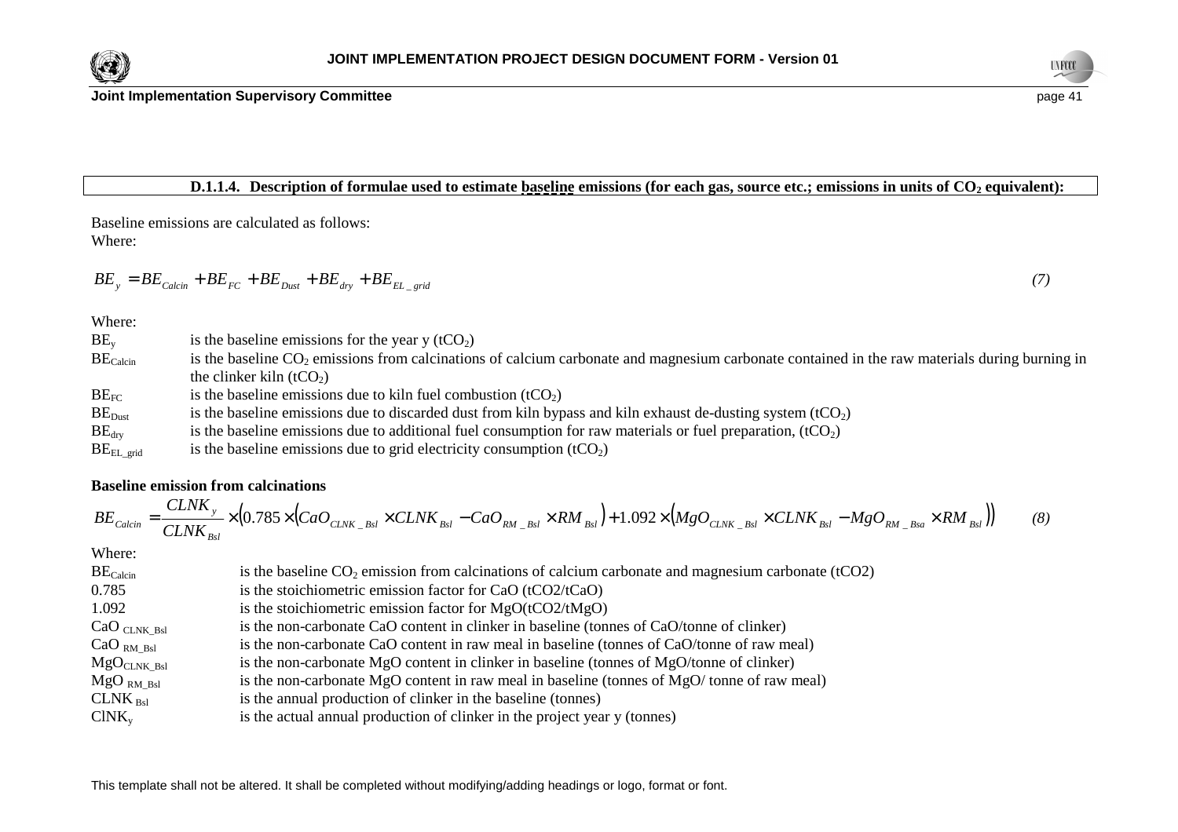**D.1.1.4. Description of formulae used to estimate baseline emissions (for each gas, source etc.; emissions in units of $CO_2$ equivalent):**

Baseline emissions are calculated as follows:
Where:

$$BE_y = BE_{Calcin} + BE_{FC} + BE_{Dust} + BE_{dry} + BE_{EL\_grid} \quad (7)$$

Where:

| | |
|---|---|
| $BE_y$ | is the baseline emissions for the year y ($tCO_2$) |
| $BE_{Calcin}$ | is the baseline $CO_2$ emissions from calcinations of calcium carbonate and magnesium carbonate contained in the raw materials during burning in the clinker kiln ($tCO_2$) |
| $BE_{FC}$ | is the baseline emissions due to kiln fuel combustion ($tCO_2$) |
| $BE_{Dust}$ | is the baseline emissions due to discarded dust from kiln bypass and kiln exhaust de-dusting system ($tCO_2$) |
| $BE_{dry}$ | is the baseline emissions due to additional fuel consumption for raw materials or fuel preparation, ($tCO_2$) |
| $BE_{EL\_grid}$ | is the baseline emissions due to grid electricity consumption ($tCO_2$) |

**Baseline emission from calcinations**

$$BE_{Calcin} = \frac{CLNK_y}{CLNK_{Bsl}} \times \left(0.785 \times \left(CaO_{CLNK\_Bsl} \times CLNK_{Bsl} - CaO_{RM\_Bsl} \times RM_{Bsl}\right) + 1.092 \times \left(MgO_{CLNK\_Bsl} \times CLNK_{Bsl} - MgO_{RM\_Bsa} \times RM_{Bsl}\right)\right) \quad (8)$$

Where:

| | |
|---|---|
| $BE_{Calcin}$ | is the baseline $CO_2$ emission from calcinations of calcium carbonate and magnesium carbonate (tCO2) |
| 0.785 | is the stoichiometric emission factor for CaO (tCO2/tCaO) |
| 1.092 | is the stoichiometric emission factor for MgO(tCO2/tMgO) |
| $CaO_{CLNK\_Bsl}$ | is the non-carbonate CaO content in clinker in baseline (tonnes of CaO/tonne of clinker) |
| $CaO_{RM\_Bsl}$ | is the non-carbonate CaO content in raw meal in baseline (tonnes of CaO/tonne of raw meal) |
| $MgO_{CLNK\_Bsl}$ | is the non-carbonate MgO content in clinker in baseline (tonnes of MgO/tonne of clinker) |
| $MgO_{RM\_Bsl}$ | is the non-carbonate MgO content in raw meal in baseline (tonnes of MgO/ tonne of raw meal) |
| $CLNK_{Bsl}$ | is the annual production of clinker in the baseline (tonnes) |
| $ClNK_y$ | is the actual annual production of clinker in the project year y (tonnes) |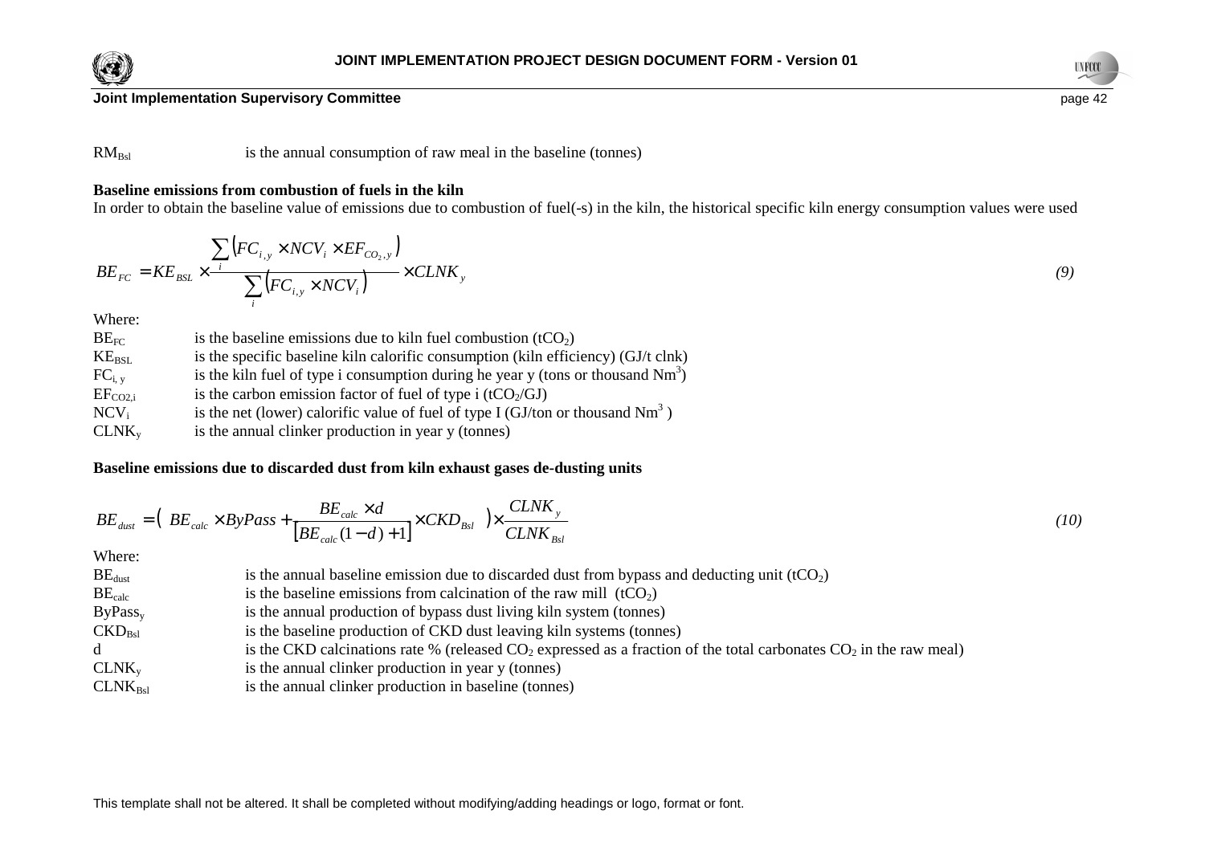$RM_{Bsl}$ is the annual consumption of raw meal in the baseline (tonnes)

**Baseline emissions from combustion of fuels in the kiln**

In order to obtain the baseline value of emissions due to combustion of fuel(-s) in the kiln, the historical specific kiln energy consumption values were used

$$BE_{FC} = KE_{BSL} \times \frac{\sum_i \left(FC_{i,y} \times NCV_i \times EF_{CO_2,y}\right)}{\sum_i \left(FC_{i,y} \times NCV_i\right)} \times CLNK_y \qquad (9)$$

Where:

- $BE_{FC}$ is the baseline emissions due to kiln fuel combustion ($tCO_2$)
- $KE_{BSL}$ is the specific baseline kiln calorific consumption (kiln efficiency) (GJ/t clnk)
- $FC_{i,y}$ is the kiln fuel of type i consumption during he year y (tons or thousand $Nm^3$)
- $EF_{CO2,i}$ is the carbon emission factor of fuel of type i ($tCO_2$/GJ)
- $NCV_i$ is the net (lower) calorific value of fuel of type I (GJ/ton or thousand $Nm^3$ )
- $CLNK_y$ is the annual clinker production in year y (tonnes)

**Baseline emissions due to discarded dust from kiln exhaust gases de-dusting units**

$$BE_{dust} = \left( BE_{calc} \times ByPass + \frac{BE_{calc} \times d}{\left[BE_{calc}(1-d)+1\right]} \times CKD_{Bsl} \right) \times \frac{CLNK_y}{CLNK_{Bsl}} \qquad (10)$$

Where:

- $BE_{dust}$ is the annual baseline emission due to discarded dust from bypass and deducting unit ($tCO_2$)
- $BE_{calc}$ is the baseline emissions from calcination of the raw mill ($tCO_2$)
- $ByPass_y$ is the annual production of bypass dust living kiln system (tonnes)
- $CKD_{Bsl}$ is the baseline production of CKD dust leaving kiln systems (tonnes)
- d is the CKD calcinations rate % (released $CO_2$ expressed as a fraction of the total carbonates $CO_2$ in the raw meal)
- $CLNK_y$ is the annual clinker production in year y (tonnes)
- $CLNK_{Bsl}$ is the annual clinker production in baseline (tonnes)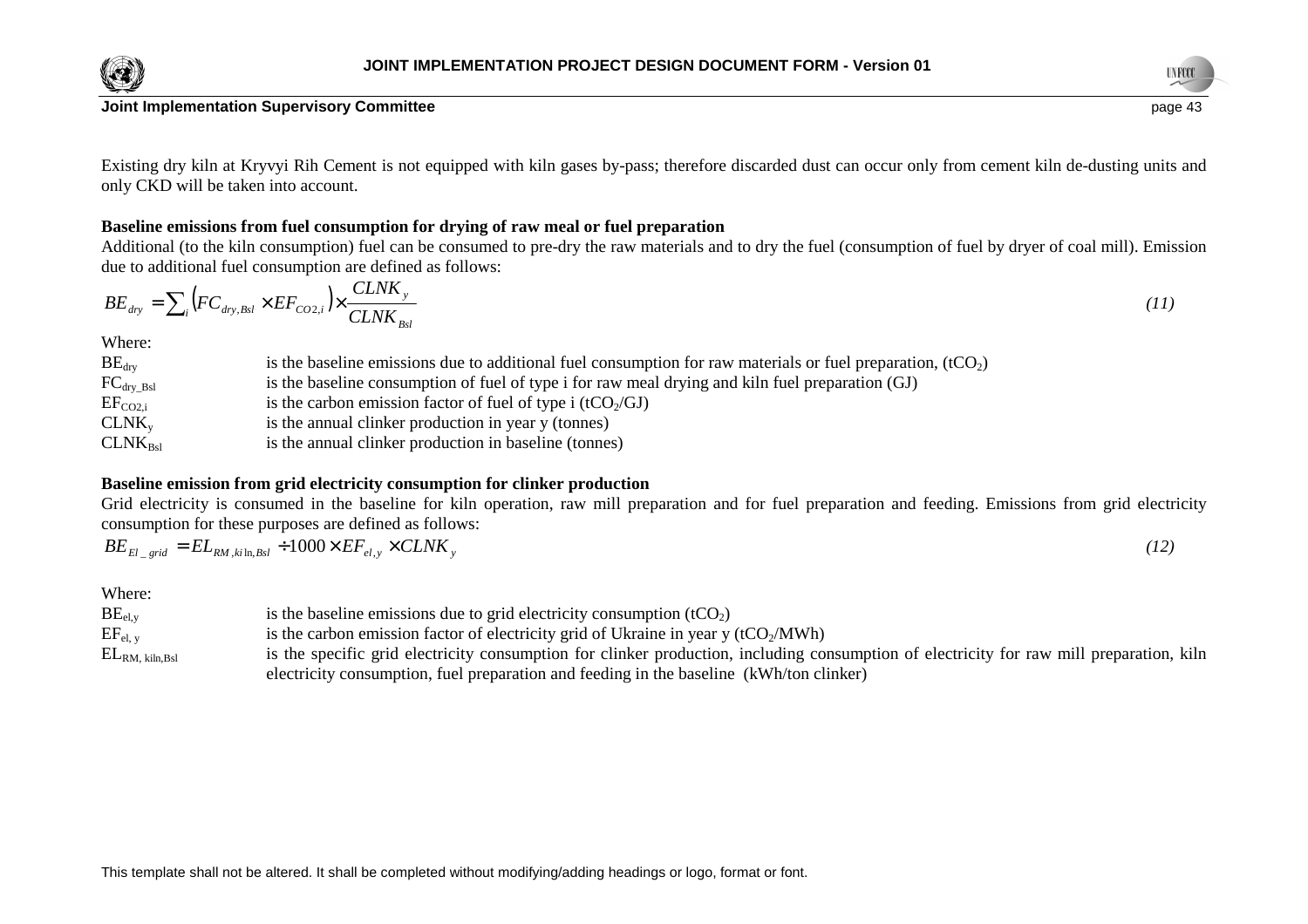Existing dry kiln at Kryvyi Rih Cement is not equipped with kiln gases by-pass; therefore discarded dust can occur only from cement kiln de-dusting units and only CKD will be taken into account.

**Baseline emissions from fuel consumption for drying of raw meal or fuel preparation**

Additional (to the kiln consumption) fuel can be consumed to pre-dry the raw materials and to dry the fuel (consumption of fuel by dryer of coal mill). Emission due to additional fuel consumption are defined as follows:

$$BE_{dry} = \sum_i \left(FC_{dry,Bsl} \times EF_{CO2,i}\right) \times \frac{CLNK_y}{CLNK_{Bsl}} \tag{11}$$

Where:

| | |
|---|---|
| $BE_{dry}$ | is the baseline emissions due to additional fuel consumption for raw materials or fuel preparation, ($tCO_2$) |
| $FC_{dry\_Bsl}$ | is the baseline consumption of fuel of type i for raw meal drying and kiln fuel preparation (GJ) |
| $EF_{CO2,i}$ | is the carbon emission factor of fuel of type i ($tCO_2$/GJ) |
| $CLNK_y$ | is the annual clinker production in year y (tonnes) |
| $CLNK_{Bsl}$ | is the annual clinker production in baseline (tonnes) |

**Baseline emission from grid electricity consumption for clinker production**

Grid electricity is consumed in the baseline for kiln operation, raw mill preparation and for fuel preparation and feeding. Emissions from grid electricity consumption for these purposes are defined as follows:

$$BE_{El\_grid} = EL_{RM,kiln,Bsl} \div 1000 \times EF_{el,y} \times CLNK_y \tag{12}$$

Where:

| | |
|---|---|
| $BE_{el,y}$ | is the baseline emissions due to grid electricity consumption ($tCO_2$) |
| $EF_{el,\,y}$ | is the carbon emission factor of electricity grid of Ukraine in year y ($tCO_2$/MWh) |
| $EL_{RM,\,kiln,Bsl}$ | is the specific grid electricity consumption for clinker production, including consumption of electricity for raw mill preparation, kiln electricity consumption, fuel preparation and feeding in the baseline (kWh/ton clinker) |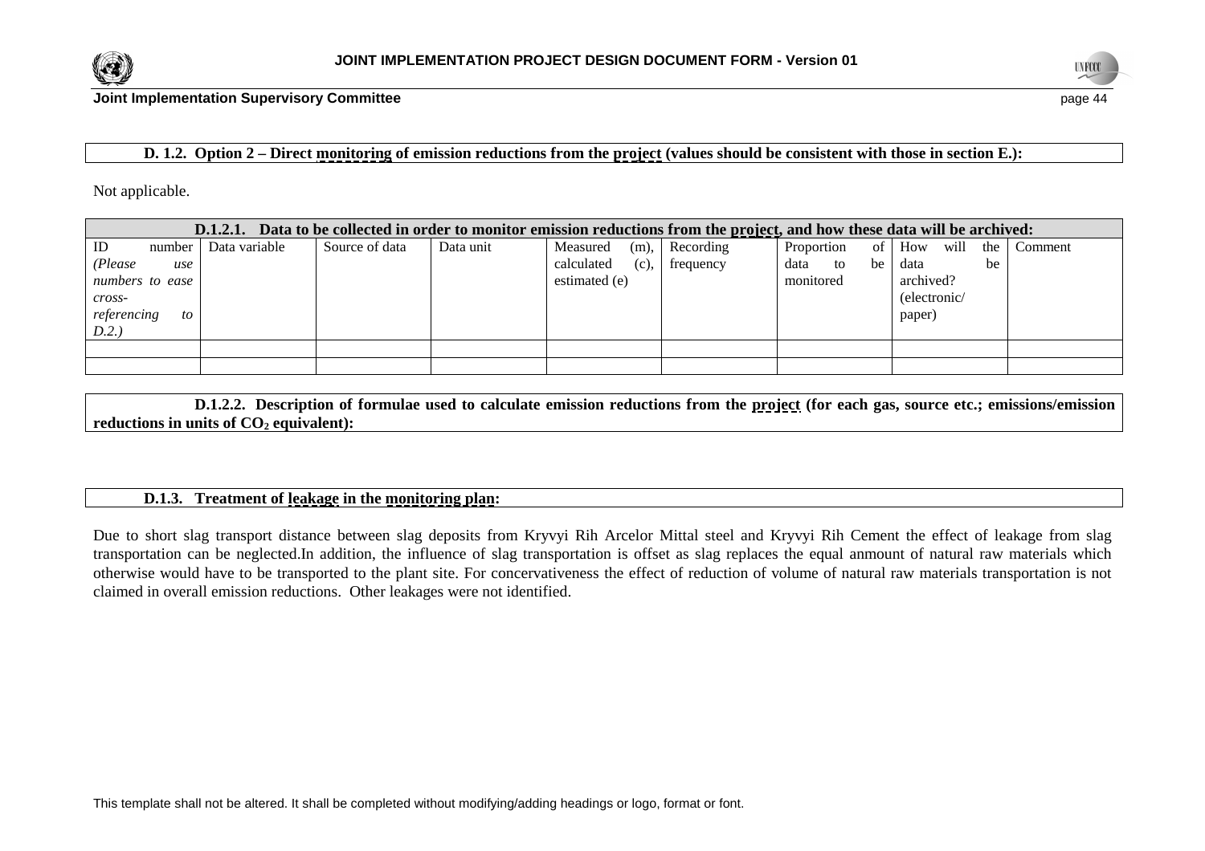**D. 1.2. Option 2 – Direct monitoring of emission reductions from the project (values should be consistent with those in section E.):**

Not applicable.

| **D.1.2.1. Data to be collected in order to monitor emission reductions from the project, and how these data will be archived:** | | | | | | | | |
|---|---|---|---|---|---|---|---|---|
| ID number *(Please use numbers to ease cross-referencing to D.2.)* | Data variable | Source of data | Data unit | Measured (m), calculated (c), estimated (e) | Recording frequency | Proportion of data to be monitored | How will the data be archived? (electronic/ paper) | Comment |
| | | | | | | | | |
| | | | | | | | | |

**D.1.2.2. Description of formulae used to calculate emission reductions from the project (for each gas, source etc.; emissions/emission reductions in units of $CO_2$ equivalent):**

**D.1.3. Treatment of leakage in the monitoring plan:**

Due to short slag transport distance between slag deposits from Kryvyi Rih Arcelor Mittal steel and Kryvyi Rih Cement the effect of leakage from slag transportation can be neglected.In addition, the influence of slag transportation is offset as slag replaces the equal anmount of natural raw materials which otherwise would have to be transported to the plant site. For concervativeness the effect of reduction of volume of natural raw materials transportation is not claimed in overall emission reductions. Other leakages were not identified.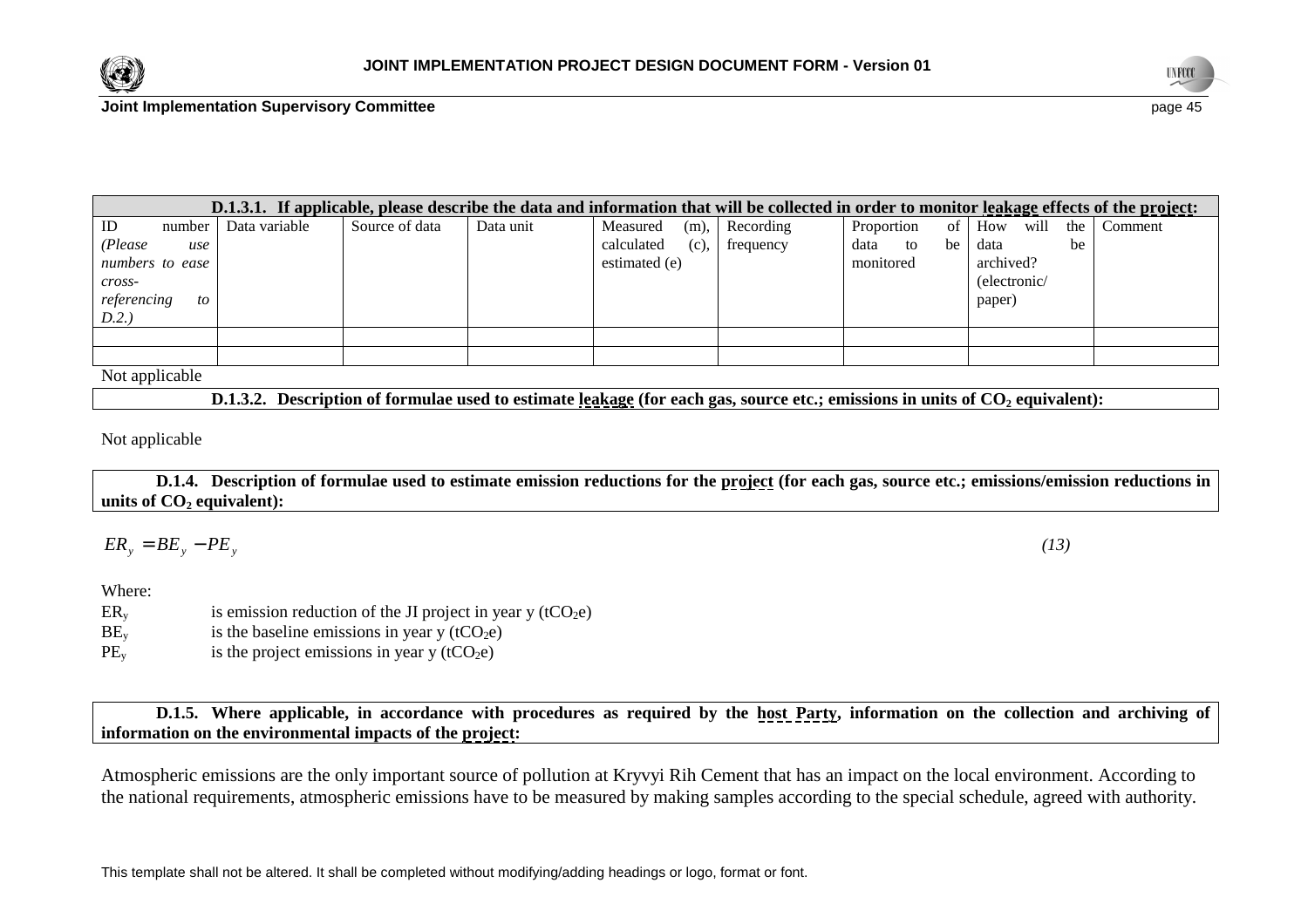| **D.1.3.1. If applicable, please describe the data and information that will be collected in order to monitor leakage effects of the project:** | | | | | | | | |
|---|---|---|---|---|---|---|---|---|
| ID number *(Please use numbers to ease cross-referencing to D.2.)* | Data variable | Source of data | Data unit | Measured (m), calculated (c), estimated (e) | Recording frequency | Proportion of data to be monitored | How will the data be archived? (electronic/ paper) | Comment |
| | | | | | | | | |
| | | | | | | | | |

Not applicable

**D.1.3.2. Description of formulae used to estimate leakage (for each gas, source etc.; emissions in units of $CO_2$ equivalent):**

Not applicable

**D.1.4. Description of formulae used to estimate emission reductions for the project (for each gas, source etc.; emissions/emission reductions in units of $CO_2$ equivalent):**

$$ER_y = BE_y - PE_y \quad (13)$$

Where:

$ER_y$ is emission reduction of the JI project in year y ($tCO_2e$)

$BE_y$ is the baseline emissions in year y ($tCO_2e$)

$PE_y$ is the project emissions in year y ($tCO_2e$)

**D.1.5. Where applicable, in accordance with procedures as required by the host Party, information on the collection and archiving of information on the environmental impacts of the project:**

Atmospheric emissions are the only important source of pollution at Kryvyi Rih Cement that has an impact on the local environment. According to the national requirements, atmospheric emissions have to be measured by making samples according to the special schedule, agreed with authority.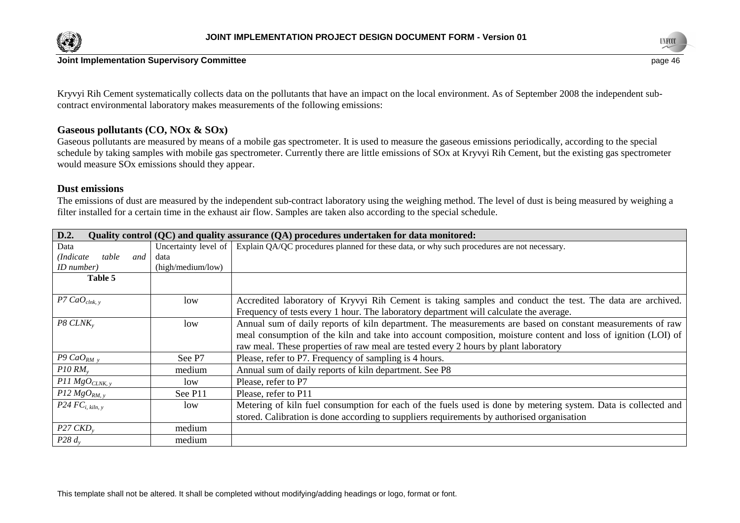Kryvyi Rih Cement systematically collects data on the pollutants that have an impact on the local environment. As of September 2008 the independent sub-contract environmental laboratory makes measurements of the following emissions:

### Gaseous pollutants (CO, NOx & SOx)

Gaseous pollutants are measured by means of a mobile gas spectrometer. It is used to measure the gaseous emissions periodically, according to the special schedule by taking samples with mobile gas spectrometer. Currently there are little emissions of SOx at Kryvyi Rih Cement, but the existing gas spectrometer would measure SOx emissions should they appear.

### Dust emissions

The emissions of dust are measured by the independent sub-contract laboratory using the weighing method. The level of dust is being measured by weighing a filter installed for a certain time in the exhaust air flow. Samples are taken also according to the special schedule.

| **D.2. Quality control (QC) and quality assurance (QA) procedures undertaken for data monitored:** | | |
|---|---|---|
| Data *(Indicate table and ID number)* | Uncertainty level of data (high/medium/low) | Explain QA/QC procedures planned for these data, or why such procedures are not necessary. |
| **Table 5** | | |
| *P7* $CaO_{clnk,\,y}$ | low | Accredited laboratory of Kryvyi Rih Cement is taking samples and conduct the test. The data are archived. Frequency of tests every 1 hour. The laboratory department will calculate the average. |
| *P8* $CLNK_y$ | low | Annual sum of daily reports of kiln department. The measurements are based on constant measurements of raw meal consumption of the kiln and take into account composition, moisture content and loss of ignition (LOI) of raw meal. These properties of raw meal are tested every 2 hours by plant laboratory |
| *P9* $CaO_{RM\ y}$ | See P7 | Please, refer to P7. Frequency of sampling is 4 hours. |
| *P10* $RM_y$ | medium | Annual sum of daily reports of kiln department. See P8 |
| *P11* $MgO_{CLNK,\,y}$ | low | Please, refer to P7 |
| *P12* $MgO_{RM,\,y}$ | See P11 | Please, refer to P11 |
| *P24* $FC_{i,\,kiln,\,y}$ | low | Metering of kiln fuel consumption for each of the fuels used is done by metering system. Data is collected and stored. Calibration is done according to suppliers requirements by authorised organisation |
| *P27* $CKD_y$ | medium | |
| *P28* $d_y$ | medium | |

This template shall not be altered. It shall be completed without modifying/adding headings or logo, format or font.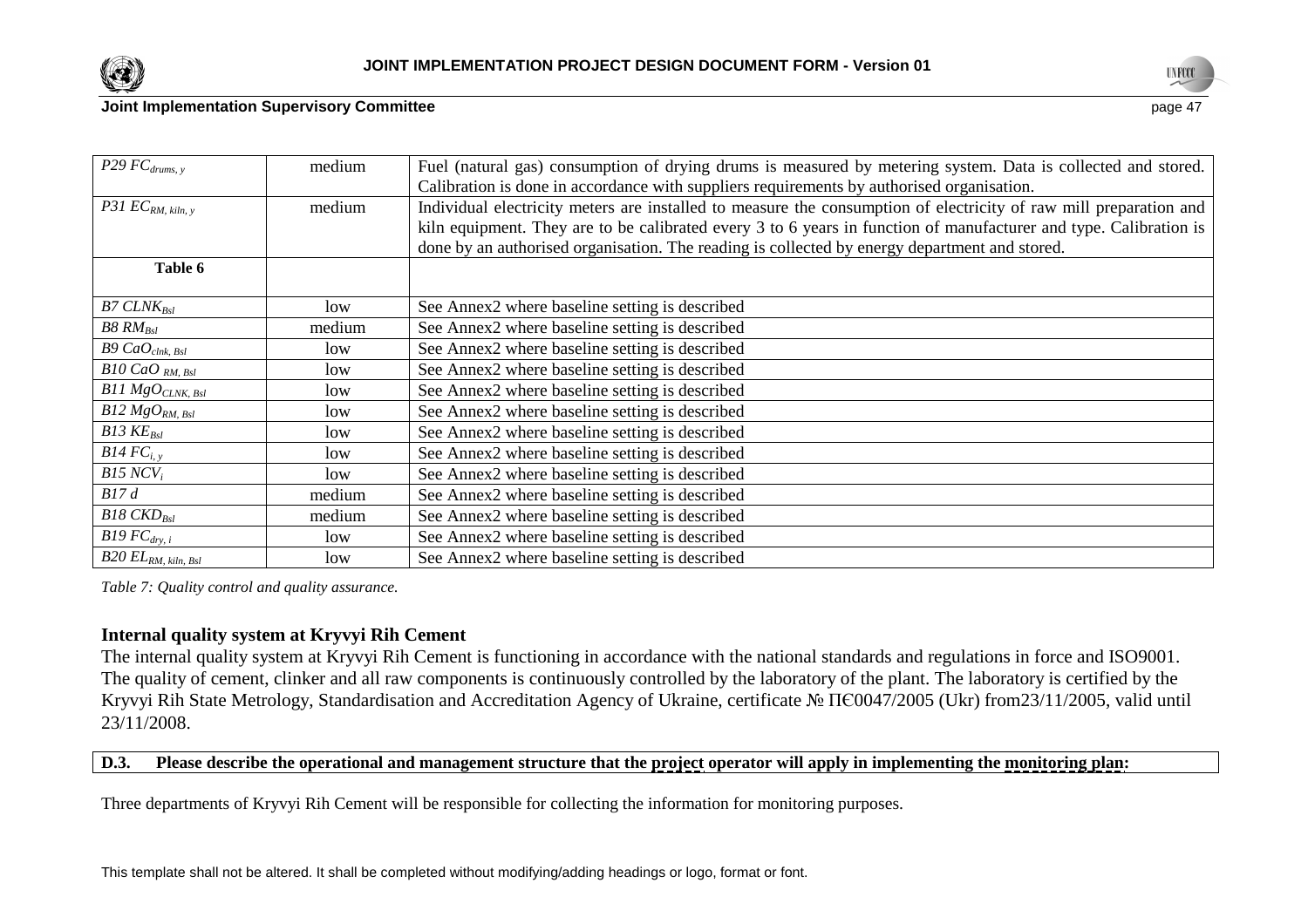| $P29\ FC_{drums,\ y}$ | medium | Fuel (natural gas) consumption of drying drums is measured by metering system. Data is collected and stored. Calibration is done in accordance with suppliers requirements by authorised organisation. |
|---|---|---|
| $P31\ EC_{RM,\ kiln,\ y}$ | medium | Individual electricity meters are installed to measure the consumption of electricity of raw mill preparation and kiln equipment. They are to be calibrated every 3 to 6 years in function of manufacturer and type. Calibration is done by an authorised organisation. The reading is collected by energy department and stored. |
| **Table 6** | | |
| $B7\ CLNK_{Bsl}$ | low | See Annex2 where baseline setting is described |
| $B8\ RM_{Bsl}$ | medium | See Annex2 where baseline setting is described |
| $B9\ CaO_{clnk,\ Bsl}$ | low | See Annex2 where baseline setting is described |
| $B10\ CaO_{RM,\ Bsl}$ | low | See Annex2 where baseline setting is described |
| $B11\ MgO_{CLNK,\ Bsl}$ | low | See Annex2 where baseline setting is described |
| $B12\ MgO_{RM,\ Bsl}$ | low | See Annex2 where baseline setting is described |
| $B13\ KE_{Bsl}$ | low | See Annex2 where baseline setting is described |
| $B14\ FC_{i,\ y}$ | low | See Annex2 where baseline setting is described |
| $B15\ NCV_{i}$ | low | See Annex2 where baseline setting is described |
| $B17\ d$ | medium | See Annex2 where baseline setting is described |
| $B18\ CKD_{Bsl}$ | medium | See Annex2 where baseline setting is described |
| $B19\ FC_{dry,\ i}$ | low | See Annex2 where baseline setting is described |
| $B20\ EL_{RM,\ kiln,\ Bsl}$ | low | See Annex2 where baseline setting is described |

*Table 7: Quality control and quality assurance.*

**Internal quality system at Kryvyi Rih Cement**

The internal quality system at Kryvyi Rih Cement is functioning in accordance with the national standards and regulations in force and ISO9001. The quality of cement, clinker and all raw components is continuously controlled by the laboratory of the plant. The laboratory is certified by the Kryvyi Rih State Metrology, Standardisation and Accreditation Agency of Ukraine, certificate № ПЄ0047/2005 (Ukr) from23/11/2005, valid until 23/11/2008.

**D.3. Please describe the operational and management structure that the project operator will apply in implementing the monitoring plan:**

Three departments of Kryvyi Rih Cement will be responsible for collecting the information for monitoring purposes.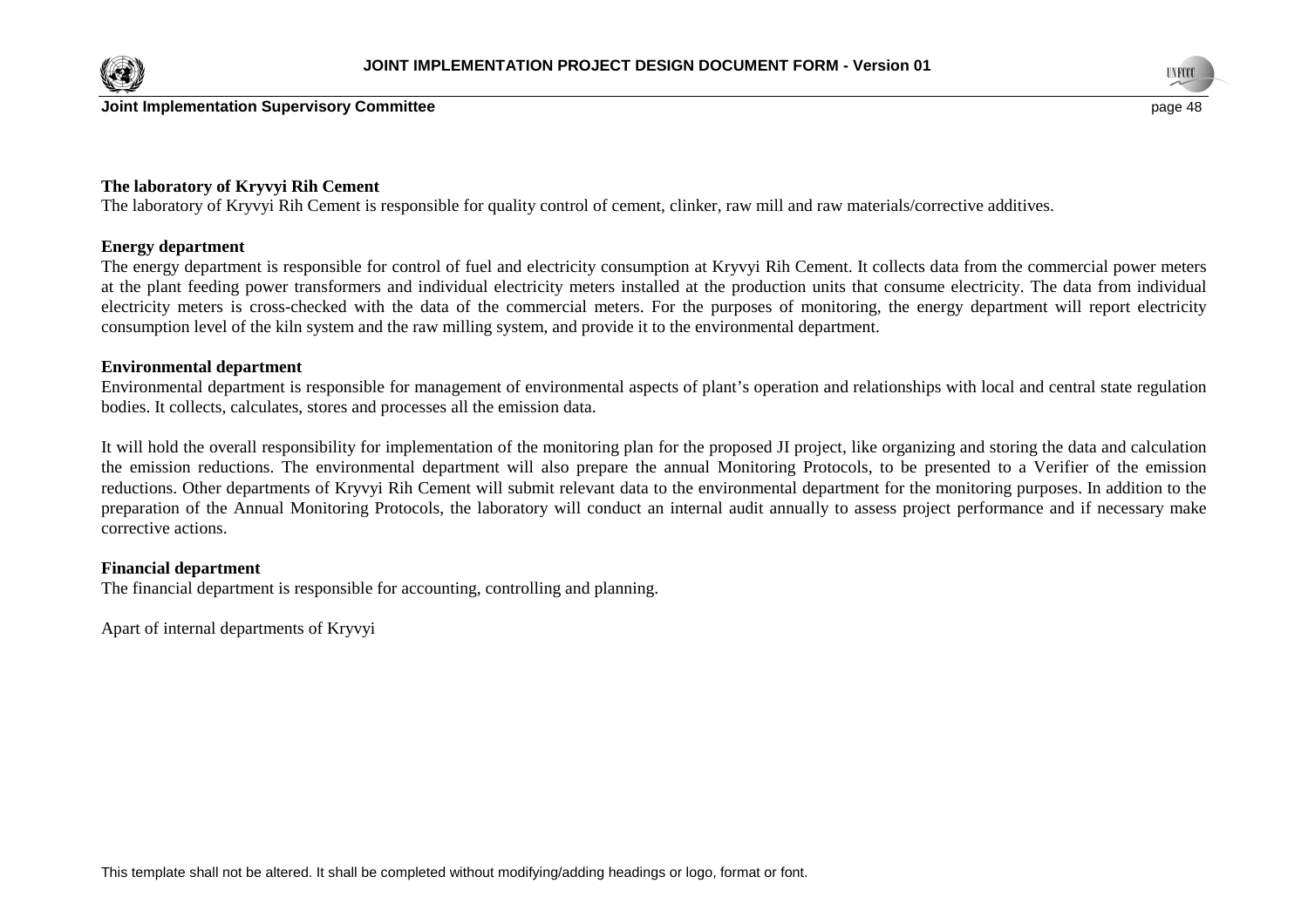**The laboratory of Kryvyi Rih Cement**

The laboratory of Kryvyi Rih Cement is responsible for quality control of cement, clinker, raw mill and raw materials/corrective additives.

**Energy department**

The energy department is responsible for control of fuel and electricity consumption at Kryvyi Rih Cement. It collects data from the commercial power meters at the plant feeding power transformers and individual electricity meters installed at the production units that consume electricity. The data from individual electricity meters is cross-checked with the data of the commercial meters. For the purposes of monitoring, the energy department will report electricity consumption level of the kiln system and the raw milling system, and provide it to the environmental department.

**Environmental department**

Environmental department is responsible for management of environmental aspects of plant's operation and relationships with local and central state regulation bodies. It collects, calculates, stores and processes all the emission data.

It will hold the overall responsibility for implementation of the monitoring plan for the proposed JI project, like organizing and storing the data and calculation the emission reductions. The environmental department will also prepare the annual Monitoring Protocols, to be presented to a Verifier of the emission reductions. Other departments of Kryvyi Rih Cement will submit relevant data to the environmental department for the monitoring purposes. In addition to the preparation of the Annual Monitoring Protocols, the laboratory will conduct an internal audit annually to assess project performance and if necessary make corrective actions.

**Financial department**

The financial department is responsible for accounting, controlling and planning.

Apart of internal departments of Kryvyi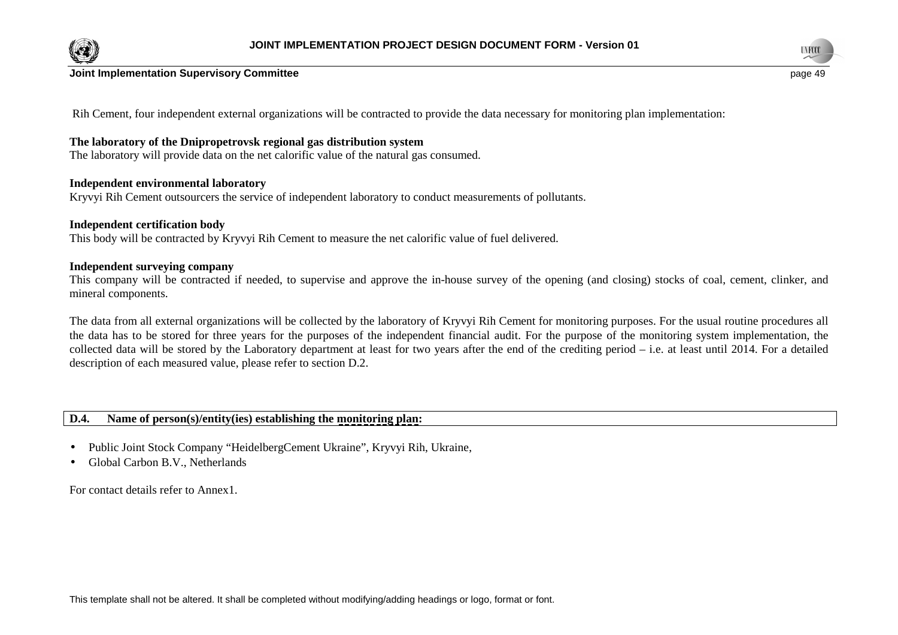Rih Cement, four independent external organizations will be contracted to provide the data necessary for monitoring plan implementation:

**The laboratory of the Dnipropetrovsk regional gas distribution system**
The laboratory will provide data on the net calorific value of the natural gas consumed.

**Independent environmental laboratory**
Kryvyi Rih Cement outsourcers the service of independent laboratory to conduct measurements of pollutants.

**Independent certification body**
This body will be contracted by Kryvyi Rih Cement to measure the net calorific value of fuel delivered.

**Independent surveying company**
This company will be contracted if needed, to supervise and approve the in-house survey of the opening (and closing) stocks of coal, cement, clinker, and mineral components.

The data from all external organizations will be collected by the laboratory of Kryvyi Rih Cement for monitoring purposes. For the usual routine procedures all the data has to be stored for three years for the purposes of the independent financial audit. For the purpose of the monitoring system implementation, the collected data will be stored by the Laboratory department at least for two years after the end of the crediting period – i.e. at least until 2014. For a detailed description of each measured value, please refer to section D.2.

## D.4. Name of person(s)/entity(ies) establishing the monitoring plan:

- Public Joint Stock Company "HeidelbergCement Ukraine", Kryvyi Rih, Ukraine,
- Global Carbon B.V., Netherlands

For contact details refer to Annex1.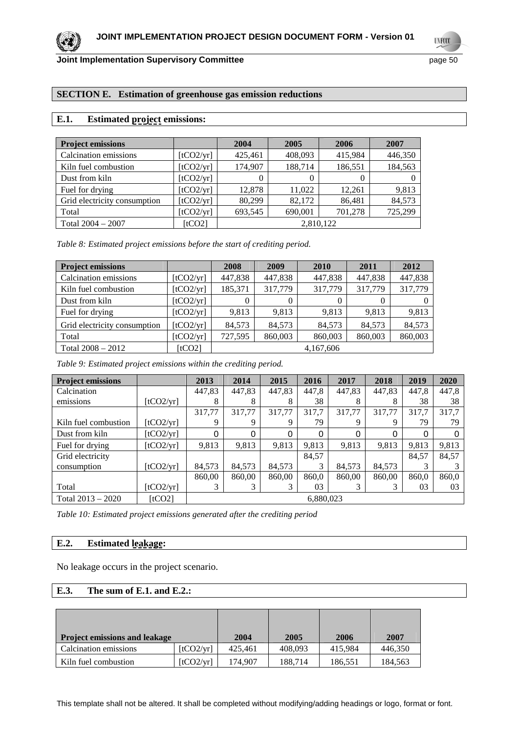## SECTION E. Estimation of greenhouse gas emission reductions

### E.1. Estimated project emissions:

| Project emissions | | 2004 | 2005 | 2006 | 2007 |
|---|---|---|---|---|---|
| Calcination emissions | [tCO2/yr] | 425,461 | 408,093 | 415,984 | 446,350 |
| Kiln fuel combustion | [tCO2/yr] | 174,907 | 188,714 | 186,551 | 184,563 |
| Dust from kiln | [tCO2/yr] | 0 | 0 | 0 | 0 |
| Fuel for drying | [tCO2/yr] | 12,878 | 11,022 | 12,261 | 9,813 |
| Grid electricity consumption | [tCO2/yr] | 80,299 | 82,172 | 86,481 | 84,573 |
| Total | [tCO2/yr] | 693,545 | 690,001 | 701,278 | 725,299 |
| Total 2004 – 2007 | [tCO2] | 2,810,122 | | | |

*Table 8: Estimated project emissions before the start of crediting period.*

| Project emissions | | 2008 | 2009 | 2010 | 2011 | 2012 |
|---|---|---|---|---|---|---|
| Calcination emissions | [tCO2/yr] | 447,838 | 447,838 | 447,838 | 447,838 | 447,838 |
| Kiln fuel combustion | [tCO2/yr] | 185,371 | 317,779 | 317,779 | 317,779 | 317,779 |
| Dust from kiln | [tCO2/yr] | 0 | 0 | 0 | 0 | 0 |
| Fuel for drying | [tCO2/yr] | 9,813 | 9,813 | 9,813 | 9,813 | 9,813 |
| Grid electricity consumption | [tCO2/yr] | 84,573 | 84,573 | 84,573 | 84,573 | 84,573 |
| Total | [tCO2/yr] | 727,595 | 860,003 | 860,003 | 860,003 | 860,003 |
| Total 2008 – 2012 | [tCO2] | 4,167,606 | | | | |

*Table 9: Estimated project emissions within the crediting period.*

| Project emissions | | 2013 | 2014 | 2015 | 2016 | 2017 | 2018 | 2019 | 2020 |
|---|---|---|---|---|---|---|---|---|---|
| Calcination emissions | [tCO2/yr] | 447,838 | 447,838 | 447,838 | 447,838 | 447,838 | 447,838 | 447,838 | 447,838 |
| Kiln fuel combustion | [tCO2/yr] | 317,779 | 317,779 | 317,779 | 317,779 | 317,779 | 317,779 | 317,779 | 317,779 |
| Dust from kiln | [tCO2/yr] | 0 | 0 | 0 | 0 | 0 | 0 | 0 | 0 |
| Fuel for drying | [tCO2/yr] | 9,813 | 9,813 | 9,813 | 9,813 | 9,813 | 9,813 | 9,813 | 9,813 |
| Grid electricity consumption | [tCO2/yr] | 84,573 | 84,573 | 84,573 | 84,573 | 84,573 | 84,573 | 84,573 | 84,573 |
| Total | [tCO2/yr] | 860,003 | 860,003 | 860,003 | 860,003 | 860,003 | 860,003 | 860,003 | 860,003 |
| Total 2013 – 2020 | [tCO2] | 6,880,023 | | | | | | | |

*Table 10: Estimated project emissions generated after the crediting period*

### E.2. Estimated leakage:

No leakage occurs in the project scenario.

### E.3. The sum of E.1. and E.2.:

| Project emissions and leakage | | 2004 | 2005 | 2006 | 2007 |
|---|---|---|---|---|---|
| Calcination emissions | [tCO2/yr] | 425,461 | 408,093 | 415,984 | 446,350 |
| Kiln fuel combustion | [tCO2/yr] | 174,907 | 188,714 | 186,551 | 184,563 |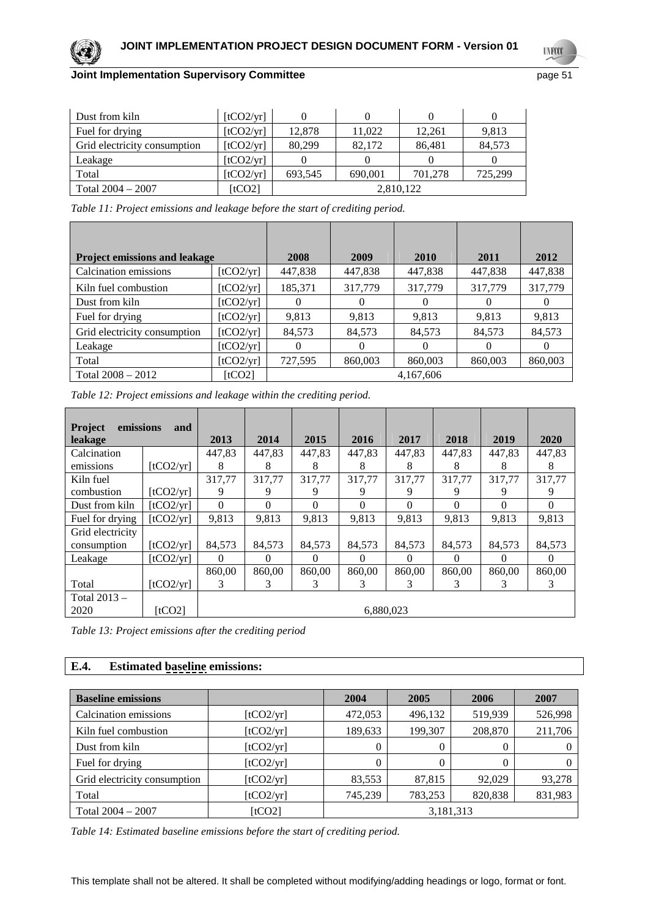| Dust from kiln | [tCO2/yr] | 0 | 0 | 0 | 0 |
|---|---|---|---|---|---|
| Fuel for drying | [tCO2/yr] | 12,878 | 11,022 | 12,261 | 9,813 |
| Grid electricity consumption | [tCO2/yr] | 80,299 | 82,172 | 86,481 | 84,573 |
| Leakage | [tCO2/yr] | 0 | 0 | 0 | 0 |
| Total | [tCO2/yr] | 693,545 | 690,001 | 701,278 | 725,299 |
| Total 2004 – 2007 | [tCO2] | 2,810,122 | | | |

*Table 11: Project emissions and leakage before the start of crediting period.*

| Project emissions and leakage | | 2008 | 2009 | 2010 | 2011 | 2012 |
|---|---|---|---|---|---|---|
| Calcination emissions | [tCO2/yr] | 447,838 | 447,838 | 447,838 | 447,838 | 447,838 |
| Kiln fuel combustion | [tCO2/yr] | 185,371 | 317,779 | 317,779 | 317,779 | 317,779 |
| Dust from kiln | [tCO2/yr] | 0 | 0 | 0 | 0 | 0 |
| Fuel for drying | [tCO2/yr] | 9,813 | 9,813 | 9,813 | 9,813 | 9,813 |
| Grid electricity consumption | [tCO2/yr] | 84,573 | 84,573 | 84,573 | 84,573 | 84,573 |
| Leakage | [tCO2/yr] | 0 | 0 | 0 | 0 | 0 |
| Total | [tCO2/yr] | 727,595 | 860,003 | 860,003 | 860,003 | 860,003 |
| Total 2008 – 2012 | [tCO2] | 4,167,606 | | | | |

*Table 12: Project emissions and leakage within the crediting period.*

| Project emissions and leakage | | 2013 | 2014 | 2015 | 2016 | 2017 | 2018 | 2019 | 2020 |
|---|---|---|---|---|---|---|---|---|---|
| Calcination emissions | [tCO2/yr] | 447,838 | 447,838 | 447,838 | 447,838 | 447,838 | 447,838 | 447,838 | 447,838 |
| Kiln fuel combustion | [tCO2/yr] | 317,779 | 317,779 | 317,779 | 317,779 | 317,779 | 317,779 | 317,779 | 317,779 |
| Dust from kiln | [tCO2/yr] | 0 | 0 | 0 | 0 | 0 | 0 | 0 | 0 |
| Fuel for drying | [tCO2/yr] | 9,813 | 9,813 | 9,813 | 9,813 | 9,813 | 9,813 | 9,813 | 9,813 |
| Grid electricity consumption | [tCO2/yr] | 84,573 | 84,573 | 84,573 | 84,573 | 84,573 | 84,573 | 84,573 | 84,573 |
| Leakage | [tCO2/yr] | 0 | 0 | 0 | 0 | 0 | 0 | 0 | 0 |
| Total | [tCO2/yr] | 860,003 | 860,003 | 860,003 | 860,003 | 860,003 | 860,003 | 860,003 | 860,003 |
| Total 2013 – 2020 | [tCO2] | 6,880,023 | | | | | | | |

*Table 13: Project emissions after the crediting period*

## E.4. Estimated baseline emissions:

| Baseline emissions | | 2004 | 2005 | 2006 | 2007 |
|---|---|---|---|---|---|
| Calcination emissions | [tCO2/yr] | 472,053 | 496,132 | 519,939 | 526,998 |
| Kiln fuel combustion | [tCO2/yr] | 189,633 | 199,307 | 208,870 | 211,706 |
| Dust from kiln | [tCO2/yr] | 0 | 0 | 0 | 0 |
| Fuel for drying | [tCO2/yr] | 0 | 0 | 0 | 0 |
| Grid electricity consumption | [tCO2/yr] | 83,553 | 87,815 | 92,029 | 93,278 |
| Total | [tCO2/yr] | 745,239 | 783,253 | 820,838 | 831,983 |
| Total 2004 – 2007 | [tCO2] | 3,181,313 | | | |

*Table 14: Estimated baseline emissions before the start of crediting period.*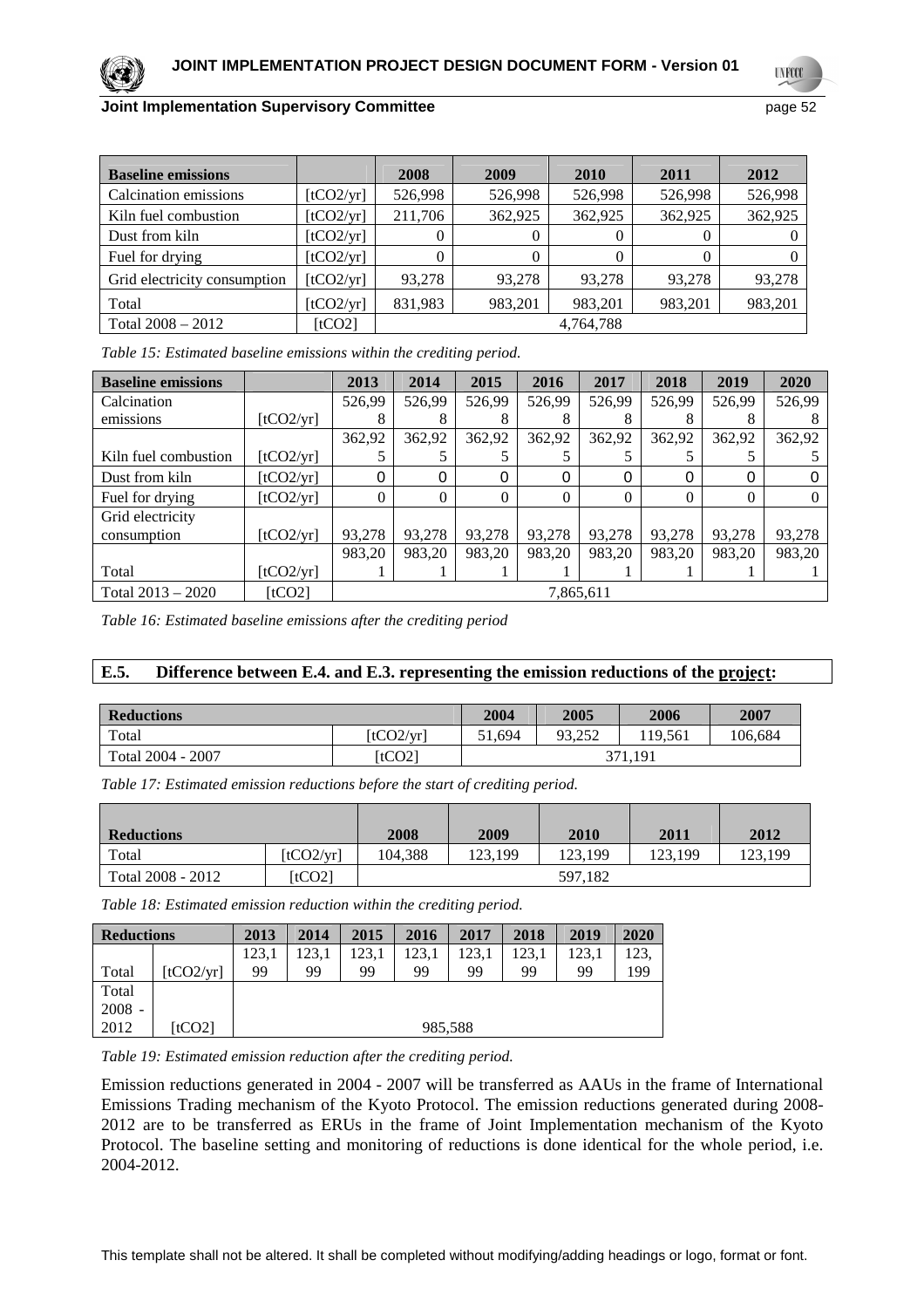| Baseline emissions | | 2008 | 2009 | 2010 | 2011 | 2012 |
|---|---|---|---|---|---|---|
| Calcination emissions | [tCO2/yr] | 526,998 | 526,998 | 526,998 | 526,998 | 526,998 |
| Kiln fuel combustion | [tCO2/yr] | 211,706 | 362,925 | 362,925 | 362,925 | 362,925 |
| Dust from kiln | [tCO2/yr] | 0 | 0 | 0 | 0 | 0 |
| Fuel for drying | [tCO2/yr] | 0 | 0 | 0 | 0 | 0 |
| Grid electricity consumption | [tCO2/yr] | 93,278 | 93,278 | 93,278 | 93,278 | 93,278 |
| Total | [tCO2/yr] | 831,983 | 983,201 | 983,201 | 983,201 | 983,201 |
| Total 2008 – 2012 | [tCO2] | 4,764,788 | | | | |

*Table 15: Estimated baseline emissions within the crediting period.*

| Baseline emissions | | 2013 | 2014 | 2015 | 2016 | 2017 | 2018 | 2019 | 2020 |
|---|---|---|---|---|---|---|---|---|---|
| Calcination emissions | [tCO2/yr] | 526,998 | 526,998 | 526,998 | 526,998 | 526,998 | 526,998 | 526,998 | 526,998 |
| Kiln fuel combustion | [tCO2/yr] | 362,925 | 362,925 | 362,925 | 362,925 | 362,925 | 362,925 | 362,925 | 362,925 |
| Dust from kiln | [tCO2/yr] | 0 | 0 | 0 | 0 | 0 | 0 | 0 | 0 |
| Fuel for drying | [tCO2/yr] | 0 | 0 | 0 | 0 | 0 | 0 | 0 | 0 |
| Grid electricity consumption | [tCO2/yr] | 93,278 | 93,278 | 93,278 | 93,278 | 93,278 | 93,278 | 93,278 | 93,278 |
| Total | [tCO2/yr] | 983,201 | 983,201 | 983,201 | 983,201 | 983,201 | 983,201 | 983,201 | 983,201 |
| Total 2013 – 2020 | [tCO2] | 7,865,611 | | | | | | | |

*Table 16: Estimated baseline emissions after the crediting period*

### E.5. Difference between E.4. and E.3. representing the emission reductions of the project:

| Reductions | | 2004 | 2005 | 2006 | 2007 |
|---|---|---|---|---|---|
| Total | [tCO2/yr] | 51,694 | 93,252 | 119,561 | 106,684 |
| Total 2004 - 2007 | [tCO2] | 371,191 | | | |

*Table 17: Estimated emission reductions before the start of crediting period.*

| Reductions | | 2008 | 2009 | 2010 | 2011 | 2012 |
|---|---|---|---|---|---|---|
| Total | [tCO2/yr] | 104,388 | 123,199 | 123,199 | 123,199 | 123,199 |
| Total 2008 - 2012 | [tCO2] | 597,182 | | | | |

*Table 18: Estimated emission reduction within the crediting period.*

| Reductions | | 2013 | 2014 | 2015 | 2016 | 2017 | 2018 | 2019 | 2020 |
|---|---|---|---|---|---|---|---|---|---|
| Total | [tCO2/yr] | 123,199 | 123,199 | 123,199 | 123,199 | 123,199 | 123,199 | 123,199 | 123,199 |
| Total 2008 - 2012 | [tCO2] | 985,588 | | | | | | | |

*Table 19: Estimated emission reduction after the crediting period.*

Emission reductions generated in 2004 - 2007 will be transferred as AAUs in the frame of International Emissions Trading mechanism of the Kyoto Protocol. The emission reductions generated during 2008-2012 are to be transferred as ERUs in the frame of Joint Implementation mechanism of the Kyoto Protocol. The baseline setting and monitoring of reductions is done identical for the whole period, i.e. 2004-2012.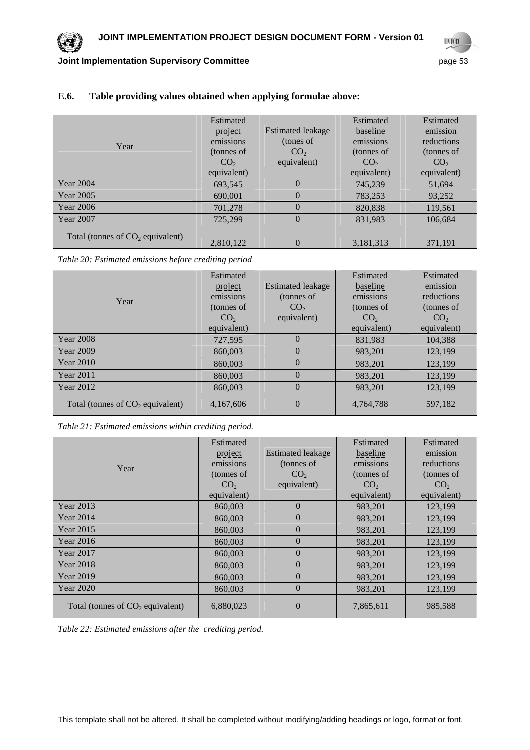## E.6. Table providing values obtained when applying formulae above:

| Year | Estimated project emissions (tonnes of $CO_2$ equivalent) | Estimated leakage (tones of $CO_2$ equivalent) | Estimated baseline emissions (tonnes of $CO_2$ equivalent) | Estimated emission reductions (tonnes of $CO_2$ equivalent) |
|---|---|---|---|---|
| Year 2004 | 693,545 | 0 | 745,239 | 51,694 |
| Year 2005 | 690,001 | 0 | 783,253 | 93,252 |
| Year 2006 | 701,278 | 0 | 820,838 | 119,561 |
| Year 2007 | 725,299 | 0 | 831,983 | 106,684 |
| Total (tonnes of $CO_2$ equivalent) | 2,810,122 | 0 | 3,181,313 | 371,191 |

*Table 20: Estimated emissions before crediting period*

| Year | Estimated project emissions (tonnes of $CO_2$ equivalent) | Estimated leakage (tonnes of $CO_2$ equivalent) | Estimated baseline emissions (tonnes of $CO_2$ equivalent) | Estimated emission reductions (tonnes of $CO_2$ equivalent) |
|---|---|---|---|---|
| Year 2008 | 727,595 | 0 | 831,983 | 104,388 |
| Year 2009 | 860,003 | 0 | 983,201 | 123,199 |
| Year 2010 | 860,003 | 0 | 983,201 | 123,199 |
| Year 2011 | 860,003 | 0 | 983,201 | 123,199 |
| Year 2012 | 860,003 | 0 | 983,201 | 123,199 |
| Total (tonnes of $CO_2$ equivalent) | 4,167,606 | 0 | 4,764,788 | 597,182 |

*Table 21: Estimated emissions within crediting period.*

| Year | Estimated project emissions (tonnes of $CO_2$ equivalent) | Estimated leakage (tonnes of $CO_2$ equivalent) | Estimated baseline emissions (tonnes of $CO_2$ equivalent) | Estimated emission reductions (tonnes of $CO_2$ equivalent) |
|---|---|---|---|---|
| Year 2013 | 860,003 | 0 | 983,201 | 123,199 |
| Year 2014 | 860,003 | 0 | 983,201 | 123,199 |
| Year 2015 | 860,003 | 0 | 983,201 | 123,199 |
| Year 2016 | 860,003 | 0 | 983,201 | 123,199 |
| Year 2017 | 860,003 | 0 | 983,201 | 123,199 |
| Year 2018 | 860,003 | 0 | 983,201 | 123,199 |
| Year 2019 | 860,003 | 0 | 983,201 | 123,199 |
| Year 2020 | 860,003 | 0 | 983,201 | 123,199 |
| Total (tonnes of $CO_2$ equivalent) | 6,880,023 | 0 | 7,865,611 | 985,588 |

*Table 22: Estimated emissions after the crediting period.*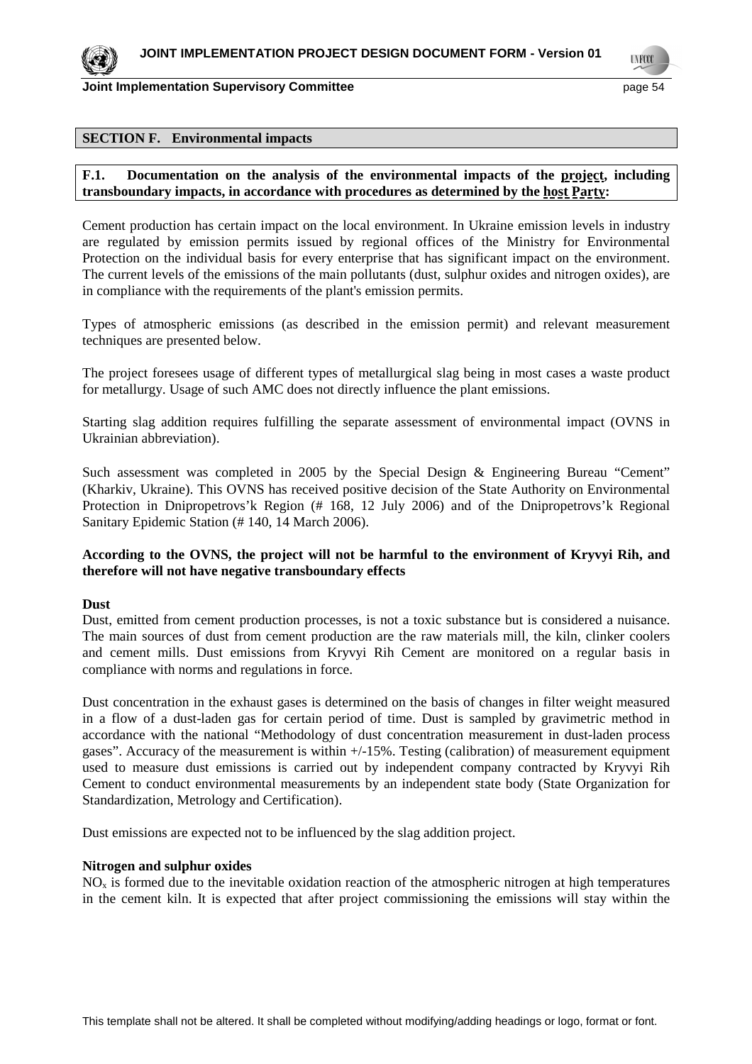## SECTION F. Environmental impacts

**F.1. Documentation on the analysis of the environmental impacts of the project, including transboundary impacts, in accordance with procedures as determined by the host Party:**

Cement production has certain impact on the local environment. In Ukraine emission levels in industry are regulated by emission permits issued by regional offices of the Ministry for Environmental Protection on the individual basis for every enterprise that has significant impact on the environment. The current levels of the emissions of the main pollutants (dust, sulphur oxides and nitrogen oxides), are in compliance with the requirements of the plant's emission permits.

Types of atmospheric emissions (as described in the emission permit) and relevant measurement techniques are presented below.

The project foresees usage of different types of metallurgical slag being in most cases a waste product for metallurgy. Usage of such AMC does not directly influence the plant emissions.

Starting slag addition requires fulfilling the separate assessment of environmental impact (OVNS in Ukrainian abbreviation).

Such assessment was completed in 2005 by the Special Design & Engineering Bureau "Cement" (Kharkiv, Ukraine). This OVNS has received positive decision of the State Authority on Environmental Protection in Dnipropetrovs'k Region (# 168, 12 July 2006) and of the Dnipropetrovs'k Regional Sanitary Epidemic Station (# 140, 14 March 2006).

**According to the OVNS, the project will not be harmful to the environment of Kryvyi Rih, and therefore will not have negative transboundary effects**

**Dust**

Dust, emitted from cement production processes, is not a toxic substance but is considered a nuisance. The main sources of dust from cement production are the raw materials mill, the kiln, clinker coolers and cement mills. Dust emissions from Kryvyi Rih Cement are monitored on a regular basis in compliance with norms and regulations in force.

Dust concentration in the exhaust gases is determined on the basis of changes in filter weight measured in a flow of a dust-laden gas for certain period of time. Dust is sampled by gravimetric method in accordance with the national "Methodology of dust concentration measurement in dust-laden process gases". Accuracy of the measurement is within +/-15%. Testing (calibration) of measurement equipment used to measure dust emissions is carried out by independent company contracted by Kryvyi Rih Cement to conduct environmental measurements by an independent state body (State Organization for Standardization, Metrology and Certification).

Dust emissions are expected not to be influenced by the slag addition project.

**Nitrogen and sulphur oxides**

$NO_x$ is formed due to the inevitable oxidation reaction of the atmospheric nitrogen at high temperatures in the cement kiln. It is expected that after project commissioning the emissions will stay within the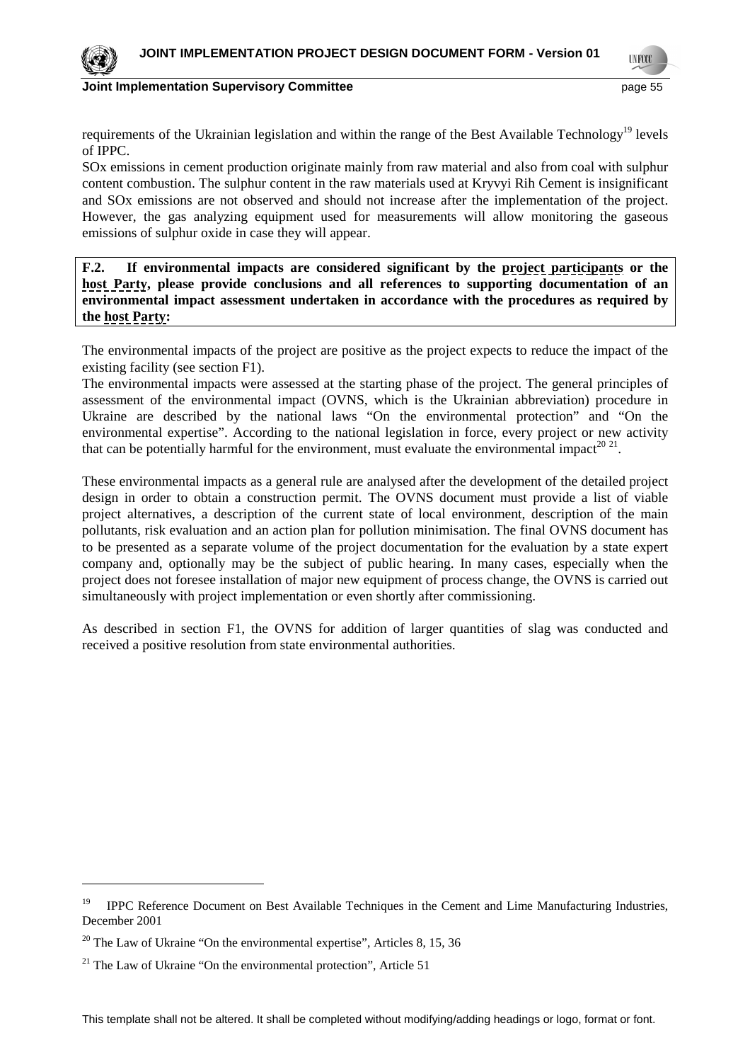requirements of the Ukrainian legislation and within the range of the Best Available Technology[19] levels of IPPC.

SOx emissions in cement production originate mainly from raw material and also from coal with sulphur content combustion. The sulphur content in the raw materials used at Kryvyi Rih Cement is insignificant and SOx emissions are not observed and should not increase after the implementation of the project. However, the gas analyzing equipment used for measurements will allow monitoring the gaseous emissions of sulphur oxide in case they will appear.

**F.2. If environmental impacts are considered significant by the project participants or the host Party, please provide conclusions and all references to supporting documentation of an environmental impact assessment undertaken in accordance with the procedures as required by the host Party:**

The environmental impacts of the project are positive as the project expects to reduce the impact of the existing facility (see section F1).

The environmental impacts were assessed at the starting phase of the project. The general principles of assessment of the environmental impact (OVNS, which is the Ukrainian abbreviation) procedure in Ukraine are described by the national laws "On the environmental protection" and "On the environmental expertise". According to the national legislation in force, every project or new activity that can be potentially harmful for the environment, must evaluate the environmental impact[20 21].

These environmental impacts as a general rule are analysed after the development of the detailed project design in order to obtain a construction permit. The OVNS document must provide a list of viable project alternatives, a description of the current state of local environment, description of the main pollutants, risk evaluation and an action plan for pollution minimisation. The final OVNS document has to be presented as a separate volume of the project documentation for the evaluation by a state expert company and, optionally may be the subject of public hearing. In many cases, especially when the project does not foresee installation of major new equipment of process change, the OVNS is carried out simultaneously with project implementation or even shortly after commissioning.

As described in section F1, the OVNS for addition of larger quantities of slag was conducted and received a positive resolution from state environmental authorities.

---

[19] IPPC Reference Document on Best Available Techniques in the Cement and Lime Manufacturing Industries, December 2001

[20] The Law of Ukraine "On the environmental expertise", Articles 8, 15, 36

[21] The Law of Ukraine "On the environmental protection", Article 51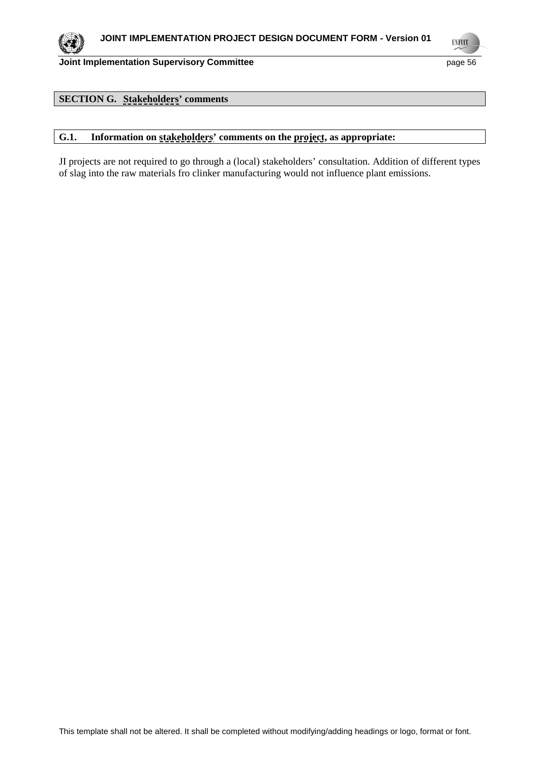## SECTION G. Stakeholders' comments

### G.1. Information on stakeholders' comments on the project, as appropriate:

JI projects are not required to go through a (local) stakeholders' consultation. Addition of different types of slag into the raw materials fro clinker manufacturing would not influence plant emissions.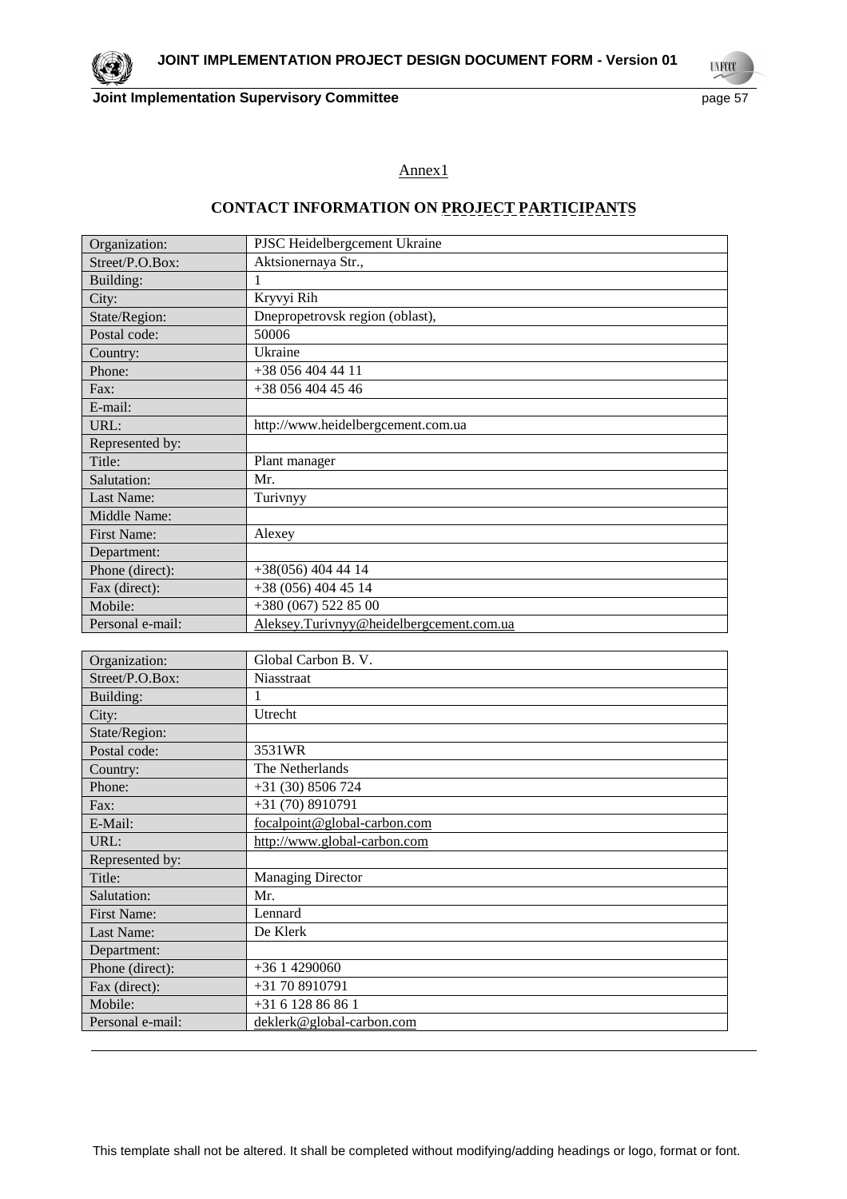Annex1

## CONTACT INFORMATION ON PROJECT PARTICIPANTS

| Organization: | PJSC Heidelbergcement Ukraine |
|---|---|
| Street/P.O.Box: | Aktsionernaya Str., |
| Building: | 1 |
| City: | Kryvyi Rih |
| State/Region: | Dnepropetrovsk region (oblast), |
| Postal code: | 50006 |
| Country: | Ukraine |
| Phone: | +38 056 404 44 11 |
| Fax: | +38 056 404 45 46 |
| E-mail: | |
| URL: | http://www.heidelbergcement.com.ua |
| Represented by: | |
| Title: | Plant manager |
| Salutation: | Mr. |
| Last Name: | Turivnyy |
| Middle Name: | |
| First Name: | Alexey |
| Department: | |
| Phone (direct): | +38(056) 404 44 14 |
| Fax (direct): | +38 (056) 404 45 14 |
| Mobile: | +380 (067) 522 85 00 |
| Personal e-mail: | Aleksey.Turivnyy@heidelbergcement.com.ua |

| Organization: | Global Carbon B. V. |
|---|---|
| Street/P.O.Box: | Niasstraat |
| Building: | 1 |
| City: | Utrecht |
| State/Region: | |
| Postal code: | 3531WR |
| Country: | The Netherlands |
| Phone: | +31 (30) 8506 724 |
| Fax: | +31 (70) 8910791 |
| E-Mail: | focalpoint@global-carbon.com |
| URL: | http://www.global-carbon.com |
| Represented by: | |
| Title: | Managing Director |
| Salutation: | Mr. |
| First Name: | Lennard |
| Last Name: | De Klerk |
| Department: | |
| Phone (direct): | +36 1 4290060 |
| Fax (direct): | +31 70 8910791 |
| Mobile: | +31 6 128 86 86 1 |
| Personal e-mail: | deklerk@global-carbon.com |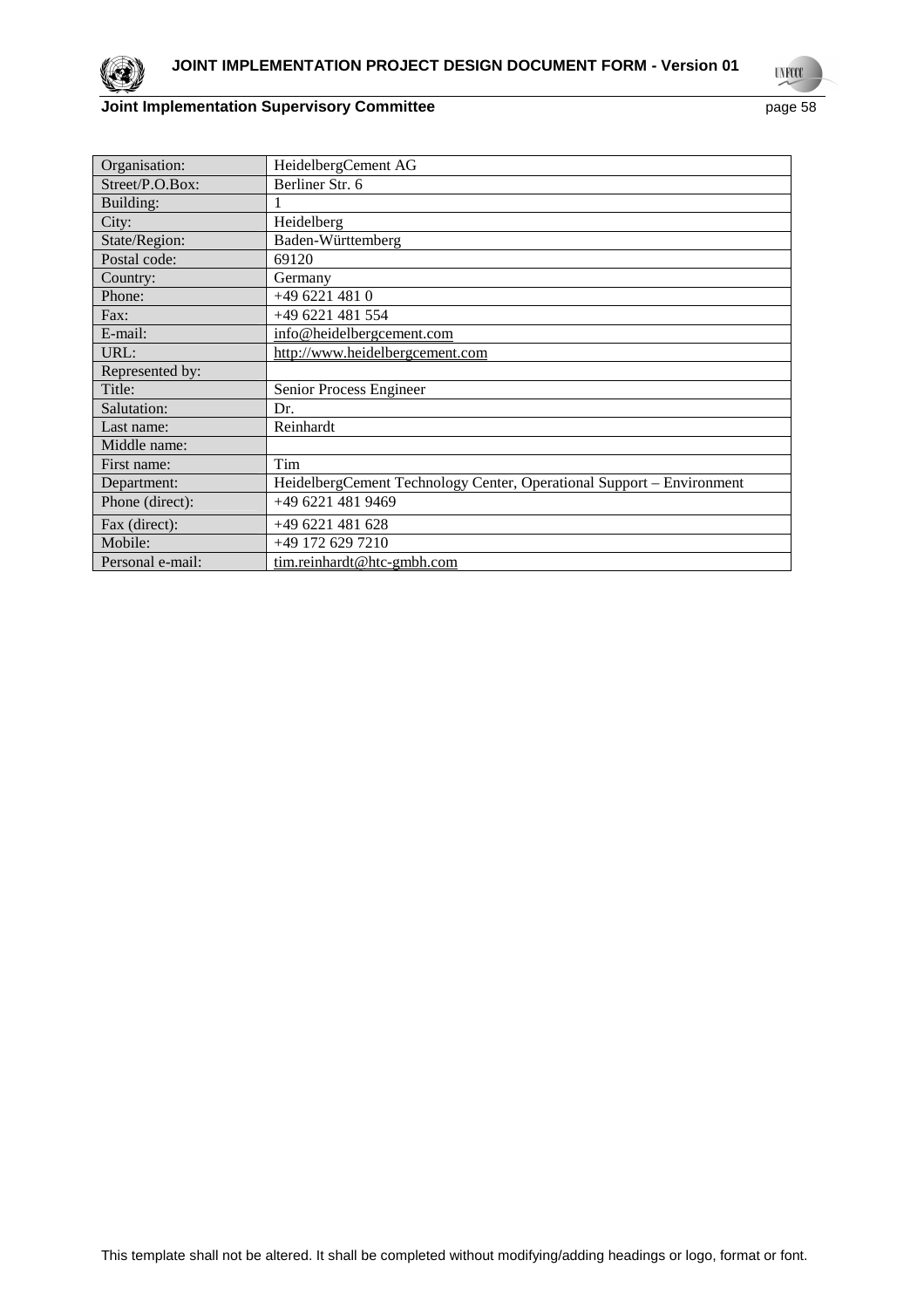| Organisation: | HeidelbergCement AG |
|---|---|
| Street/P.O.Box: | Berliner Str. 6 |
| Building: | 1 |
| City: | Heidelberg |
| State/Region: | Baden-Württemberg |
| Postal code: | 69120 |
| Country: | Germany |
| Phone: | +49 6221 481 0 |
| Fax: | +49 6221 481 554 |
| E-mail: | info@heidelbergcement.com |
| URL: | http://www.heidelbergcement.com |
| Represented by: | |
| Title: | Senior Process Engineer |
| Salutation: | Dr. |
| Last name: | Reinhardt |
| Middle name: | |
| First name: | Tim |
| Department: | HeidelbergCement Technology Center, Operational Support – Environment |
| Phone (direct): | +49 6221 481 9469 |
| Fax (direct): | +49 6221 481 628 |
| Mobile: | +49 172 629 7210 |
| Personal e-mail: | tim.reinhardt@htc-gmbh.com |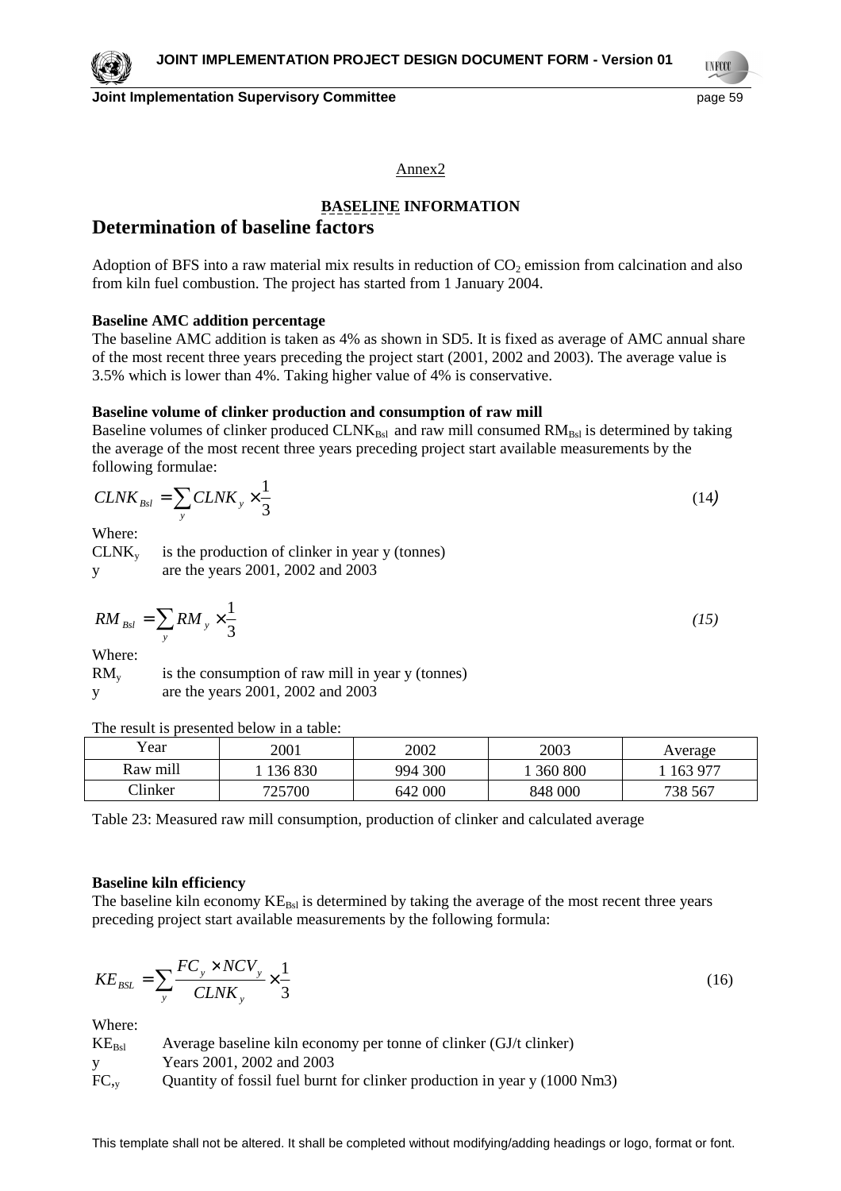Annex2

**BASELINE INFORMATION**

# Determination of baseline factors

Adoption of BFS into a raw material mix results in reduction of $CO_2$ emission from calcination and also from kiln fuel combustion. The project has started from 1 January 2004.

**Baseline AMC addition percentage**

The baseline AMC addition is taken as 4% as shown in SD5. It is fixed as average of AMC annual share of the most recent three years preceding the project start (2001, 2002 and 2003). The average value is 3.5% which is lower than 4%. Taking higher value of 4% is conservative.

**Baseline volume of clinker production and consumption of raw mill**

Baseline volumes of clinker produced $CLNK_{Bsl}$ and raw mill consumed $RM_{Bsl}$ is determined by taking the average of the most recent three years preceding project start available measurements by the following formulae:

$$CLNK_{Bsl} = \sum_{y} CLNK_{y} \times \frac{1}{3} \qquad (14)$$

Where:

$CLNK_y$ is the production of clinker in year y (tonnes)

y are the years 2001, 2002 and 2003

$$RM_{Bsl} = \sum_{y} RM_{y} \times \frac{1}{3} \qquad (15)$$

Where:

$RM_y$ is the consumption of raw mill in year y (tonnes)

y are the years 2001, 2002 and 2003

The result is presented below in a table:

| Year | 2001 | 2002 | 2003 | Average |
|---|---|---|---|---|
| Raw mill | 1 136 830 | 994 300 | 1 360 800 | 1 163 977 |
| Clinker | 725700 | 642 000 | 848 000 | 738 567 |

Table 23: Measured raw mill consumption, production of clinker and calculated average

**Baseline kiln efficiency**

The baseline kiln economy $KE_{Bsl}$ is determined by taking the average of the most recent three years preceding project start available measurements by the following formula:

$$KE_{BSL} = \sum_{y} \frac{FC_{y} \times NCV_{y}}{CLNK_{y}} \times \frac{1}{3} \qquad (16)$$

Where:

$KE_{Bsl}$ Average baseline kiln economy per tonne of clinker (GJ/t clinker)

y Years 2001, 2002 and 2003

$FC_{,y}$ Quantity of fossil fuel burnt for clinker production in year y (1000 Nm3)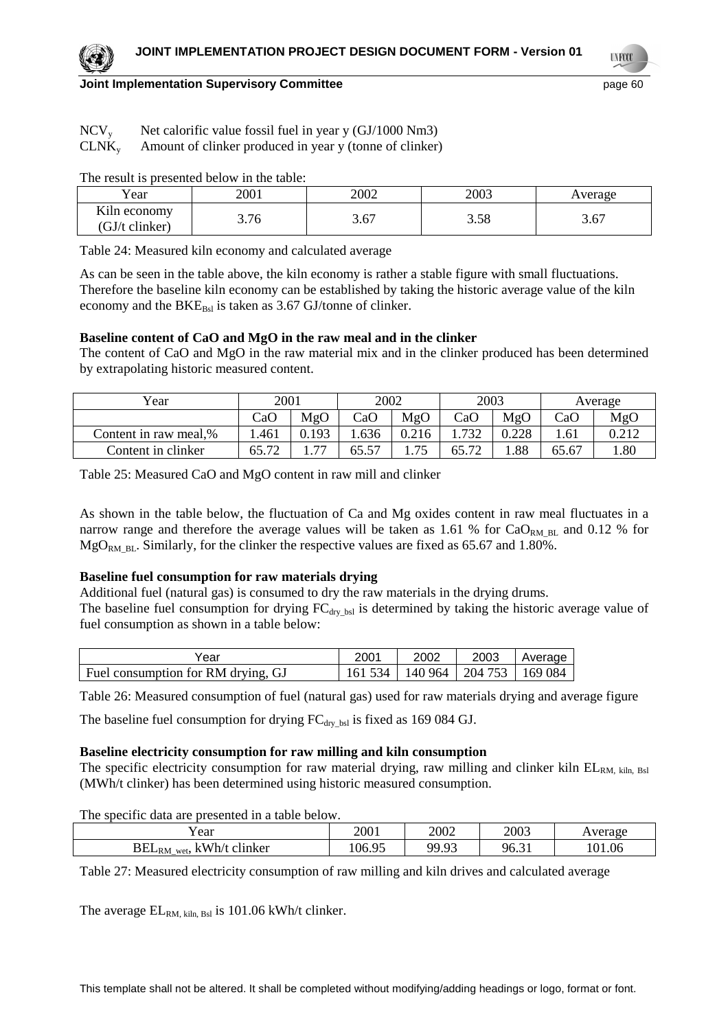$NCV_y$ Net calorific value fossil fuel in year y (GJ/1000 Nm3)
$CLNK_y$ Amount of clinker produced in year y (tonne of clinker)

The result is presented below in the table:

| Year | 2001 | 2002 | 2003 | Average |
|---|---|---|---|---|
| Kiln economy (GJ/t clinker) | 3.76 | 3.67 | 3.58 | 3.67 |

Table 24: Measured kiln economy and calculated average

As can be seen in the table above, the kiln economy is rather a stable figure with small fluctuations. Therefore the baseline kiln economy can be established by taking the historic average value of the kiln economy and the $BKE_{Bsl}$ is taken as 3.67 GJ/tonne of clinker.

**Baseline content of CaO and MgO in the raw meal and in the clinker**

The content of CaO and MgO in the raw material mix and in the clinker produced has been determined by extrapolating historic measured content.

| Year | 2001 | | 2002 | | 2003 | | Average | |
|---|---|---|---|---|---|---|---|---|
| | CaO | MgO | CaO | MgO | CaO | MgO | CaO | MgO |
| Content in raw meal,% | 1.461 | 0.193 | 1.636 | 0.216 | 1.732 | 0.228 | 1.61 | 0.212 |
| Content in clinker | 65.72 | 1.77 | 65.57 | 1.75 | 65.72 | 1.88 | 65.67 | 1.80 |

Table 25: Measured CaO and MgO content in raw mill and clinker

As shown in the table below, the fluctuation of Ca and Mg oxides content in raw meal fluctuates in a narrow range and therefore the average values will be taken as 1.61 % for $CaO_{RM\_BL}$ and 0.12 % for $MgO_{RM\_BL}$. Similarly, for the clinker the respective values are fixed as 65.67 and 1.80%.

**Baseline fuel consumption for raw materials drying**

Additional fuel (natural gas) is consumed to dry the raw materials in the drying drums.
The baseline fuel consumption for drying $FC_{dry\_bsl}$ is determined by taking the historic average value of fuel consumption as shown in a table below:

| Year | 2001 | 2002 | 2003 | Average |
|---|---|---|---|---|
| Fuel consumption for RM drying, GJ | 161 534 | 140 964 | 204 753 | 169 084 |

Table 26: Measured consumption of fuel (natural gas) used for raw materials drying and average figure

The baseline fuel consumption for drying $FC_{dry\_bsl}$ is fixed as 169 084 GJ.

**Baseline electricity consumption for raw milling and kiln consumption**

The specific electricity consumption for raw material drying, raw milling and clinker kiln $EL_{RM,\ kiln,\ Bsl}$ (MWh/t clinker) has been determined using historic measured consumption.

The specific data are presented in a table below.

| Year | 2001 | 2002 | 2003 | Average |
|---|---|---|---|---|
| $BEL_{RM\_wet}$, kWh/t clinker | 106.95 | 99.93 | 96.31 | 101.06 |

Table 27: Measured electricity consumption of raw milling and kiln drives and calculated average

The average $EL_{RM,\ kiln,\ Bsl}$ is 101.06 kWh/t clinker.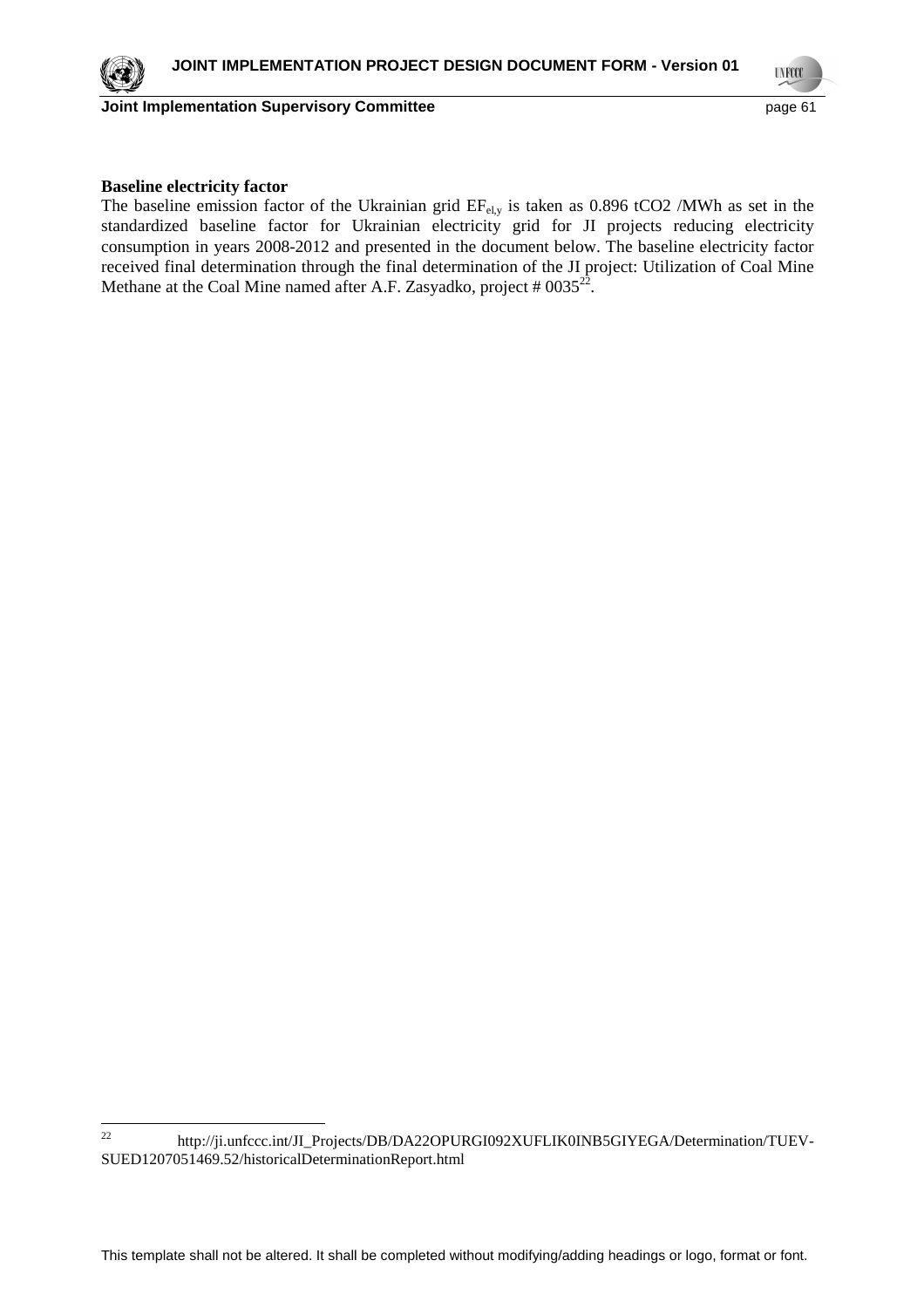**Baseline electricity factor**

The baseline emission factor of the Ukrainian grid $EF_{el,y}$ is taken as 0.896 tCO2 /MWh as set in the standardized baseline factor for Ukrainian electricity grid for JI projects reducing electricity consumption in years 2008-2012 and presented in the document below. The baseline electricity factor received final determination through the final determination of the JI project: Utilization of Coal Mine Methane at the Coal Mine named after A.F. Zasyadko, project # 0035[22].

---

[22] http://ji.unfccc.int/JI_Projects/DB/DA22OPURGI092XUFLIK0INB5GIYEGA/Determination/TUEV-SUED1207051469.52/historicalDeterminationReport.html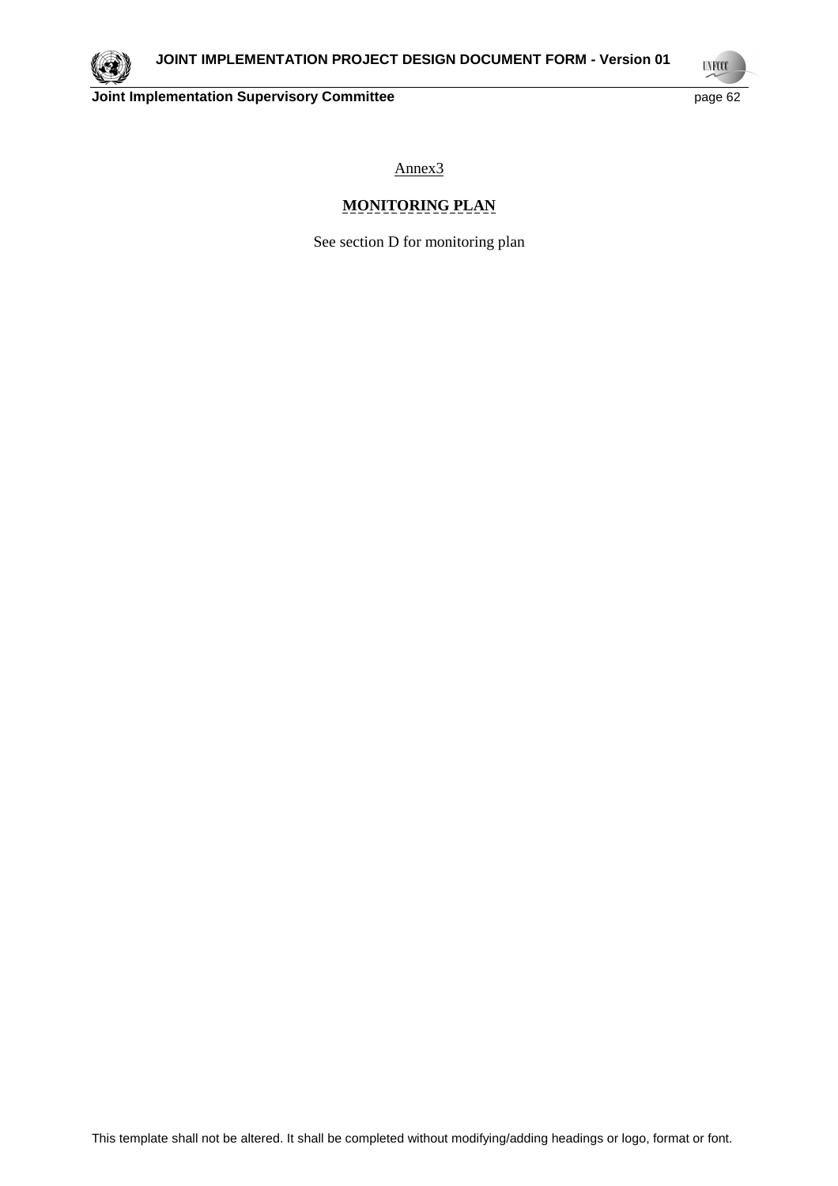Annex3

## MONITORING PLAN

See section D for monitoring plan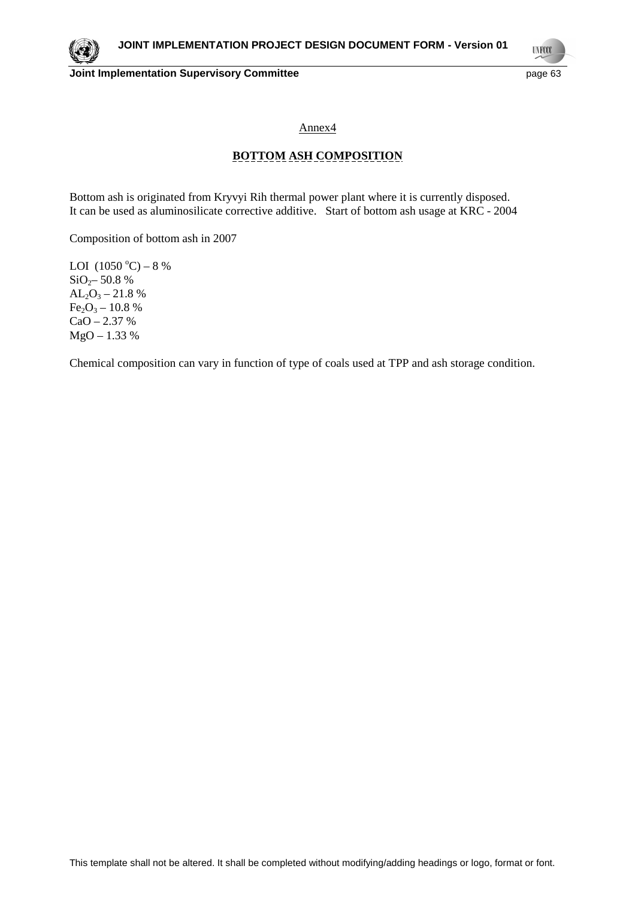Annex4

**BOTTOM ASH COMPOSITION**

Bottom ash is originated from Kryvyi Rih thermal power plant where it is currently disposed.
It can be used as aluminosilicate corrective additive.   Start of bottom ash usage at KRC - 2004

Composition of bottom ash in 2007

LOI  (1050 $^{o}C$) – 8 %
$SiO_2$– 50.8 %
$AL_2O_3$ – 21.8 %
$Fe_2O_3$ – 10.8 %
CaO – 2.37 %
MgO – 1.33 %

Chemical composition can vary in function of type of coals used at TPP and ash storage condition.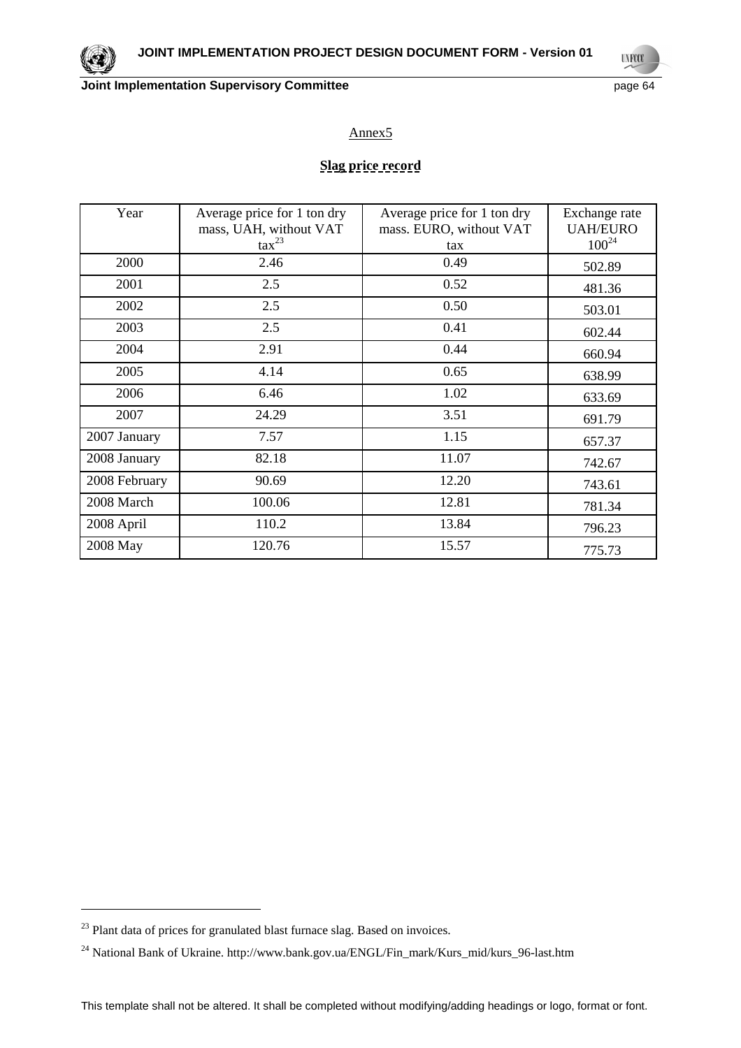Annex5

## Slag price record

| Year | Average price for 1 ton dry mass, UAH, without VAT tax[23] | Average price for 1 ton dry mass. EURO, without VAT tax | Exchange rate UAH/EURO 100[24] |
|---|---|---|---|
| 2000 | 2.46 | 0.49 | 502.89 |
| 2001 | 2.5 | 0.52 | 481.36 |
| 2002 | 2.5 | 0.50 | 503.01 |
| 2003 | 2.5 | 0.41 | 602.44 |
| 2004 | 2.91 | 0.44 | 660.94 |
| 2005 | 4.14 | 0.65 | 638.99 |
| 2006 | 6.46 | 1.02 | 633.69 |
| 2007 | 24.29 | 3.51 | 691.79 |
| 2007 January | 7.57 | 1.15 | 657.37 |
| 2008 January | 82.18 | 11.07 | 742.67 |
| 2008 February | 90.69 | 12.20 | 743.61 |
| 2008 March | 100.06 | 12.81 | 781.34 |
| 2008 April | 110.2 | 13.84 | 796.23 |
| 2008 May | 120.76 | 15.57 | 775.73 |

[23] Plant data of prices for granulated blast furnace slag. Based on invoices.

[24] National Bank of Ukraine. http://www.bank.gov.ua/ENGL/Fin_mark/Kurs_mid/kurs_96-last.htm